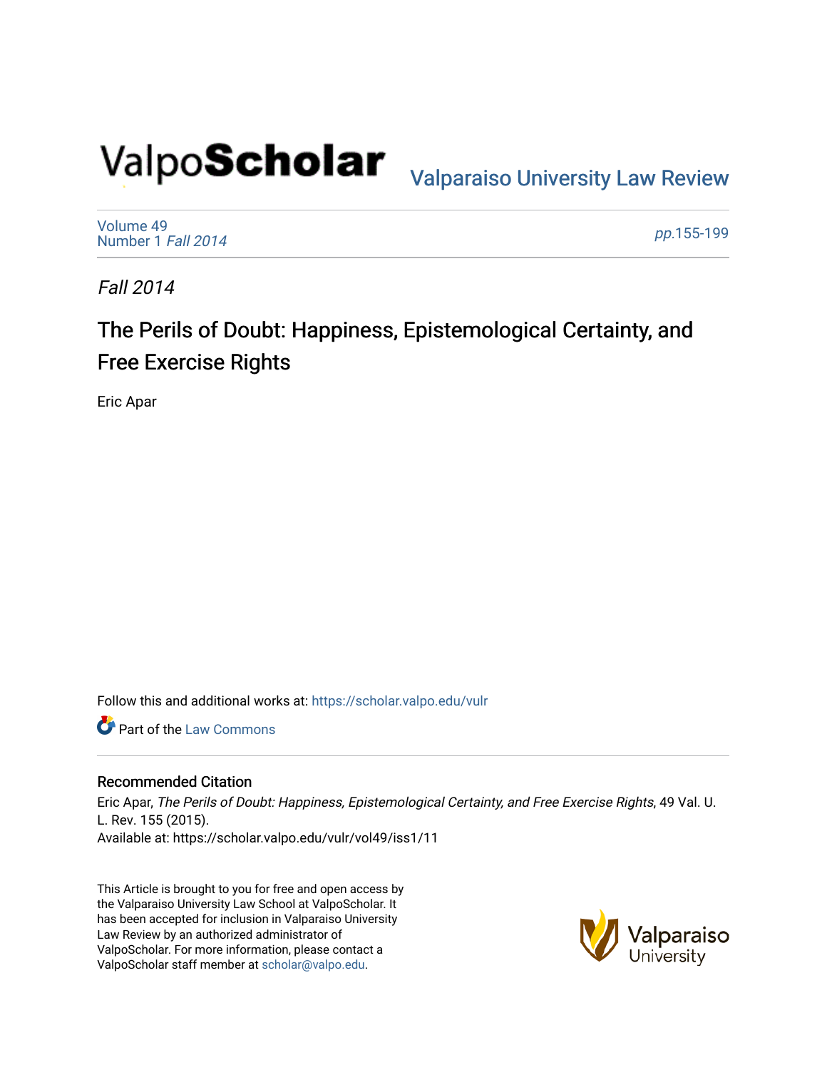ValpoScholar

Valparaiso University Law Review

Volume 49
Number 1 *Fall 2014*

*pp.*155-199

*Fall 2014*

# The Perils of Doubt: Happiness, Epistemological Certainty, and Free Exercise Rights

Eric Apar

Follow this and additional works at: https://scholar.valpo.edu/vulr

Part of the Law Commons

### Recommended Citation

Eric Apar, *The Perils of Doubt: Happiness, Epistemological Certainty, and Free Exercise Rights*, 49 Val. U. L. Rev. 155 (2015).
Available at: https://scholar.valpo.edu/vulr/vol49/iss1/11

This Article is brought to you for free and open access by the Valparaiso University Law School at ValpoScholar. It has been accepted for inclusion in Valparaiso University Law Review by an authorized administrator of ValpoScholar. For more information, please contact a ValpoScholar staff member at scholar@valpo.edu.

Valparaiso University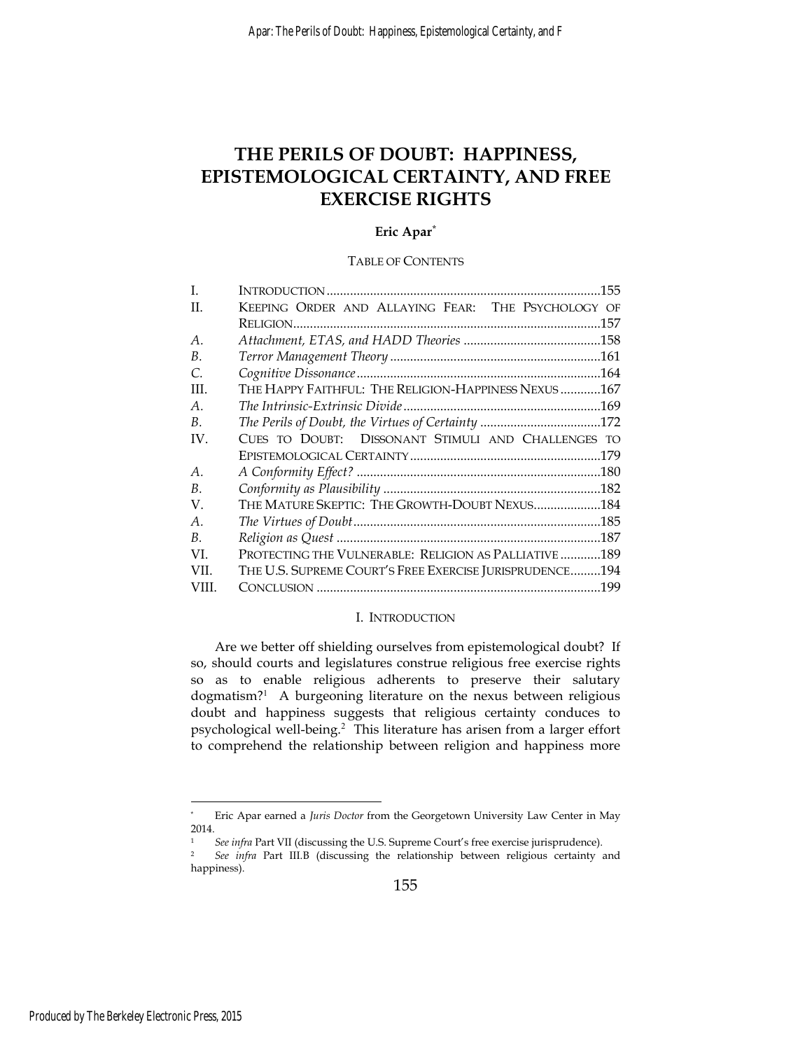# THE PERILS OF DOUBT: HAPPINESS, EPISTEMOLOGICAL CERTAINTY, AND FREE EXERCISE RIGHTS

**Eric Apar***

TABLE OF CONTENTS

| | | |
|---|---|---|
| I. | INTRODUCTION | 155 |
| II. | KEEPING ORDER AND ALLAYING FEAR: THE PSYCHOLOGY OF RELIGION | 157 |
| *A.* | *Attachment, ETAS, and HADD Theories* | 158 |
| *B.* | *Terror Management Theory* | 161 |
| *C.* | *Cognitive Dissonance* | 164 |
| III. | THE HAPPY FAITHFUL: THE RELIGION-HAPPINESS NEXUS | 167 |
| *A.* | *The Intrinsic-Extrinsic Divide* | 169 |
| *B.* | *The Perils of Doubt, the Virtues of Certainty* | 172 |
| IV. | CUES TO DOUBT: DISSONANT STIMULI AND CHALLENGES TO EPISTEMOLOGICAL CERTAINTY | 179 |
| *A.* | *A Conformity Effect?* | 180 |
| *B.* | *Conformity as Plausibility* | 182 |
| V. | THE MATURE SKEPTIC: THE GROWTH-DOUBT NEXUS | 184 |
| *A.* | *The Virtues of Doubt* | 185 |
| *B.* | *Religion as Quest* | 187 |
| VI. | PROTECTING THE VULNERABLE: RELIGION AS PALLIATIVE | 189 |
| VII. | THE U.S. SUPREME COURT'S FREE EXERCISE JURISPRUDENCE | 194 |
| VIII. | CONCLUSION | 199 |

## I. INTRODUCTION

Are we better off shielding ourselves from epistemological doubt? If so, should courts and legislatures construe religious free exercise rights so as to enable religious adherents to preserve their salutary dogmatism?[1] A burgeoning literature on the nexus between religious doubt and happiness suggests that religious certainty conduces to psychological well-being.[2] This literature has arisen from a larger effort to comprehend the relationship between religion and happiness more

---

\* Eric Apar earned a *Juris Doctor* from the Georgetown University Law Center in May 2014.

[1] *See infra* Part VII (discussing the U.S. Supreme Court's free exercise jurisprudence).

[2] *See infra* Part III.B (discussing the relationship between religious certainty and happiness).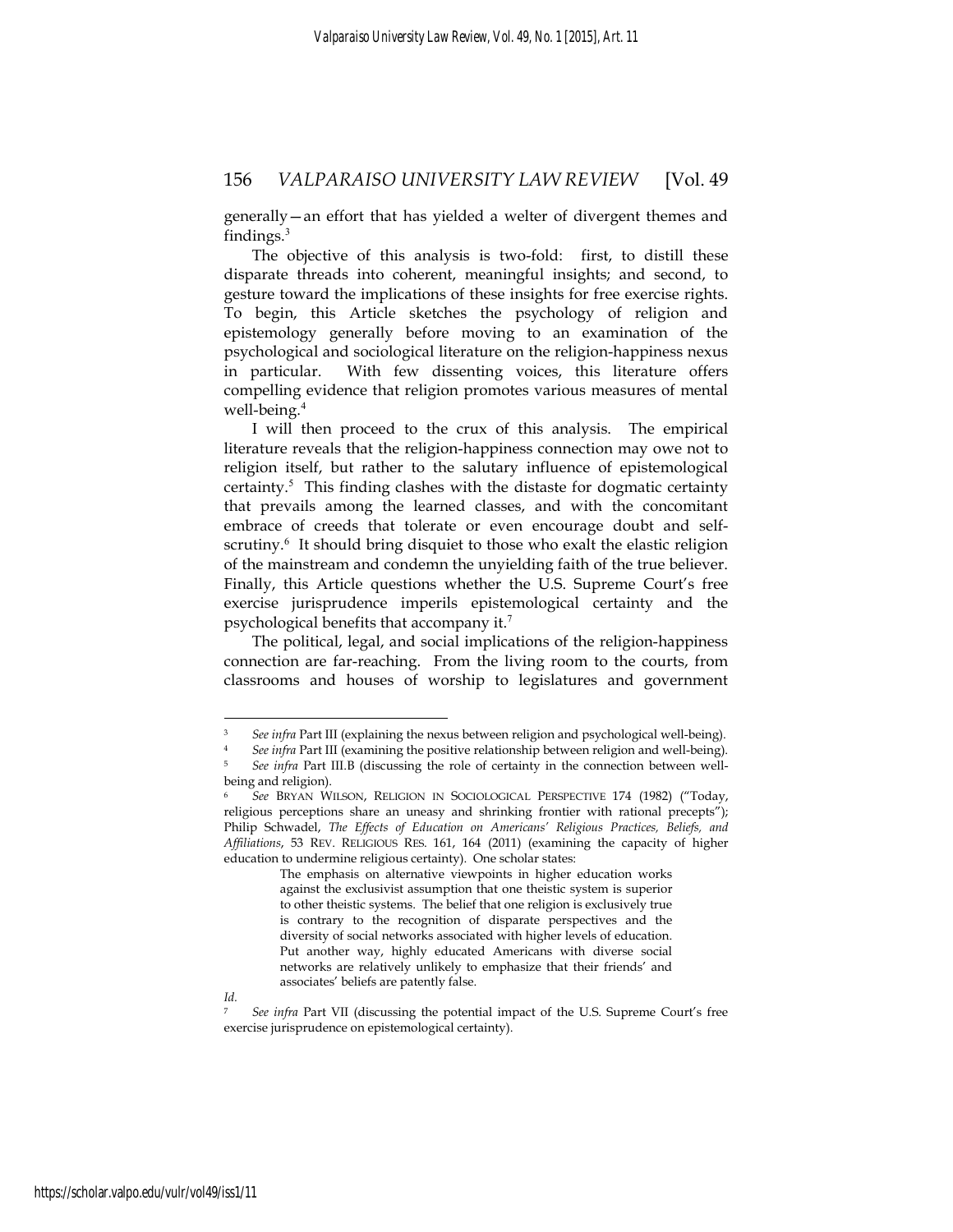generally—an effort that has yielded a welter of divergent themes and findings.[3]

The objective of this analysis is two-fold: first, to distill these disparate threads into coherent, meaningful insights; and second, to gesture toward the implications of these insights for free exercise rights. To begin, this Article sketches the psychology of religion and epistemology generally before moving to an examination of the psychological and sociological literature on the religion-happiness nexus in particular. With few dissenting voices, this literature offers compelling evidence that religion promotes various measures of mental well-being.[4]

I will then proceed to the crux of this analysis. The empirical literature reveals that the religion-happiness connection may owe not to religion itself, but rather to the salutary influence of epistemological certainty.[5] This finding clashes with the distaste for dogmatic certainty that prevails among the learned classes, and with the concomitant embrace of creeds that tolerate or even encourage doubt and self-scrutiny.[6] It should bring disquiet to those who exalt the elastic religion of the mainstream and condemn the unyielding faith of the true believer. Finally, this Article questions whether the U.S. Supreme Court's free exercise jurisprudence imperils epistemological certainty and the psychological benefits that accompany it.[7]

The political, legal, and social implications of the religion-happiness connection are far-reaching. From the living room to the courts, from classrooms and houses of worship to legislatures and government

---

[3] *See infra* Part III (explaining the nexus between religion and psychological well-being).

[4] *See infra* Part III (examining the positive relationship between religion and well-being).

[5] *See infra* Part III.B (discussing the role of certainty in the connection between well-being and religion).

[6] *See* BRYAN WILSON, RELIGION IN SOCIOLOGICAL PERSPECTIVE 174 (1982) ("Today, religious perceptions share an uneasy and shrinking frontier with rational precepts"); Philip Schwadel, *The Effects of Education on Americans' Religious Practices, Beliefs, and Affiliations*, 53 REV. RELIGIOUS RES. 161, 164 (2011) (examining the capacity of higher education to undermine religious certainty). One scholar states:

> The emphasis on alternative viewpoints in higher education works against the exclusivist assumption that one theistic system is superior to other theistic systems. The belief that one religion is exclusively true is contrary to the recognition of disparate perspectives and the diversity of social networks associated with higher levels of education. Put another way, highly educated Americans with diverse social networks are relatively unlikely to emphasize that their friends' and associates' beliefs are patently false.

*Id.*

[7] *See infra* Part VII (discussing the potential impact of the U.S. Supreme Court's free exercise jurisprudence on epistemological certainty).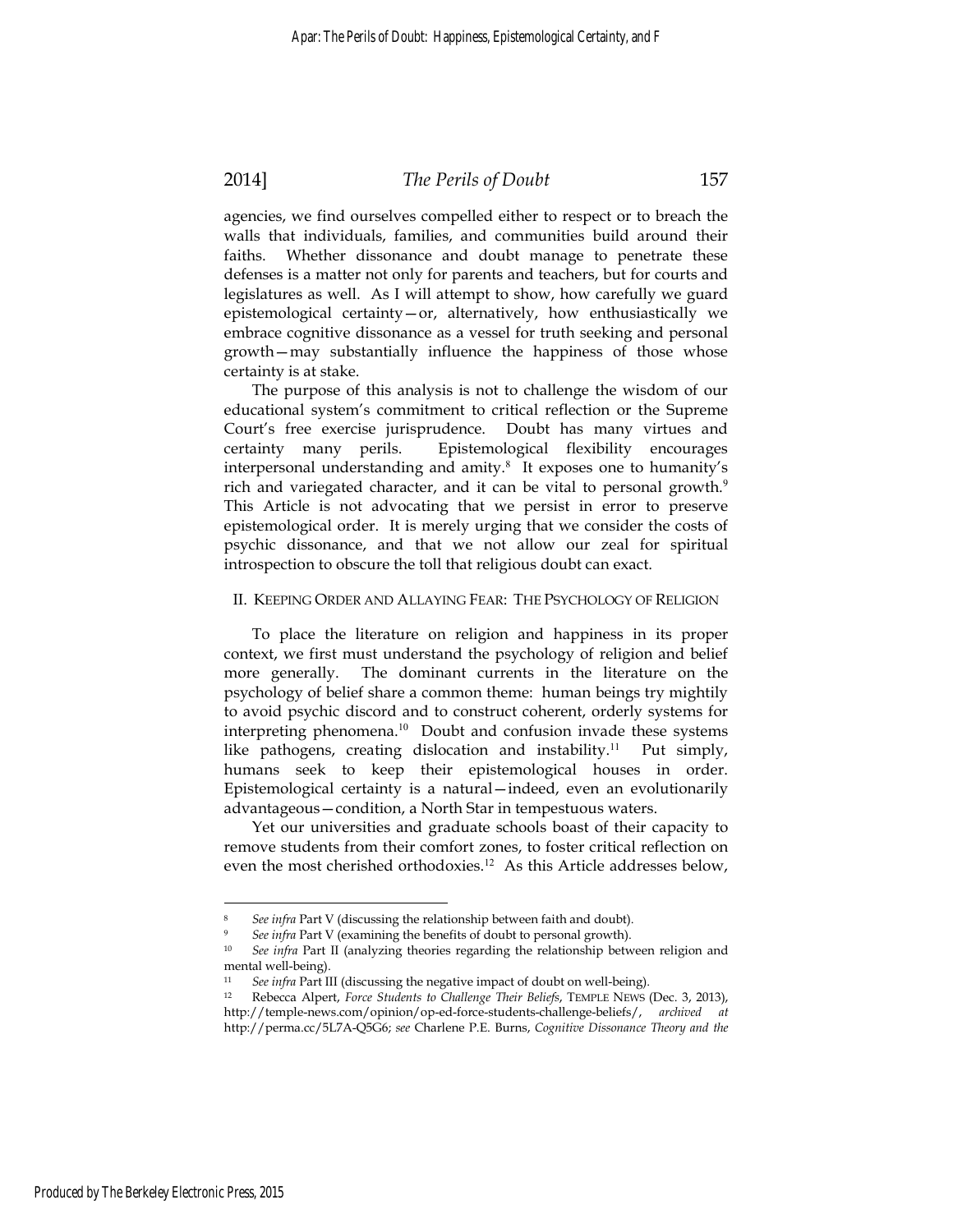agencies, we find ourselves compelled either to respect or to breach the walls that individuals, families, and communities build around their faiths. Whether dissonance and doubt manage to penetrate these defenses is a matter not only for parents and teachers, but for courts and legislatures as well. As I will attempt to show, how carefully we guard epistemological certainty—or, alternatively, how enthusiastically we embrace cognitive dissonance as a vessel for truth seeking and personal growth—may substantially influence the happiness of those whose certainty is at stake.

The purpose of this analysis is not to challenge the wisdom of our educational system's commitment to critical reflection or the Supreme Court's free exercise jurisprudence. Doubt has many virtues and certainty many perils. Epistemological flexibility encourages interpersonal understanding and amity.[8] It exposes one to humanity's rich and variegated character, and it can be vital to personal growth.[9] This Article is not advocating that we persist in error to preserve epistemological order. It is merely urging that we consider the costs of psychic dissonance, and that we not allow our zeal for spiritual introspection to obscure the toll that religious doubt can exact.

## II. Keeping Order and Allaying Fear: The Psychology of Religion

To place the literature on religion and happiness in its proper context, we first must understand the psychology of religion and belief more generally. The dominant currents in the literature on the psychology of belief share a common theme: human beings try mightily to avoid psychic discord and to construct coherent, orderly systems for interpreting phenomena.[10] Doubt and confusion invade these systems like pathogens, creating dislocation and instability.[11] Put simply, humans seek to keep their epistemological houses in order. Epistemological certainty is a natural—indeed, even an evolutionarily advantageous—condition, a North Star in tempestuous waters.

Yet our universities and graduate schools boast of their capacity to remove students from their comfort zones, to foster critical reflection on even the most cherished orthodoxies.[12] As this Article addresses below,

---

[8] *See infra* Part V (discussing the relationship between faith and doubt).

[9] *See infra* Part V (examining the benefits of doubt to personal growth).

[10] *See infra* Part II (analyzing theories regarding the relationship between religion and mental well-being).

[11] *See infra* Part III (discussing the negative impact of doubt on well-being).

[12] Rebecca Alpert, *Force Students to Challenge Their Beliefs*, TEMPLE NEWS (Dec. 3, 2013), http://temple-news.com/opinion/op-ed-force-students-challenge-beliefs/, *archived at* http://perma.cc/5L7A-Q5G6; *see* Charlene P.E. Burns, *Cognitive Dissonance Theory and the*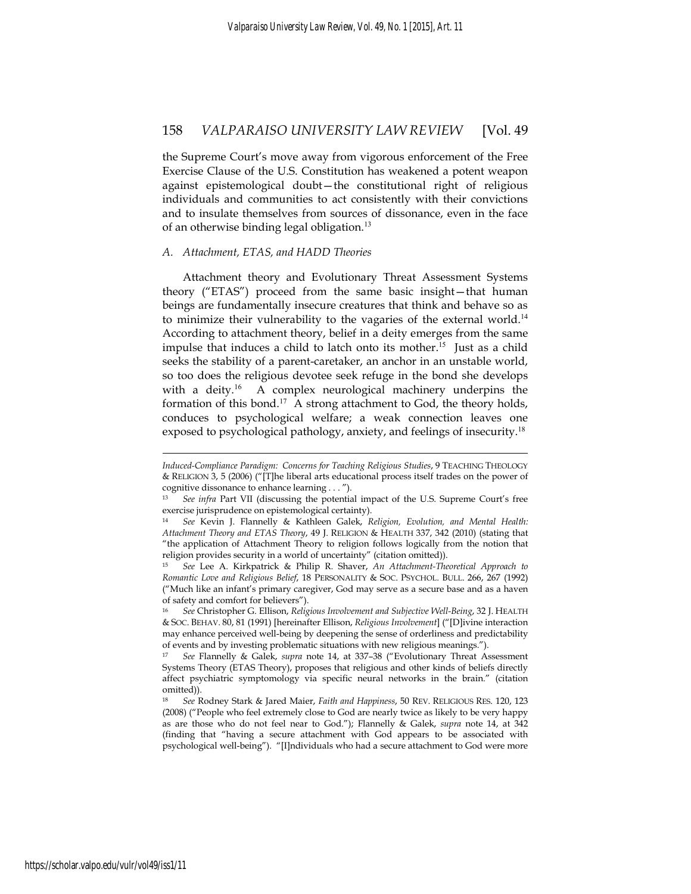the Supreme Court's move away from vigorous enforcement of the Free Exercise Clause of the U.S. Constitution has weakened a potent weapon against epistemological doubt—the constitutional right of religious individuals and communities to act consistently with their convictions and to insulate themselves from sources of dissonance, even in the face of an otherwise binding legal obligation.[13]

### *A. Attachment, ETAS, and HADD Theories*

Attachment theory and Evolutionary Threat Assessment Systems theory ("ETAS") proceed from the same basic insight—that human beings are fundamentally insecure creatures that think and behave so as to minimize their vulnerability to the vagaries of the external world.[14] According to attachment theory, belief in a deity emerges from the same impulse that induces a child to latch onto its mother.[15] Just as a child seeks the stability of a parent-caretaker, an anchor in an unstable world, so too does the religious devotee seek refuge in the bond she develops with a deity.[16] A complex neurological machinery underpins the formation of this bond.[17] A strong attachment to God, the theory holds, conduces to psychological welfare; a weak connection leaves one exposed to psychological pathology, anxiety, and feelings of insecurity.[18]

---

*Induced-Compliance Paradigm: Concerns for Teaching Religious Studies*, 9 TEACHING THEOLOGY & RELIGION 3, 5 (2006) ("[T]he liberal arts educational process itself trades on the power of cognitive dissonance to enhance learning . . . ").

[13] *See infra* Part VII (discussing the potential impact of the U.S. Supreme Court's free exercise jurisprudence on epistemological certainty).

[14] *See* Kevin J. Flannelly & Kathleen Galek, *Religion, Evolution, and Mental Health: Attachment Theory and ETAS Theory*, 49 J. RELIGION & HEALTH 337, 342 (2010) (stating that "the application of Attachment Theory to religion follows logically from the notion that religion provides security in a world of uncertainty" (citation omitted)).

[15] *See* Lee A. Kirkpatrick & Philip R. Shaver, *An Attachment-Theoretical Approach to Romantic Love and Religious Belief*, 18 PERSONALITY & SOC. PSYCHOL. BULL. 266, 267 (1992) ("Much like an infant's primary caregiver, God may serve as a secure base and as a haven of safety and comfort for believers").

[16] *See* Christopher G. Ellison, *Religious Involvement and Subjective Well-Being*, 32 J. HEALTH & SOC. BEHAV. 80, 81 (1991) [hereinafter Ellison, *Religious Involvement*] ("[D]ivine interaction may enhance perceived well-being by deepening the sense of orderliness and predictability of events and by investing problematic situations with new religious meanings.").

[17] *See* Flannelly & Galek, *supra* note 14, at 337–38 ("Evolutionary Threat Assessment Systems Theory (ETAS Theory), proposes that religious and other kinds of beliefs directly affect psychiatric symptomology via specific neural networks in the brain." (citation omitted)).

[18] *See* Rodney Stark & Jared Maier, *Faith and Happiness*, 50 REV. RELIGIOUS RES. 120, 123 (2008) ("People who feel extremely close to God are nearly twice as likely to be very happy as are those who do not feel near to God."); Flannelly & Galek, *supra* note 14, at 342 (finding that "having a secure attachment with God appears to be associated with psychological well-being"). "[I]ndividuals who had a secure attachment to God were more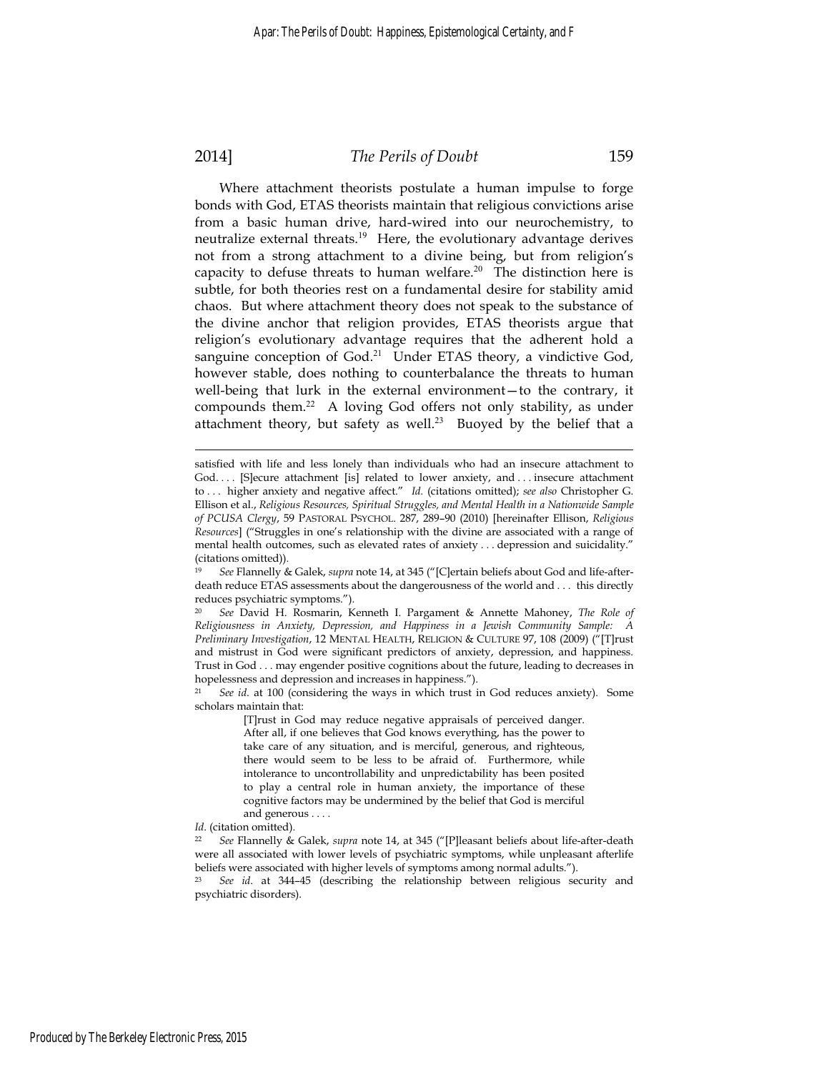Where attachment theorists postulate a human impulse to forge bonds with God, ETAS theorists maintain that religious convictions arise from a basic human drive, hard-wired into our neurochemistry, to neutralize external threats.[19] Here, the evolutionary advantage derives not from a strong attachment to a divine being, but from religion's capacity to defuse threats to human welfare.[20] The distinction here is subtle, for both theories rest on a fundamental desire for stability amid chaos. But where attachment theory does not speak to the substance of the divine anchor that religion provides, ETAS theorists argue that religion's evolutionary advantage requires that the adherent hold a sanguine conception of God.[21] Under ETAS theory, a vindictive God, however stable, does nothing to counterbalance the threats to human well-being that lurk in the external environment—to the contrary, it compounds them.[22] A loving God offers not only stability, as under attachment theory, but safety as well.[23] Buoyed by the belief that a

---

satisfied with life and less lonely than individuals who had an insecure attachment to God. . . . [S]ecure attachment [is] related to lower anxiety, and . . . insecure attachment to . . . higher anxiety and negative affect." *Id.* (citations omitted); *see also* Christopher G. Ellison et al., *Religious Resources, Spiritual Struggles, and Mental Health in a Nationwide Sample of PCUSA Clergy*, 59 PASTORAL PSYCHOL. 287, 289–90 (2010) [hereinafter Ellison, *Religious Resources*] ("Struggles in one's relationship with the divine are associated with a range of mental health outcomes, such as elevated rates of anxiety . . . depression and suicidality." (citations omitted)).

[19] *See* Flannelly & Galek, *supra* note 14, at 345 ("[C]ertain beliefs about God and life-after-death reduce ETAS assessments about the dangerousness of the world and . . . this directly reduces psychiatric symptoms.").

[20] *See* David H. Rosmarin, Kenneth I. Pargament & Annette Mahoney, *The Role of Religiousness in Anxiety, Depression, and Happiness in a Jewish Community Sample: A Preliminary Investigation*, 12 MENTAL HEALTH, RELIGION & CULTURE 97, 108 (2009) ("[T]rust and mistrust in God were significant predictors of anxiety, depression, and happiness. Trust in God . . . may engender positive cognitions about the future, leading to decreases in hopelessness and depression and increases in happiness.").

[21] *See id.* at 100 (considering the ways in which trust in God reduces anxiety). Some scholars maintain that:

> [T]rust in God may reduce negative appraisals of perceived danger. After all, if one believes that God knows everything, has the power to take care of any situation, and is merciful, generous, and righteous, there would seem to be less to be afraid of. Furthermore, while intolerance to uncontrollability and unpredictability has been posited to play a central role in human anxiety, the importance of these cognitive factors may be undermined by the belief that God is merciful and generous . . . .

*Id.* (citation omitted).

[22] *See* Flannelly & Galek, *supra* note 14, at 345 ("[P]leasant beliefs about life-after-death were all associated with lower levels of psychiatric symptoms, while unpleasant afterlife beliefs were associated with higher levels of symptoms among normal adults.").

[23] *See id.* at 344–45 (describing the relationship between religious security and psychiatric disorders).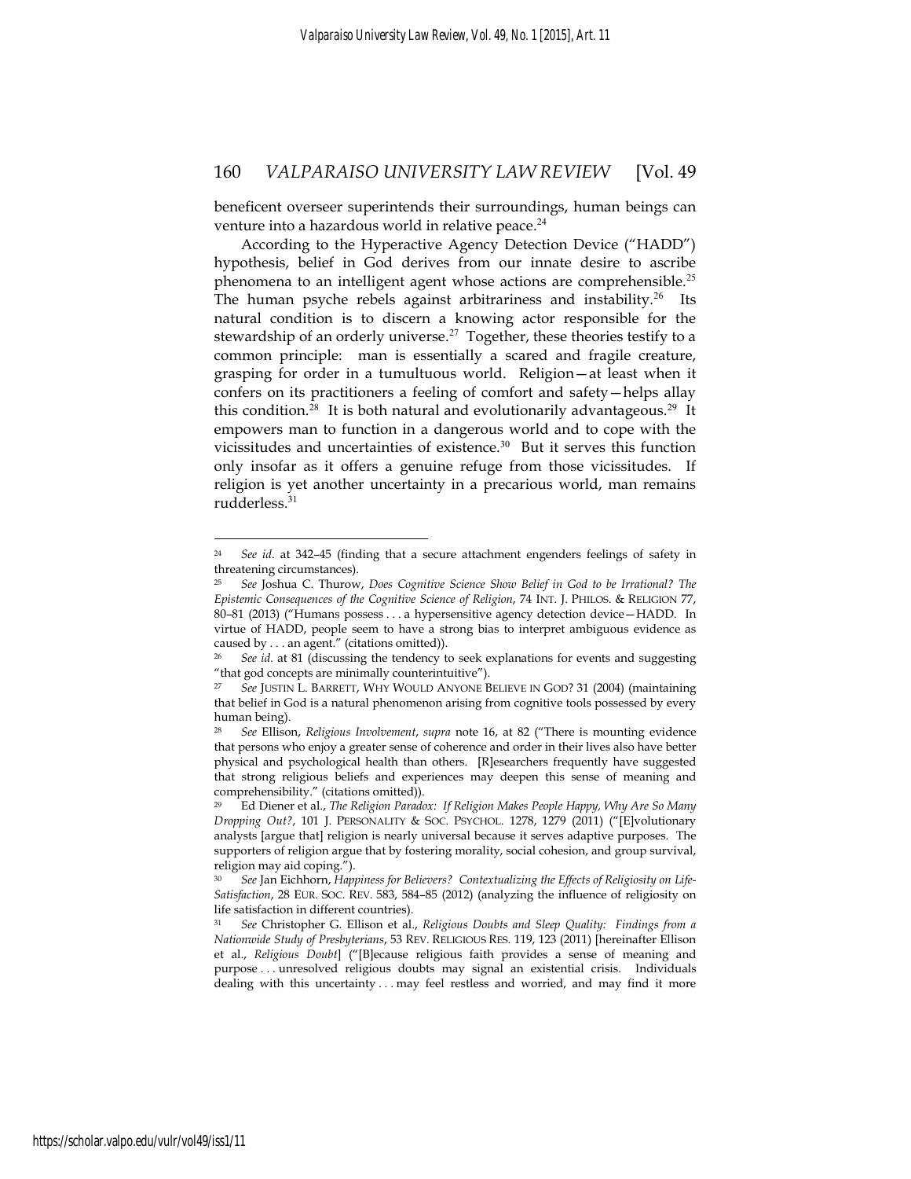beneficent overseer superintends their surroundings, human beings can venture into a hazardous world in relative peace.[24]

According to the Hyperactive Agency Detection Device ("HADD") hypothesis, belief in God derives from our innate desire to ascribe phenomena to an intelligent agent whose actions are comprehensible.[25] The human psyche rebels against arbitrariness and instability.[26] Its natural condition is to discern a knowing actor responsible for the stewardship of an orderly universe.[27] Together, these theories testify to a common principle: man is essentially a scared and fragile creature, grasping for order in a tumultuous world. Religion—at least when it confers on its practitioners a feeling of comfort and safety—helps allay this condition.[28] It is both natural and evolutionarily advantageous.[29] It empowers man to function in a dangerous world and to cope with the vicissitudes and uncertainties of existence.[30] But it serves this function only insofar as it offers a genuine refuge from those vicissitudes. If religion is yet another uncertainty in a precarious world, man remains rudderless.[31]

---

[24] *See id.* at 342–45 (finding that a secure attachment engenders feelings of safety in threatening circumstances).

[25] *See* Joshua C. Thurow, *Does Cognitive Science Show Belief in God to be Irrational? The Epistemic Consequences of the Cognitive Science of Religion*, 74 INT. J. PHILOS. & RELIGION 77, 80–81 (2013) ("Humans possess . . . a hypersensitive agency detection device—HADD. In virtue of HADD, people seem to have a strong bias to interpret ambiguous evidence as caused by . . . an agent." (citations omitted)).

[26] *See id.* at 81 (discussing the tendency to seek explanations for events and suggesting "that god concepts are minimally counterintuitive").

[27] *See* JUSTIN L. BARRETT, WHY WOULD ANYONE BELIEVE IN GOD? 31 (2004) (maintaining that belief in God is a natural phenomenon arising from cognitive tools possessed by every human being).

[28] *See* Ellison, *Religious Involvement*, *supra* note 16, at 82 ("There is mounting evidence that persons who enjoy a greater sense of coherence and order in their lives also have better physical and psychological health than others. [R]esearchers frequently have suggested that strong religious beliefs and experiences may deepen this sense of meaning and comprehensibility." (citations omitted)).

[29] Ed Diener et al., *The Religion Paradox: If Religion Makes People Happy, Why Are So Many Dropping Out?*, 101 J. PERSONALITY & SOC. PSYCHOL. 1278, 1279 (2011) ("[E]volutionary analysts [argue that] religion is nearly universal because it serves adaptive purposes. The supporters of religion argue that by fostering morality, social cohesion, and group survival, religion may aid coping.").

[30] *See* Jan Eichhorn, *Happiness for Believers? Contextualizing the Effects of Religiosity on Life-Satisfaction*, 28 EUR. SOC. REV. 583, 584–85 (2012) (analyzing the influence of religiosity on life satisfaction in different countries).

[31] *See* Christopher G. Ellison et al., *Religious Doubts and Sleep Quality: Findings from a Nationwide Study of Presbyterians*, 53 REV. RELIGIOUS RES. 119, 123 (2011) [hereinafter Ellison et al., *Religious Doubt*] ("[B]ecause religious faith provides a sense of meaning and purpose . . . unresolved religious doubts may signal an existential crisis. Individuals dealing with this uncertainty . . . may feel restless and worried, and may find it more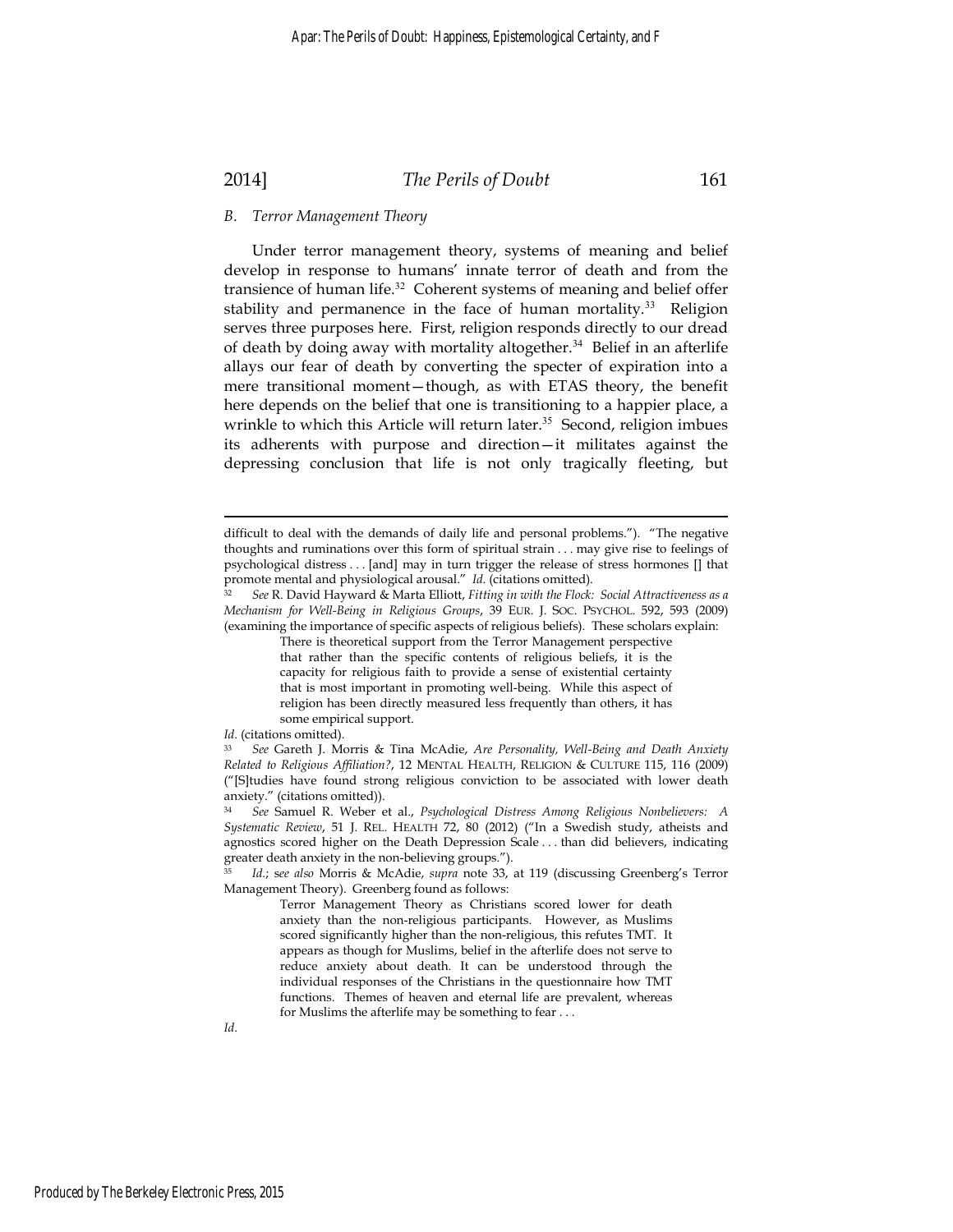### B. *Terror Management Theory*

Under terror management theory, systems of meaning and belief develop in response to humans' innate terror of death and from the transience of human life.[32] Coherent systems of meaning and belief offer stability and permanence in the face of human mortality.[33] Religion serves three purposes here. First, religion responds directly to our dread of death by doing away with mortality altogether.[34] Belief in an afterlife allays our fear of death by converting the specter of expiration into a mere transitional moment—though, as with ETAS theory, the benefit here depends on the belief that one is transitioning to a happier place, a wrinkle to which this Article will return later.[35] Second, religion imbues its adherents with purpose and direction—it militates against the depressing conclusion that life is not only tragically fleeting, but

---

difficult to deal with the demands of daily life and personal problems."). "The negative thoughts and ruminations over this form of spiritual strain . . . may give rise to feelings of psychological distress . . . [and] may in turn trigger the release of stress hormones [] that promote mental and physiological arousal." *Id.* (citations omitted).

[32] *See* R. David Hayward & Marta Elliott, *Fitting in with the Flock: Social Attractiveness as a Mechanism for Well-Being in Religious Groups*, 39 EUR. J. SOC. PSYCHOL. 592, 593 (2009) (examining the importance of specific aspects of religious beliefs). These scholars explain:

> There is theoretical support from the Terror Management perspective that rather than the specific contents of religious beliefs, it is the capacity for religious faith to provide a sense of existential certainty that is most important in promoting well-being. While this aspect of religion has been directly measured less frequently than others, it has some empirical support.

*Id.* (citations omitted).

[33] *See* Gareth J. Morris & Tina McAdie, *Are Personality, Well-Being and Death Anxiety Related to Religious Affiliation?*, 12 MENTAL HEALTH, RELIGION & CULTURE 115, 116 (2009) ("[S]tudies have found strong religious conviction to be associated with lower death anxiety." (citations omitted)).

[34] *See* Samuel R. Weber et al., *Psychological Distress Among Religious Nonbelievers: A Systematic Review*, 51 J. REL. HEALTH 72, 80 (2012) ("In a Swedish study, atheists and agnostics scored higher on the Death Depression Scale . . . than did believers, indicating greater death anxiety in the non-believing groups.").

[35] *Id.*; *see also* Morris & McAdie, *supra* note 33, at 119 (discussing Greenberg's Terror Management Theory). Greenberg found as follows:

> Terror Management Theory as Christians scored lower for death anxiety than the non-religious participants. However, as Muslims scored significantly higher than the non-religious, this refutes TMT. It appears as though for Muslims, belief in the afterlife does not serve to reduce anxiety about death. It can be understood through the individual responses of the Christians in the questionnaire how TMT functions. Themes of heaven and eternal life are prevalent, whereas for Muslims the afterlife may be something to fear . . .

*Id.*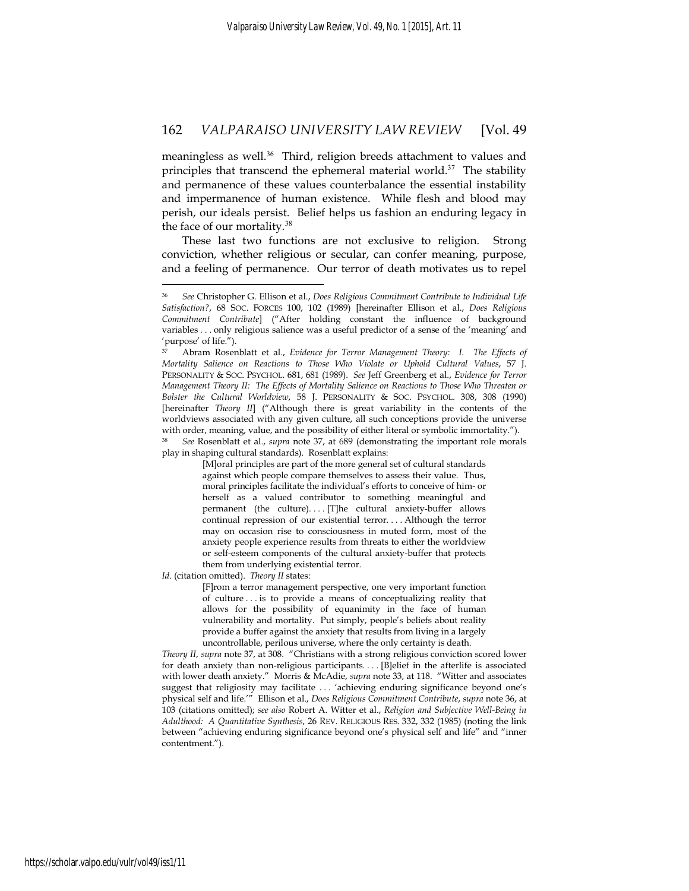meaningless as well.[36] Third, religion breeds attachment to values and principles that transcend the ephemeral material world.[37] The stability and permanence of these values counterbalance the essential instability and impermanence of human existence. While flesh and blood may perish, our ideals persist. Belief helps us fashion an enduring legacy in the face of our mortality.[38]

These last two functions are not exclusive to religion. Strong conviction, whether religious or secular, can confer meaning, purpose, and a feeling of permanence. Our terror of death motivates us to repel

---

[36] *See* Christopher G. Ellison et al., *Does Religious Commitment Contribute to Individual Life Satisfaction?*, 68 SOC. FORCES 100, 102 (1989) [hereinafter Ellison et al., *Does Religious Commitment Contribute*] ("After holding constant the influence of background variables . . . only religious salience was a useful predictor of a sense of the 'meaning' and 'purpose' of life.").

[37] Abram Rosenblatt et al., *Evidence for Terror Management Theory: I. The Effects of Mortality Salience on Reactions to Those Who Violate or Uphold Cultural Values*, 57 J. PERSONALITY & SOC. PSYCHOL. 681, 681 (1989). *See* Jeff Greenberg et al., *Evidence for Terror Management Theory II: The Effects of Mortality Salience on Reactions to Those Who Threaten or Bolster the Cultural Worldview*, 58 J. PERSONALITY & SOC. PSYCHOL. 308, 308 (1990) [hereinafter *Theory II*] ("Although there is great variability in the contents of the worldviews associated with any given culture, all such conceptions provide the universe with order, meaning, value, and the possibility of either literal or symbolic immortality.").

[38] *See* Rosenblatt et al., *supra* note 37, at 689 (demonstrating the important role morals play in shaping cultural standards). Rosenblatt explains:

> [M]oral principles are part of the more general set of cultural standards against which people compare themselves to assess their value. Thus, moral principles facilitate the individual's efforts to conceive of him- or herself as a valued contributor to something meaningful and permanent (the culture). . . . [T]he cultural anxiety-buffer allows continual repression of our existential terror. . . . Although the terror may on occasion rise to consciousness in muted form, most of the anxiety people experience results from threats to either the worldview or self-esteem components of the cultural anxiety-buffer that protects them from underlying existential terror.

*Id.* (citation omitted). *Theory II* states:

> [F]rom a terror management perspective, one very important function of culture . . . is to provide a means of conceptualizing reality that allows for the possibility of equanimity in the face of human vulnerability and mortality. Put simply, people's beliefs about reality provide a buffer against the anxiety that results from living in a largely uncontrollable, perilous universe, where the only certainty is death.

*Theory II*, *supra* note 37, at 308. "Christians with a strong religious conviction scored lower for death anxiety than non-religious participants. . . . [B]elief in the afterlife is associated with lower death anxiety." Morris & McAdie, *supra* note 33, at 118. "Witter and associates suggest that religiosity may facilitate . . . 'achieving enduring significance beyond one's physical self and life.'" Ellison et al., *Does Religious Commitment Contribute*, *supra* note 36, at 103 (citations omitted); *see also* Robert A. Witter et al., *Religion and Subjective Well-Being in Adulthood: A Quantitative Synthesis*, 26 REV. RELIGIOUS RES. 332, 332 (1985) (noting the link between "achieving enduring significance beyond one's physical self and life" and "inner contentment.").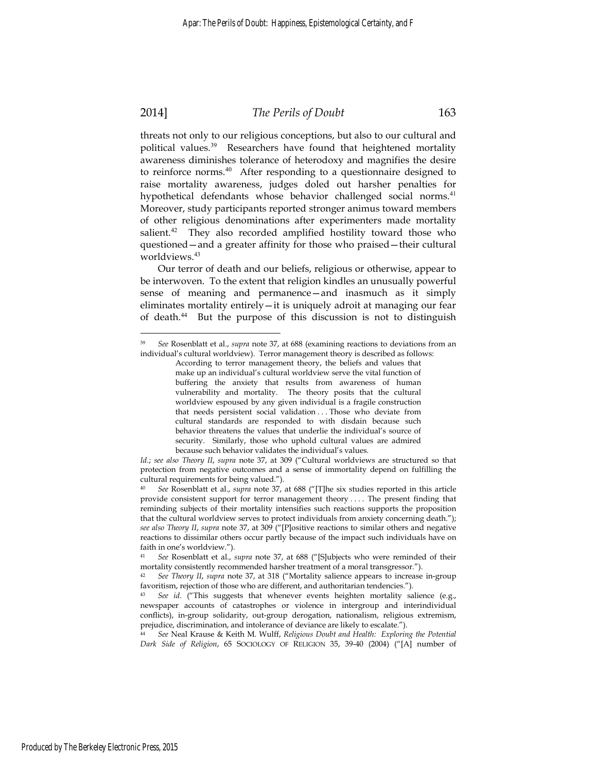threats not only to our religious conceptions, but also to our cultural and political values.[39] Researchers have found that heightened mortality awareness diminishes tolerance of heterodoxy and magnifies the desire to reinforce norms.[40] After responding to a questionnaire designed to raise mortality awareness, judges doled out harsher penalties for hypothetical defendants whose behavior challenged social norms.[41] Moreover, study participants reported stronger animus toward members of other religious denominations after experimenters made mortality salient.[42] They also recorded amplified hostility toward those who questioned—and a greater affinity for those who praised—their cultural worldviews.[43]

Our terror of death and our beliefs, religious or otherwise, appear to be interwoven. To the extent that religion kindles an unusually powerful sense of meaning and permanence—and inasmuch as it simply eliminates mortality entirely—it is uniquely adroit at managing our fear of death.[44] But the purpose of this discussion is not to distinguish

---

[39] *See* Rosenblatt et al., *supra* note 37, at 688 (examining reactions to deviations from an individual's cultural worldview). Terror management theory is described as follows:

> According to terror management theory, the beliefs and values that make up an individual's cultural worldview serve the vital function of buffering the anxiety that results from awareness of human vulnerability and mortality. The theory posits that the cultural worldview espoused by any given individual is a fragile construction that needs persistent social validation . . . Those who deviate from cultural standards are responded to with disdain because such behavior threatens the values that underlie the individual's source of security. Similarly, those who uphold cultural values are admired because such behavior validates the individual's values.

*Id.*; *see also Theory II*, *supra* note 37, at 309 ("Cultural worldviews are structured so that protection from negative outcomes and a sense of immortality depend on fulfilling the cultural requirements for being valued.").

[40] *See* Rosenblatt et al., *supra* note 37, at 688 ("[T]he six studies reported in this article provide consistent support for terror management theory . . . . The present finding that reminding subjects of their mortality intensifies such reactions supports the proposition that the cultural worldview serves to protect individuals from anxiety concerning death."); *see also Theory II*, *supra* note 37, at 309 ("[P]ositive reactions to similar others and negative reactions to dissimilar others occur partly because of the impact such individuals have on faith in one's worldview.").

[41] *See* Rosenblatt et al., *supra* note 37, at 688 ("[S]ubjects who were reminded of their mortality consistently recommended harsher treatment of a moral transgressor.").

[42] *See Theory II*, *supra* note 37, at 318 ("Mortality salience appears to increase in-group favoritism, rejection of those who are different, and authoritarian tendencies.").

[43] *See id.* ("This suggests that whenever events heighten mortality salience (e.g., newspaper accounts of catastrophes or violence in intergroup and interindividual conflicts), in-group solidarity, out-group derogation, nationalism, religious extremism, prejudice, discrimination, and intolerance of deviance are likely to escalate.").

[44] *See* Neal Krause & Keith M. Wulff, *Religious Doubt and Health: Exploring the Potential Dark Side of Religion*, 65 SOCIOLOGY OF RELIGION 35, 39-40 (2004) ("[A] number of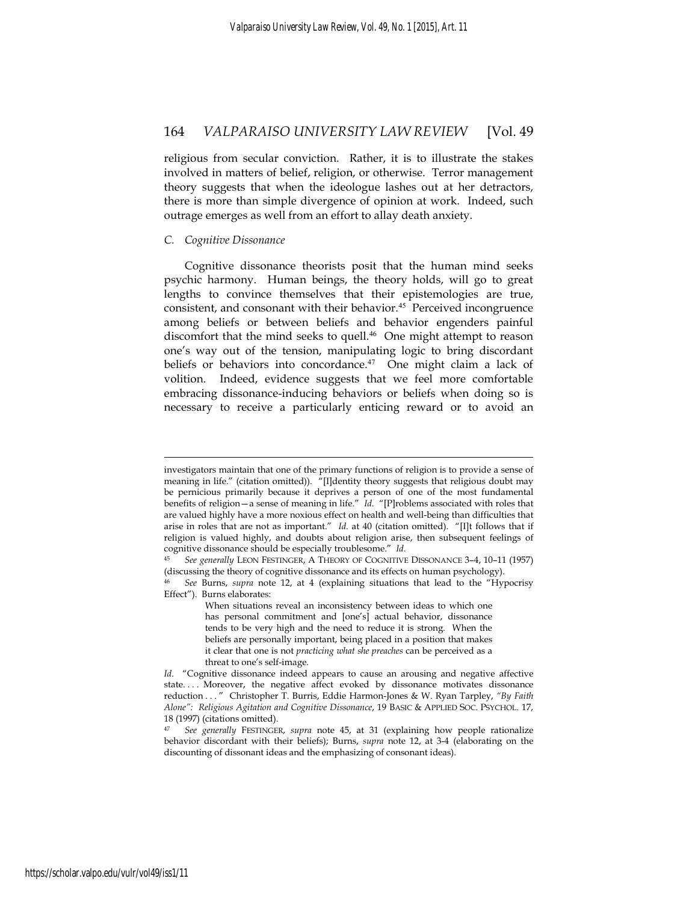religious from secular conviction. Rather, it is to illustrate the stakes involved in matters of belief, religion, or otherwise. Terror management theory suggests that when the ideologue lashes out at her detractors, there is more than simple divergence of opinion at work. Indeed, such outrage emerges as well from an effort to allay death anxiety.

### *C. Cognitive Dissonance*

Cognitive dissonance theorists posit that the human mind seeks psychic harmony. Human beings, the theory holds, will go to great lengths to convince themselves that their epistemologies are true, consistent, and consonant with their behavior.[45] Perceived incongruence among beliefs or between beliefs and behavior engenders painful discomfort that the mind seeks to quell.[46] One might attempt to reason one's way out of the tension, manipulating logic to bring discordant beliefs or behaviors into concordance.[47] One might claim a lack of volition. Indeed, evidence suggests that we feel more comfortable embracing dissonance-inducing behaviors or beliefs when doing so is necessary to receive a particularly enticing reward or to avoid an

---

investigators maintain that one of the primary functions of religion is to provide a sense of meaning in life." (citation omitted)). "[I]dentity theory suggests that religious doubt may be pernicious primarily because it deprives a person of one of the most fundamental benefits of religion—a sense of meaning in life." *Id.* "[P]roblems associated with roles that are valued highly have a more noxious effect on health and well-being than difficulties that arise in roles that are not as important." *Id.* at 40 (citation omitted). "[I]t follows that if religion is valued highly, and doubts about religion arise, then subsequent feelings of cognitive dissonance should be especially troublesome." *Id.*

[45] *See generally* LEON FESTINGER, A THEORY OF COGNITIVE DISSONANCE 3–4, 10–11 (1957) (discussing the theory of cognitive dissonance and its effects on human psychology).

[46] *See* Burns, *supra* note 12, at 4 (explaining situations that lead to the "Hypocrisy Effect"). Burns elaborates:

> When situations reveal an inconsistency between ideas to which one has personal commitment and [one's] actual behavior, dissonance tends to be very high and the need to reduce it is strong. When the beliefs are personally important, being placed in a position that makes it clear that one is not *practicing what she preaches* can be perceived as a threat to one's self-image.

*Id.* "Cognitive dissonance indeed appears to cause an arousing and negative affective state. . . . Moreover, the negative affect evoked by dissonance motivates dissonance reduction . . . ." Christopher T. Burris, Eddie Harmon-Jones & W. Ryan Tarpley, *"By Faith Alone": Religious Agitation and Cognitive Dissonance*, 19 BASIC & APPLIED SOC. PSYCHOL. 17, 18 (1997) (citations omitted).

[47] *See generally* FESTINGER, *supra* note 45, at 31 (explaining how people rationalize behavior discordant with their beliefs); Burns, *supra* note 12, at 3-4 (elaborating on the discounting of dissonant ideas and the emphasizing of consonant ideas).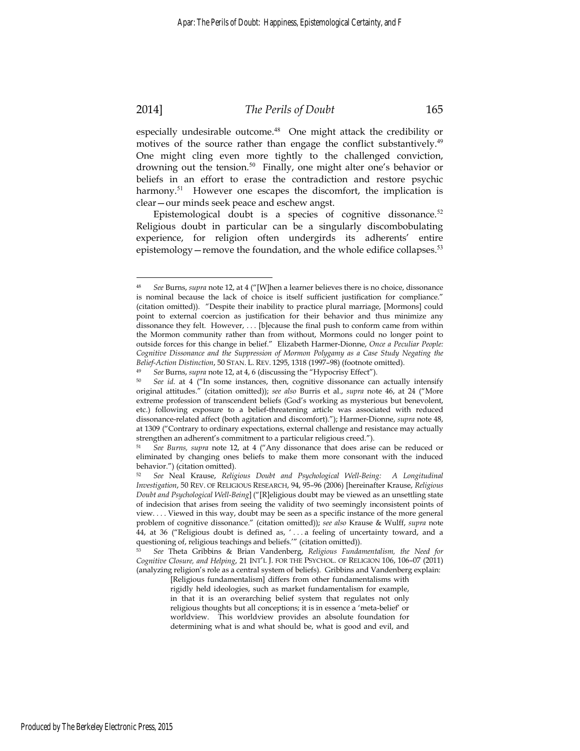especially undesirable outcome.[48] One might attack the credibility or motives of the source rather than engage the conflict substantively.[49] One might cling even more tightly to the challenged conviction, drowning out the tension.[50] Finally, one might alter one's behavior or beliefs in an effort to erase the contradiction and restore psychic harmony.[51] However one escapes the discomfort, the implication is clear—our minds seek peace and eschew angst.

Epistemological doubt is a species of cognitive dissonance.[52] Religious doubt in particular can be a singularly discombobulating experience, for religion often undergirds its adherents' entire epistemology—remove the foundation, and the whole edifice collapses.[53]

---

[48] *See* Burns, *supra* note 12, at 4 ("[W]hen a learner believes there is no choice, dissonance is nominal because the lack of choice is itself sufficient justification for compliance." (citation omitted)). "Despite their inability to practice plural marriage, [Mormons] could point to external coercion as justification for their behavior and thus minimize any dissonance they felt. However, . . . [b]ecause the final push to conform came from within the Mormon community rather than from without, Mormons could no longer point to outside forces for this change in belief." Elizabeth Harmer-Dionne, *Once a Peculiar People: Cognitive Dissonance and the Suppression of Mormon Polygamy as a Case Study Negating the Belief-Action Distinction*, 50 STAN. L. REV. 1295, 1318 (1997–98) (footnote omitted).

[49] *See* Burns, *supra* note 12, at 4, 6 (discussing the "Hypocrisy Effect").

[50] *See id.* at 4 ("In some instances, then, cognitive dissonance can actually intensify original attitudes." (citation omitted)); *see also* Burris et al., *supra* note 46, at 24 ("More extreme profession of transcendent beliefs (God's working as mysterious but benevolent, etc.) following exposure to a belief-threatening article was associated with reduced dissonance-related affect (both agitation and discomfort)."); Harmer-Dionne, *supra* note 48, at 1309 ("Contrary to ordinary expectations, external challenge and resistance may actually strengthen an adherent's commitment to a particular religious creed.").

[51] *See Burns, supra* note 12, at 4 ("Any dissonance that does arise can be reduced or eliminated by changing ones beliefs to make them more consonant with the induced behavior.") (citation omitted).

[52] *See* Neal Krause, *Religious Doubt and Psychological Well-Being: A Longitudinal Investigation*, 50 REV. OF RELIGIOUS RESEARCH, 94, 95–96 (2006) [hereinafter Krause, *Religious Doubt and Psychological Well-Being*] ("[R]eligious doubt may be viewed as an unsettling state of indecision that arises from seeing the validity of two seemingly inconsistent points of view. . . . Viewed in this way, doubt may be seen as a specific instance of the more general problem of cognitive dissonance." (citation omitted)); *see also* Krause & Wulff, *supra* note 44, at 36 ("Religious doubt is defined as, ' . . . a feeling of uncertainty toward, and a questioning of, religious teachings and beliefs.'" (citation omitted)).

[53] *See* Theta Gribbins & Brian Vandenberg, *Religious Fundamentalism, the Need for Cognitive Closure, and Helping*, 21 INT'L J. FOR THE PSYCHOL. OF RELIGION 106, 106–07 (2011) (analyzing religion's role as a central system of beliefs). Gribbins and Vandenberg explain:

> [Religious fundamentalism] differs from other fundamentalisms with rigidly held ideologies, such as market fundamentalism for example, in that it is an overarching belief system that regulates not only religious thoughts but all conceptions; it is in essence a 'meta-belief' or worldview. This worldview provides an absolute foundation for determining what is and what should be, what is good and evil, and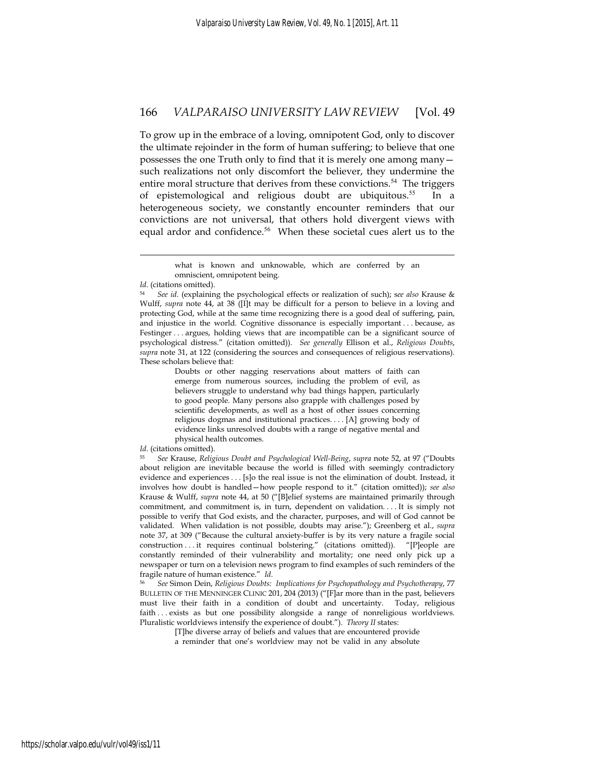To grow up in the embrace of a loving, omnipotent God, only to discover the ultimate rejoinder in the form of human suffering; to believe that one possesses the one Truth only to find that it is merely one among many—such realizations not only discomfort the believer, they undermine the entire moral structure that derives from these convictions.[54] The triggers of epistemological and religious doubt are ubiquitous.[55] In a heterogeneous society, we constantly encounter reminders that our convictions are not universal, that others hold divergent views with equal ardor and confidence.[56] When these societal cues alert us to the

---

> what is known and unknowable, which are conferred by an omniscient, omnipotent being.

*Id.* (citations omitted).

[54] *See id.* (explaining the psychological effects or realization of such); s*ee also* Krause & Wulff, *supra* note 44, at 38 ([I]t may be difficult for a person to believe in a loving and protecting God, while at the same time recognizing there is a good deal of suffering, pain, and injustice in the world. Cognitive dissonance is especially important . . . because, as Festinger . . . argues, holding views that are incompatible can be a significant source of psychological distress." (citation omitted)). *See generally* Ellison et al., *Religious Doubts*, *supra* note 31, at 122 (considering the sources and consequences of religious reservations). These scholars believe that:

> Doubts or other nagging reservations about matters of faith can emerge from numerous sources, including the problem of evil, as believers struggle to understand why bad things happen, particularly to good people. Many persons also grapple with challenges posed by scientific developments, as well as a host of other issues concerning religious dogmas and institutional practices. . . . [A] growing body of evidence links unresolved doubts with a range of negative mental and physical health outcomes.

*Id.* (citations omitted).

[55] *See* Krause, *Religious Doubt and Psychological Well-Being*, *supra* note 52, at 97 ("Doubts about religion are inevitable because the world is filled with seemingly contradictory evidence and experiences . . . [s]o the real issue is not the elimination of doubt. Instead, it involves how doubt is handled—how people respond to it." (citation omitted)); *see also* Krause & Wulff, *supra* note 44, at 50 ("[B]elief systems are maintained primarily through commitment, and commitment is, in turn, dependent on validation. . . . It is simply not possible to verify that God exists, and the character, purposes, and will of God cannot be validated. When validation is not possible, doubts may arise."); Greenberg et al., *supra* note 37, at 309 ("Because the cultural anxiety-buffer is by its very nature a fragile social construction . . . it requires continual bolstering." (citations omitted)). "[P]eople are constantly reminded of their vulnerability and mortality; one need only pick up a newspaper or turn on a television news program to find examples of such reminders of the fragile nature of human existence." *Id.*

[56] *See* Simon Dein, *Religious Doubts: Implications for Psychopathology and Psychotherapy*, 77 BULLETIN OF THE MENNINGER CLINIC 201, 204 (2013) ("[F]ar more than in the past, believers must live their faith in a condition of doubt and uncertainty. Today, religious faith . . . exists as but one possibility alongside a range of nonreligious worldviews. Pluralistic worldviews intensify the experience of doubt."). *Theory II* states:

> [T]he diverse array of beliefs and values that are encountered provide a reminder that one's worldview may not be valid in any absolute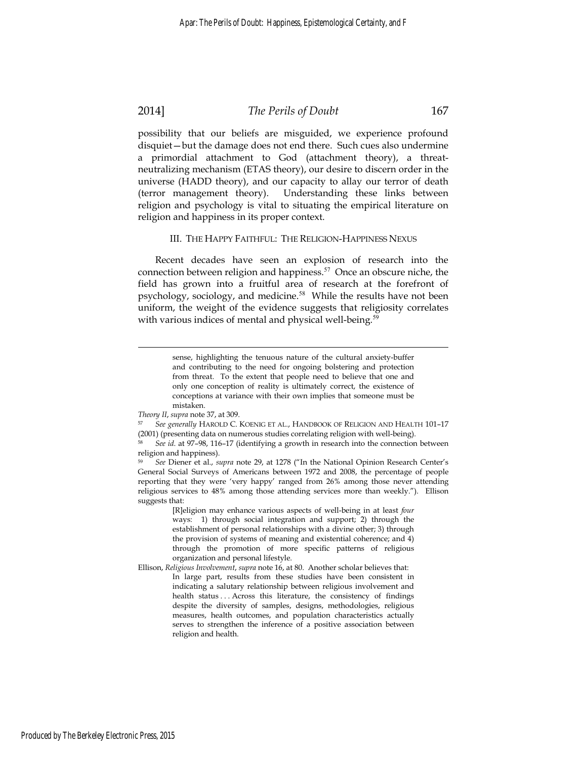possibility that our beliefs are misguided, we experience profound disquiet—but the damage does not end there. Such cues also undermine a primordial attachment to God (attachment theory), a threat-neutralizing mechanism (ETAS theory), our desire to discern order in the universe (HADD theory), and our capacity to allay our terror of death (terror management theory). Understanding these links between religion and psychology is vital to situating the empirical literature on religion and happiness in its proper context.

### III. The Happy Faithful: The Religion-Happiness Nexus

Recent decades have seen an explosion of research into the connection between religion and happiness.[57] Once an obscure niche, the field has grown into a fruitful area of research at the forefront of psychology, sociology, and medicine.[58] While the results have not been uniform, the weight of the evidence suggests that religiosity correlates with various indices of mental and physical well-being.[59]

---

> sense, highlighting the tenuous nature of the cultural anxiety-buffer and contributing to the need for ongoing bolstering and protection from threat. To the extent that people need to believe that one and only one conception of reality is ultimately correct, the existence of conceptions at variance with their own implies that someone must be mistaken.

*Theory II*, *supra* note 37, at 309.

[57] *See generally* Harold C. Koenig et al., Handbook of Religion and Health 101–17 (2001) (presenting data on numerous studies correlating religion with well-being).

[58] *See id.* at 97–98, 116–17 (identifying a growth in research into the connection between religion and happiness).

[59] *See* Diener et al., *supra* note 29, at 1278 ("In the National Opinion Research Center's General Social Surveys of Americans between 1972 and 2008, the percentage of people reporting that they were 'very happy' ranged from 26% among those never attending religious services to 48% among those attending services more than weekly."). Ellison suggests that:

> [R]eligion may enhance various aspects of well-being in at least *four* ways: 1) through social integration and support; 2) through the establishment of personal relationships with a divine other; 3) through the provision of systems of meaning and existential coherence; and 4) through the promotion of more specific patterns of religious organization and personal lifestyle.

Ellison, *Religious Involvement*, *supra* note 16, at 80. Another scholar believes that:

> In large part, results from these studies have been consistent in indicating a salutary relationship between religious involvement and health status . . . Across this literature, the consistency of findings despite the diversity of samples, designs, methodologies, religious measures, health outcomes, and population characteristics actually serves to strengthen the inference of a positive association between religion and health.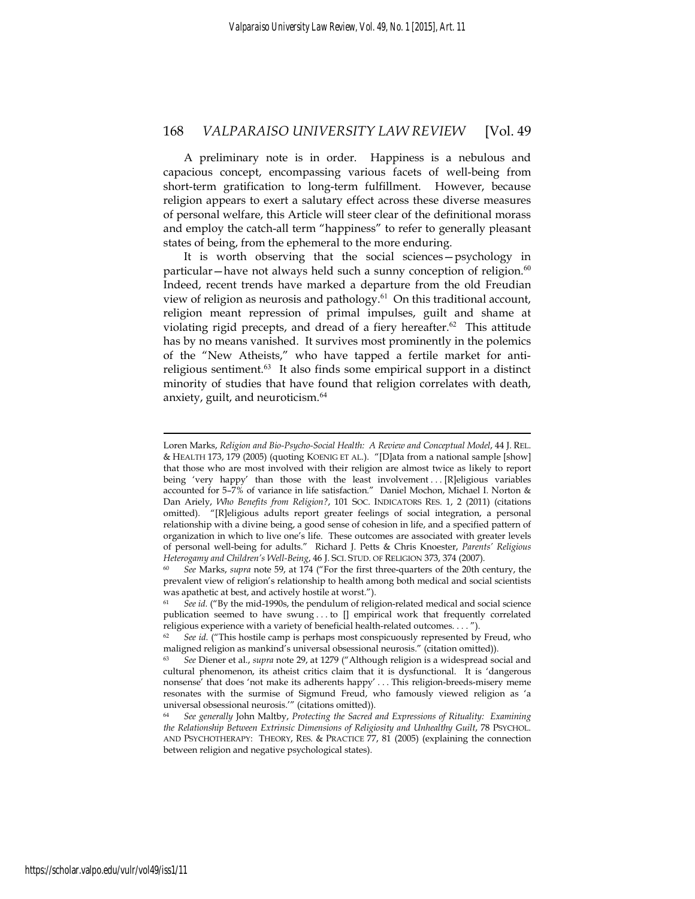A preliminary note is in order. Happiness is a nebulous and capacious concept, encompassing various facets of well-being from short-term gratification to long-term fulfillment. However, because religion appears to exert a salutary effect across these diverse measures of personal welfare, this Article will steer clear of the definitional morass and employ the catch-all term "happiness" to refer to generally pleasant states of being, from the ephemeral to the more enduring.

It is worth observing that the social sciences—psychology in particular—have not always held such a sunny conception of religion.[60] Indeed, recent trends have marked a departure from the old Freudian view of religion as neurosis and pathology.[61] On this traditional account, religion meant repression of primal impulses, guilt and shame at violating rigid precepts, and dread of a fiery hereafter.[62] This attitude has by no means vanished. It survives most prominently in the polemics of the "New Atheists," who have tapped a fertile market for anti-religious sentiment.[63] It also finds some empirical support in a distinct minority of studies that have found that religion correlates with death, anxiety, guilt, and neuroticism.[64]

---

Loren Marks, *Religion and Bio-Psycho-Social Health: A Review and Conceptual Model*, 44 J. REL. & HEALTH 173, 179 (2005) (quoting KOENIG ET AL.). "[D]ata from a national sample [show] that those who are most involved with their religion are almost twice as likely to report being 'very happy' than those with the least involvement . . . [R]eligious variables accounted for 5–7% of variance in life satisfaction." Daniel Mochon, Michael I. Norton & Dan Ariely, *Who Benefits from Religion?*, 101 SOC. INDICATORS RES. 1, 2 (2011) (citations omitted). "[R]eligious adults report greater feelings of social integration, a personal relationship with a divine being, a good sense of cohesion in life, and a specified pattern of organization in which to live one's life. These outcomes are associated with greater levels of personal well-being for adults." Richard J. Petts & Chris Knoester, *Parents' Religious Heterogamy and Children's Well-Being*, 46 J. SCI. STUD. OF RELIGION 373, 374 (2007).

[60] *See* Marks, *supra* note 59, at 174 ("For the first three-quarters of the 20th century, the prevalent view of religion's relationship to health among both medical and social scientists was apathetic at best, and actively hostile at worst.").

[61] *See id.* ("By the mid-1990s, the pendulum of religion-related medical and social science publication seemed to have swung . . . to [] empirical work that frequently correlated religious experience with a variety of beneficial health-related outcomes. . . . ").

[62] *See id.* ("This hostile camp is perhaps most conspicuously represented by Freud, who maligned religion as mankind's universal obsessional neurosis." (citation omitted)).

[63] *See* Diener et al., *supra* note 29, at 1279 ("Although religion is a widespread social and cultural phenomenon, its atheist critics claim that it is dysfunctional. It is 'dangerous nonsense' that does 'not make its adherents happy' . . . This religion-breeds-misery meme resonates with the surmise of Sigmund Freud, who famously viewed religion as 'a universal obsessional neurosis.'" (citations omitted)).

[64] *See generally* John Maltby, *Protecting the Sacred and Expressions of Rituality: Examining the Relationship Between Extrinsic Dimensions of Religiosity and Unhealthy Guilt*, 78 PSYCHOL. AND PSYCHOTHERAPY: THEORY, RES. & PRACTICE 77, 81 (2005) (explaining the connection between religion and negative psychological states).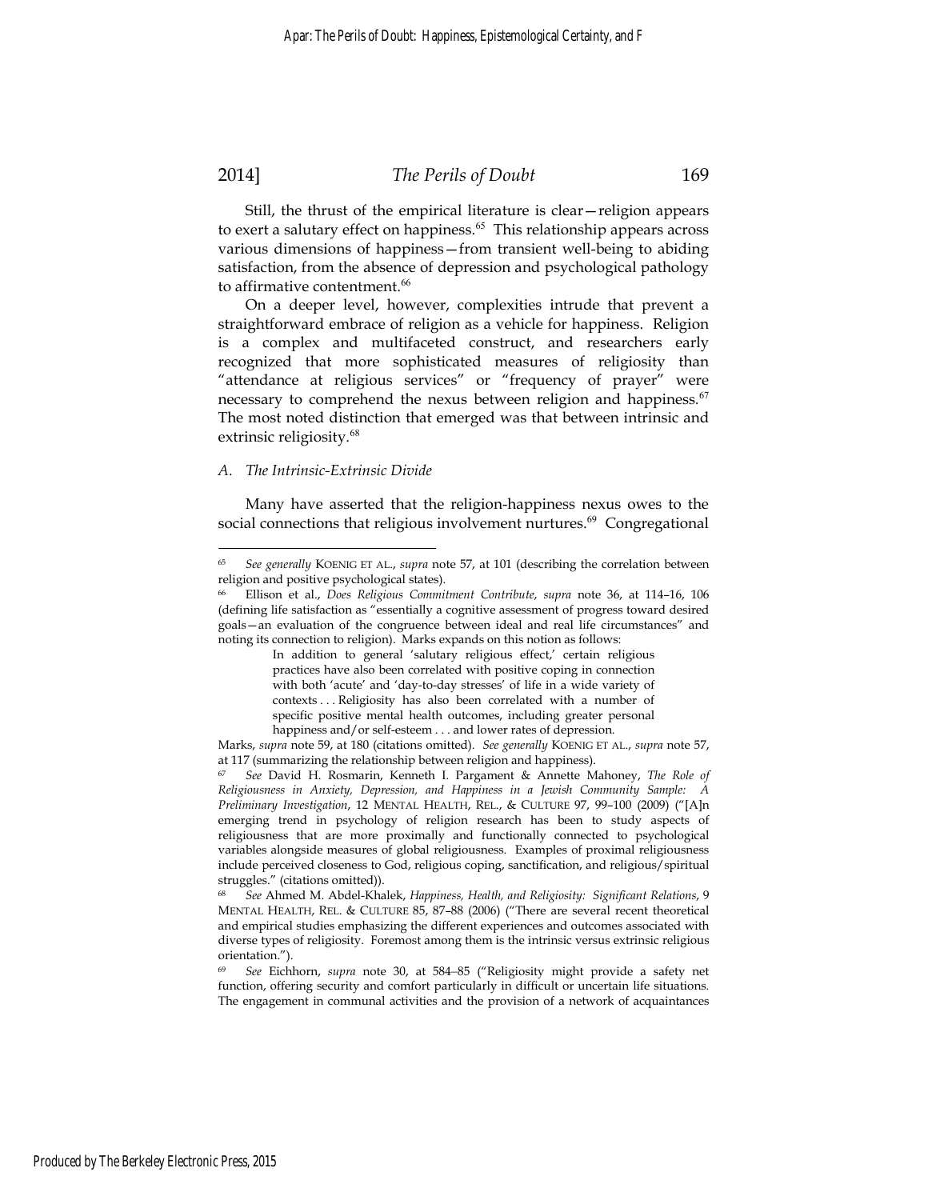Still, the thrust of the empirical literature is clear—religion appears to exert a salutary effect on happiness.[65] This relationship appears across various dimensions of happiness—from transient well-being to abiding satisfaction, from the absence of depression and psychological pathology to affirmative contentment.[66]

On a deeper level, however, complexities intrude that prevent a straightforward embrace of religion as a vehicle for happiness. Religion is a complex and multifaceted construct, and researchers early recognized that more sophisticated measures of religiosity than "attendance at religious services" or "frequency of prayer" were necessary to comprehend the nexus between religion and happiness.[67] The most noted distinction that emerged was that between intrinsic and extrinsic religiosity.[68]

### *A. The Intrinsic-Extrinsic Divide*

Many have asserted that the religion-happiness nexus owes to the social connections that religious involvement nurtures.[69] Congregational

---

[65] *See generally* KOENIG ET AL., *supra* note 57, at 101 (describing the correlation between religion and positive psychological states).

[66] Ellison et al., *Does Religious Commitment Contribute*, *supra* note 36, at 114–16, 106 (defining life satisfaction as "essentially a cognitive assessment of progress toward desired goals—an evaluation of the congruence between ideal and real life circumstances" and noting its connection to religion). Marks expands on this notion as follows:

> In addition to general 'salutary religious effect,' certain religious practices have also been correlated with positive coping in connection with both 'acute' and 'day-to-day stresses' of life in a wide variety of contexts . . . Religiosity has also been correlated with a number of specific positive mental health outcomes, including greater personal happiness and/or self-esteem . . . and lower rates of depression.

Marks, *supra* note 59, at 180 (citations omitted). *See generally* KOENIG ET AL., *supra* note 57, at 117 (summarizing the relationship between religion and happiness).

[67] *See* David H. Rosmarin, Kenneth I. Pargament & Annette Mahoney, *The Role of Religiousness in Anxiety, Depression, and Happiness in a Jewish Community Sample: A Preliminary Investigation*, 12 MENTAL HEALTH, REL., & CULTURE 97, 99–100 (2009) ("[A]n emerging trend in psychology of religion research has been to study aspects of religiousness that are more proximally and functionally connected to psychological variables alongside measures of global religiousness. Examples of proximal religiousness include perceived closeness to God, religious coping, sanctification, and religious/spiritual struggles." (citations omitted)).

[68] *See* Ahmed M. Abdel-Khalek, *Happiness, Health, and Religiosity: Significant Relations*, 9 MENTAL HEALTH, REL. & CULTURE 85, 87–88 (2006) ("There are several recent theoretical and empirical studies emphasizing the different experiences and outcomes associated with diverse types of religiosity. Foremost among them is the intrinsic versus extrinsic religious orientation.").

[69] *See* Eichhorn, *supra* note 30, at 584–85 ("Religiosity might provide a safety net function, offering security and comfort particularly in difficult or uncertain life situations. The engagement in communal activities and the provision of a network of acquaintances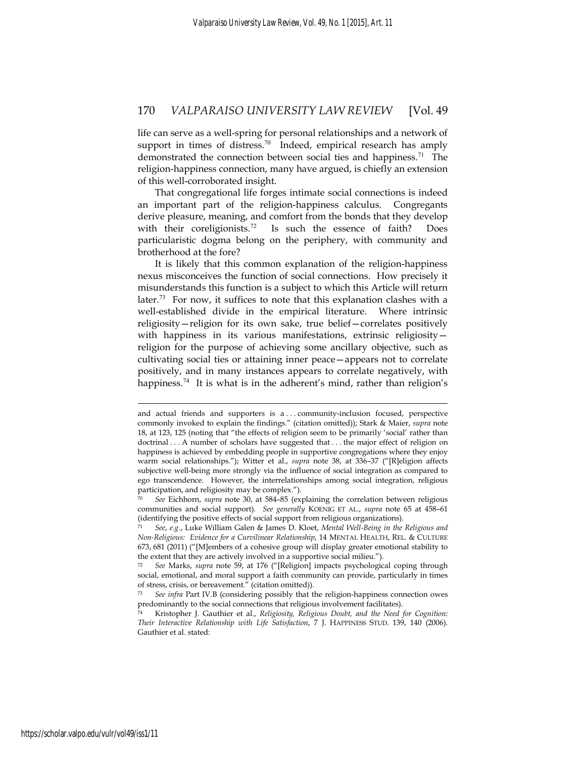life can serve as a well-spring for personal relationships and a network of support in times of distress.[70] Indeed, empirical research has amply demonstrated the connection between social ties and happiness.[71] The religion-happiness connection, many have argued, is chiefly an extension of this well-corroborated insight.

That congregational life forges intimate social connections is indeed an important part of the religion-happiness calculus. Congregants derive pleasure, meaning, and comfort from the bonds that they develop with their coreligionists.[72] Is such the essence of faith? Does particularistic dogma belong on the periphery, with community and brotherhood at the fore?

It is likely that this common explanation of the religion-happiness nexus misconceives the function of social connections. How precisely it misunderstands this function is a subject to which this Article will return later.[73] For now, it suffices to note that this explanation clashes with a well-established divide in the empirical literature. Where intrinsic religiosity—religion for its own sake, true belief—correlates positively with happiness in its various manifestations, extrinsic religiosity—religion for the purpose of achieving some ancillary objective, such as cultivating social ties or attaining inner peace—appears not to correlate positively, and in many instances appears to correlate negatively, with happiness.[74] It is what is in the adherent's mind, rather than religion's

---

and actual friends and supporters is a . . . community-inclusion focused, perspective commonly invoked to explain the findings." (citation omitted)); Stark & Maier, *supra* note 18, at 123, 125 (noting that "the effects of religion seem to be primarily 'social' rather than doctrinal . . . A number of scholars have suggested that . . . the major effect of religion on happiness is achieved by embedding people in supportive congregations where they enjoy warm social relationships."); Witter et al., *supra* note 38, at 336–37 ("[R]eligion affects subjective well-being more strongly via the influence of social integration as compared to ego transcendence. However, the interrelationships among social integration, religious participation, and religiosity may be complex.").

[70] *See* Eichhorn, *supra* note 30, at 584–85 (explaining the correlation between religious communities and social support). *See generally* KOENIG ET AL., *supra* note 65 at 458–61 (identifying the positive effects of social support from religious organizations).

[71] *See, e.g.*, Luke William Galen & James D. Kloet, *Mental Well-Being in the Religious and Non-Religious: Evidence for a Curvilinear Relationship*, 14 MENTAL HEALTH, REL. & CULTURE 673, 681 (2011) ("[M]embers of a cohesive group will display greater emotional stability to the extent that they are actively involved in a supportive social milieu.").

[72] *See* Marks, *supra* note 59, at 176 ("[Religion] impacts psychological coping through social, emotional, and moral support a faith community can provide, particularly in times of stress, crisis, or bereavement." (citation omitted)).

[73] *See infra* Part IV.B (considering possibly that the religion-happiness connection owes predominantly to the social connections that religious involvement facilitates).

[74] Kristopher J. Gauthier et al., *Religiosity, Religious Doubt, and the Need for Cognition: Their Interactive Relationship with Life Satisfaction*, 7 J. HAPPINESS STUD. 139, 140 (2006). Gauthier et al. stated: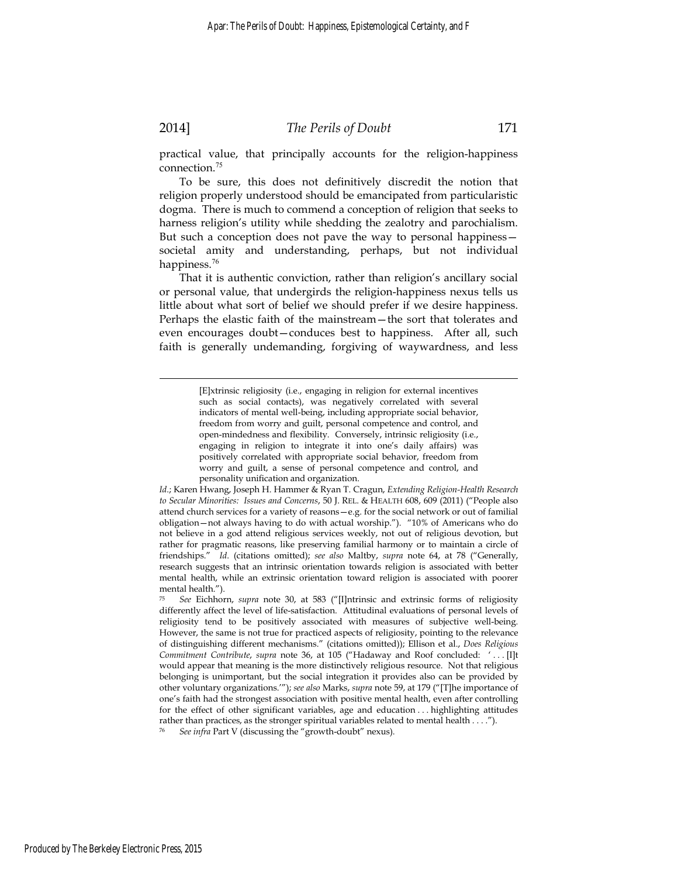practical value, that principally accounts for the religion-happiness connection.[75]

To be sure, this does not definitively discredit the notion that religion properly understood should be emancipated from particularistic dogma. There is much to commend a conception of religion that seeks to harness religion's utility while shedding the zealotry and parochialism. But such a conception does not pave the way to personal happiness—societal amity and understanding, perhaps, but not individual happiness.[76]

That it is authentic conviction, rather than religion's ancillary social or personal value, that undergirds the religion-happiness nexus tells us little about what sort of belief we should prefer if we desire happiness. Perhaps the elastic faith of the mainstream—the sort that tolerates and even encourages doubt—conduces best to happiness. After all, such faith is generally undemanding, forgiving of waywardness, and less

---

> [E]xtrinsic religiosity (i.e., engaging in religion for external incentives such as social contacts), was negatively correlated with several indicators of mental well-being, including appropriate social behavior, freedom from worry and guilt, personal competence and control, and open-mindedness and flexibility. Conversely, intrinsic religiosity (i.e., engaging in religion to integrate it into one's daily affairs) was positively correlated with appropriate social behavior, freedom from worry and guilt, a sense of personal competence and control, and personality unification and organization.

*Id.*; Karen Hwang, Joseph H. Hammer & Ryan T. Cragun, *Extending Religion-Health Research to Secular Minorities: Issues and Concerns*, 50 J. REL. & HEALTH 608, 609 (2011) ("People also attend church services for a variety of reasons—e.g. for the social network or out of familial obligation—not always having to do with actual worship."). "10% of Americans who do not believe in a god attend religious services weekly, not out of religious devotion, but rather for pragmatic reasons, like preserving familial harmony or to maintain a circle of friendships." *Id.* (citations omitted); *see also* Maltby, *supra* note 64, at 78 ("Generally, research suggests that an intrinsic orientation towards religion is associated with better mental health, while an extrinsic orientation toward religion is associated with poorer mental health.").

[75] *See* Eichhorn, *supra* note 30, at 583 ("[I]ntrinsic and extrinsic forms of religiosity differently affect the level of life-satisfaction. Attitudinal evaluations of personal levels of religiosity tend to be positively associated with measures of subjective well-being. However, the same is not true for practiced aspects of religiosity, pointing to the relevance of distinguishing different mechanisms." (citations omitted)); Ellison et al., *Does Religious Commitment Contribute*, *supra* note 36, at 105 ("Hadaway and Roof concluded: '. . . [I]t would appear that meaning is the more distinctively religious resource. Not that religious belonging is unimportant, but the social integration it provides also can be provided by other voluntary organizations.'"); *see also* Marks, *supra* note 59, at 179 ("[T]he importance of one's faith had the strongest association with positive mental health, even after controlling for the effect of other significant variables, age and education . . . highlighting attitudes rather than practices, as the stronger spiritual variables related to mental health . . . .").

[76] *See infra* Part V (discussing the "growth-doubt" nexus).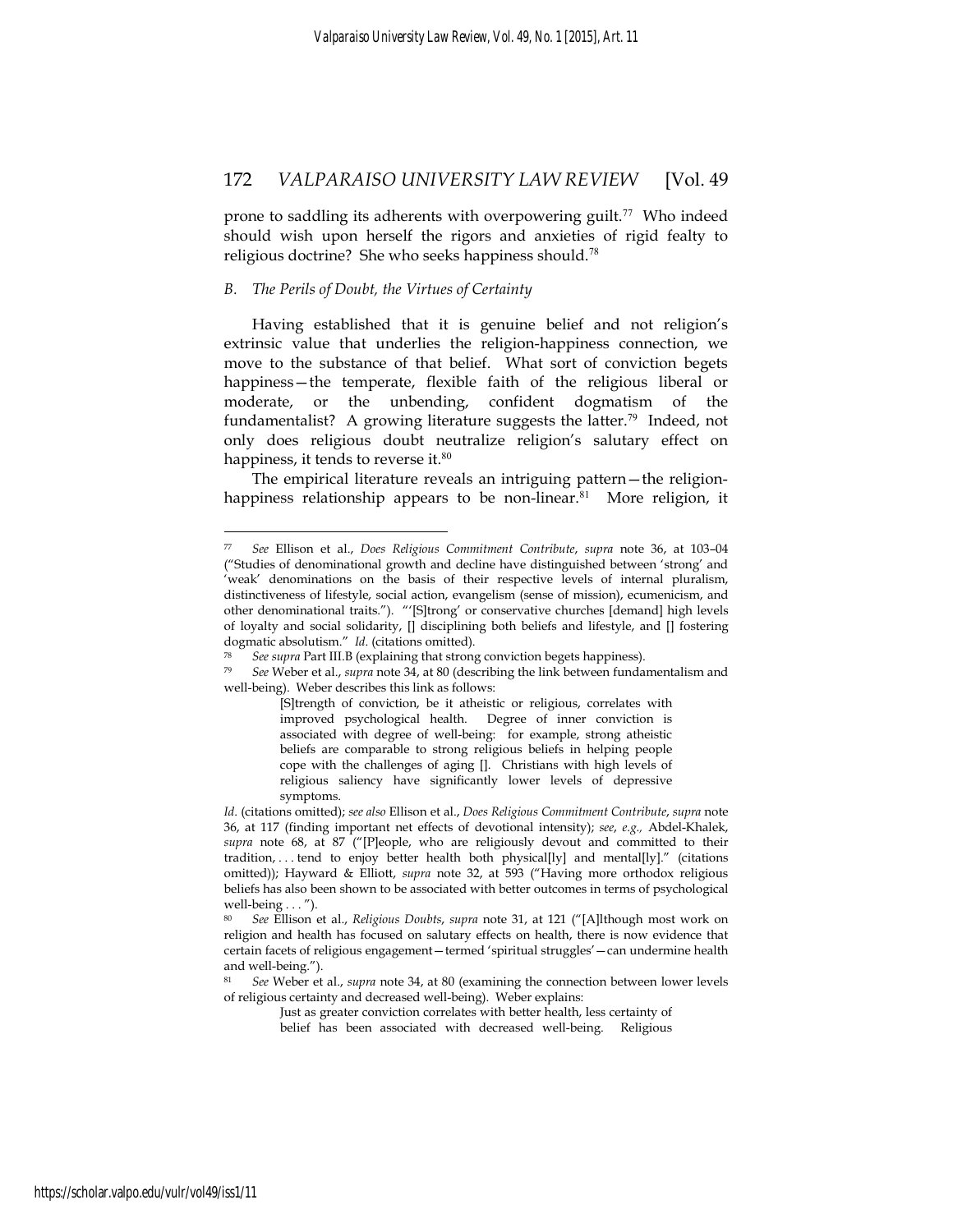prone to saddling its adherents with overpowering guilt.[77] Who indeed should wish upon herself the rigors and anxieties of rigid fealty to religious doctrine? She who seeks happiness should.[78]

### *B. The Perils of Doubt, the Virtues of Certainty*

Having established that it is genuine belief and not religion's extrinsic value that underlies the religion-happiness connection, we move to the substance of that belief. What sort of conviction begets happiness—the temperate, flexible faith of the religious liberal or moderate, or the unbending, confident dogmatism of the fundamentalist? A growing literature suggests the latter.[79] Indeed, not only does religious doubt neutralize religion's salutary effect on happiness, it tends to reverse it.[80]

The empirical literature reveals an intriguing pattern—the religion-happiness relationship appears to be non-linear.[81] More religion, it

---

[77] *See* Ellison et al., *Does Religious Commitment Contribute*, *supra* note 36, at 103–04 ("Studies of denominational growth and decline have distinguished between 'strong' and 'weak' denominations on the basis of their respective levels of internal pluralism, distinctiveness of lifestyle, social action, evangelism (sense of mission), ecumenicism, and other denominational traits."). "'[S]trong' or conservative churches [demand] high levels of loyalty and social solidarity, [] disciplining both beliefs and lifestyle, and [] fostering dogmatic absolutism." *Id.* (citations omitted).

[78] *See supra* Part III.B (explaining that strong conviction begets happiness).

[79] *See* Weber et al., *supra* note 34, at 80 (describing the link between fundamentalism and well-being). Weber describes this link as follows:

> [S]trength of conviction, be it atheistic or religious, correlates with improved psychological health. Degree of inner conviction is associated with degree of well-being: for example, strong atheistic beliefs are comparable to strong religious beliefs in helping people cope with the challenges of aging []. Christians with high levels of religious saliency have significantly lower levels of depressive symptoms.

*Id.* (citations omitted); *see also* Ellison et al., *Does Religious Commitment Contribute*, *supra* note 36, at 117 (finding important net effects of devotional intensity); *see*, *e.g.*, Abdel-Khalek, *supra* note 68, at 87 ("[P]eople, who are religiously devout and committed to their tradition, . . . tend to enjoy better health both physical[ly] and mental[ly]." (citations omitted)); Hayward & Elliott, *supra* note 32, at 593 ("Having more orthodox religious beliefs has also been shown to be associated with better outcomes in terms of psychological well-being . . . ").

[80] *See* Ellison et al., *Religious Doubts*, *supra* note 31, at 121 ("[A]lthough most work on religion and health has focused on salutary effects on health, there is now evidence that certain facets of religious engagement—termed 'spiritual struggles'—can undermine health and well-being.").

[81] *See* Weber et al., *supra* note 34, at 80 (examining the connection between lower levels of religious certainty and decreased well-being). Weber explains:

> Just as greater conviction correlates with better health, less certainty of belief has been associated with decreased well-being. Religious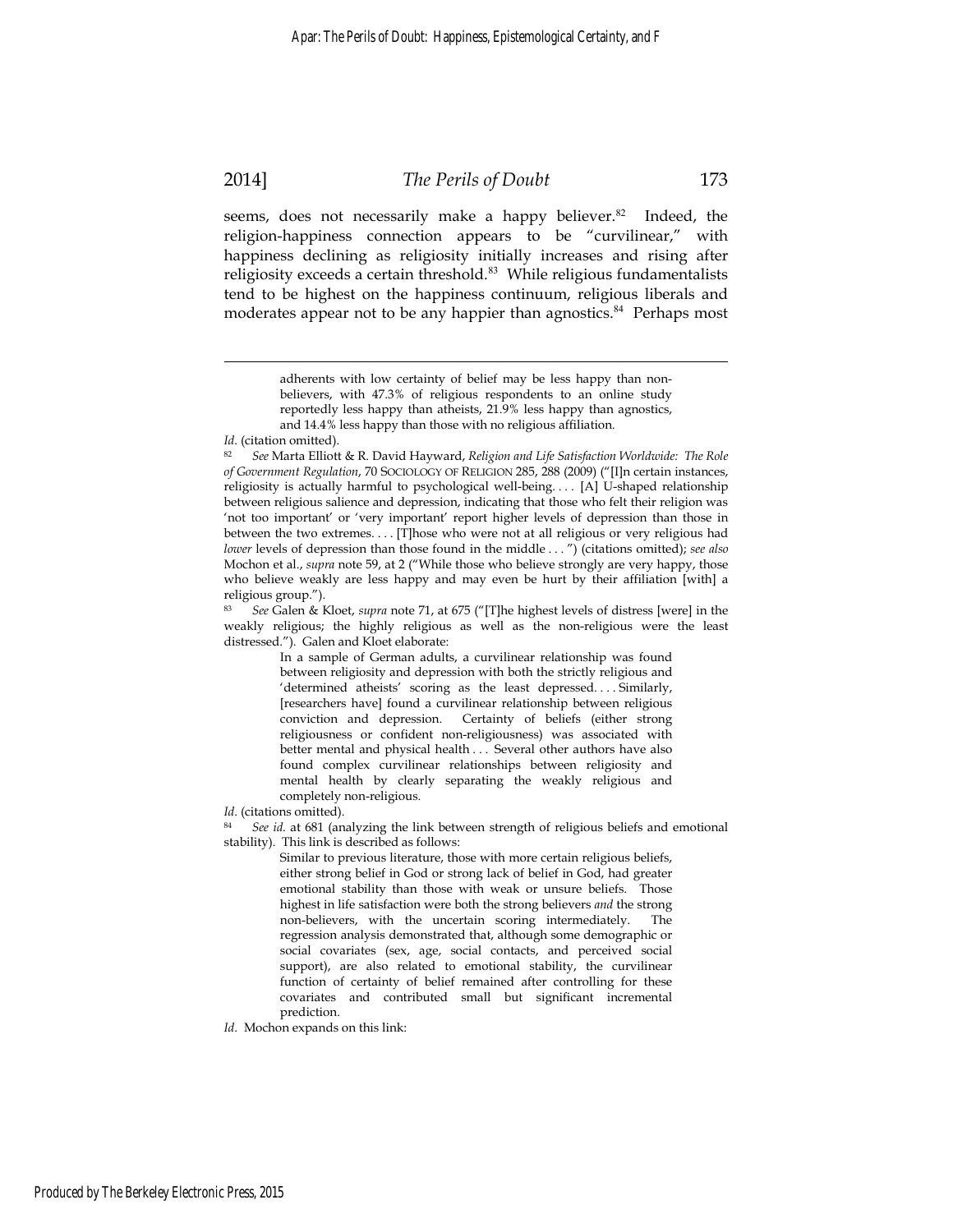seems, does not necessarily make a happy believer.[82] Indeed, the religion-happiness connection appears to be "curvilinear," with happiness declining as religiosity initially increases and rising after religiosity exceeds a certain threshold.[83] While religious fundamentalists tend to be highest on the happiness continuum, religious liberals and moderates appear not to be any happier than agnostics.[84] Perhaps most

---

> adherents with low certainty of belief may be less happy than non-believers, with 47.3% of religious respondents to an online study reportedly less happy than atheists, 21.9% less happy than agnostics, and 14.4% less happy than those with no religious affiliation.

*Id.* (citation omitted).

[82] *See* Marta Elliott & R. David Hayward, *Religion and Life Satisfaction Worldwide: The Role of Government Regulation*, 70 SOCIOLOGY OF RELIGION 285, 288 (2009) ("[I]n certain instances, religiosity is actually harmful to psychological well-being. . . . [A] U-shaped relationship between religious salience and depression, indicating that those who felt their religion was 'not too important' or 'very important' report higher levels of depression than those in between the two extremes. . . . [T]hose who were not at all religious or very religious had *lower* levels of depression than those found in the middle . . . ") (citations omitted); *see also* Mochon et al., *supra* note 59, at 2 ("While those who believe strongly are very happy, those who believe weakly are less happy and may even be hurt by their affiliation [with] a religious group.").

[83] *See* Galen & Kloet, *supra* note 71, at 675 ("[T]he highest levels of distress [were] in the weakly religious; the highly religious as well as the non-religious were the least distressed."). Galen and Kloet elaborate:

> In a sample of German adults, a curvilinear relationship was found between religiosity and depression with both the strictly religious and 'determined atheists' scoring as the least depressed. . . . Similarly, [researchers have] found a curvilinear relationship between religious conviction and depression. Certainty of beliefs (either strong religiousness or confident non-religiousness) was associated with better mental and physical health . . . Several other authors have also found complex curvilinear relationships between religiosity and mental health by clearly separating the weakly religious and completely non-religious.

*Id.* (citations omitted).

[84] *See id.* at 681 (analyzing the link between strength of religious beliefs and emotional stability). This link is described as follows:

> Similar to previous literature, those with more certain religious beliefs, either strong belief in God or strong lack of belief in God, had greater emotional stability than those with weak or unsure beliefs. Those highest in life satisfaction were both the strong believers *and* the strong non-believers, with the uncertain scoring intermediately. The regression analysis demonstrated that, although some demographic or social covariates (sex, age, social contacts, and perceived social support), are also related to emotional stability, the curvilinear function of certainty of belief remained after controlling for these covariates and contributed small but significant incremental prediction.

*Id.* Mochon expands on this link: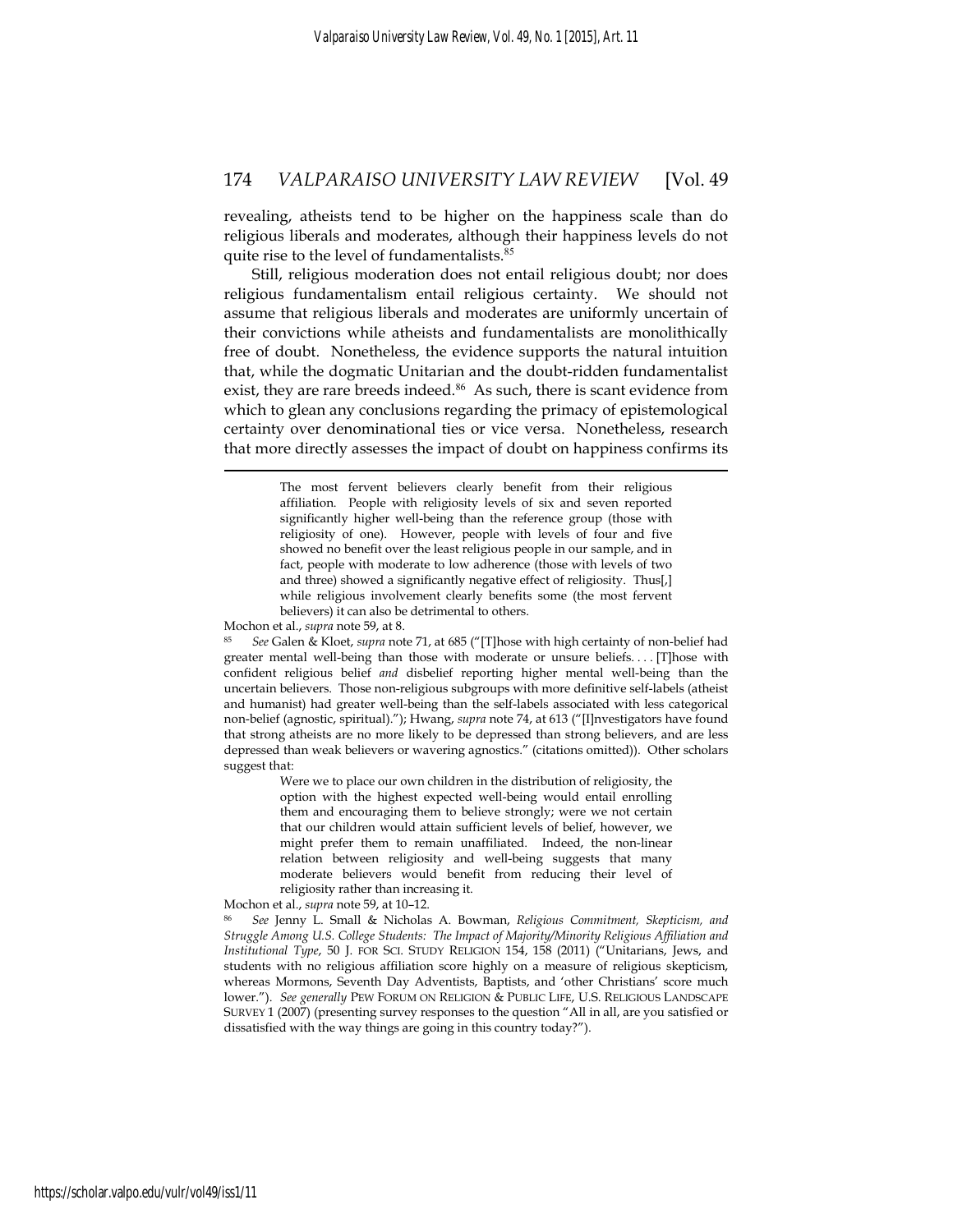revealing, atheists tend to be higher on the happiness scale than do religious liberals and moderates, although their happiness levels do not quite rise to the level of fundamentalists.[85]

Still, religious moderation does not entail religious doubt; nor does religious fundamentalism entail religious certainty. We should not assume that religious liberals and moderates are uniformly uncertain of their convictions while atheists and fundamentalists are monolithically free of doubt. Nonetheless, the evidence supports the natural intuition that, while the dogmatic Unitarian and the doubt-ridden fundamentalist exist, they are rare breeds indeed.[86] As such, there is scant evidence from which to glean any conclusions regarding the primacy of epistemological certainty over denominational ties or vice versa. Nonetheless, research that more directly assesses the impact of doubt on happiness confirms its

---

> The most fervent believers clearly benefit from their religious affiliation. People with religiosity levels of six and seven reported significantly higher well-being than the reference group (those with religiosity of one). However, people with levels of four and five showed no benefit over the least religious people in our sample, and in fact, people with moderate to low adherence (those with levels of two and three) showed a significantly negative effect of religiosity. Thus[,] while religious involvement clearly benefits some (the most fervent believers) it can also be detrimental to others.

Mochon et al., *supra* note 59, at 8.

[85] *See* Galen & Kloet, *supra* note 71, at 685 ("[T]hose with high certainty of non-belief had greater mental well-being than those with moderate or unsure beliefs. . . . [T]hose with confident religious belief *and* disbelief reporting higher mental well-being than the uncertain believers. Those non-religious subgroups with more definitive self-labels (atheist and humanist) had greater well-being than the self-labels associated with less categorical non-belief (agnostic, spiritual)."); Hwang, *supra* note 74, at 613 ("[I]nvestigators have found that strong atheists are no more likely to be depressed than strong believers, and are less depressed than weak believers or wavering agnostics." (citations omitted)). Other scholars suggest that:

> Were we to place our own children in the distribution of religiosity, the option with the highest expected well-being would entail enrolling them and encouraging them to believe strongly; were we not certain that our children would attain sufficient levels of belief, however, we might prefer them to remain unaffiliated. Indeed, the non-linear relation between religiosity and well-being suggests that many moderate believers would benefit from reducing their level of religiosity rather than increasing it.

Mochon et al., *supra* note 59, at 10–12.

[86] *See* Jenny L. Small & Nicholas A. Bowman, *Religious Commitment, Skepticism, and Struggle Among U.S. College Students: The Impact of Majority/Minority Religious Affiliation and Institutional Type*, 50 J. FOR SCI. STUDY RELIGION 154, 158 (2011) ("Unitarians, Jews, and students with no religious affiliation score highly on a measure of religious skepticism, whereas Mormons, Seventh Day Adventists, Baptists, and 'other Christians' score much lower."). *See generally* PEW FORUM ON RELIGION & PUBLIC LIFE, U.S. RELIGIOUS LANDSCAPE SURVEY 1 (2007) (presenting survey responses to the question "All in all, are you satisfied or dissatisfied with the way things are going in this country today?").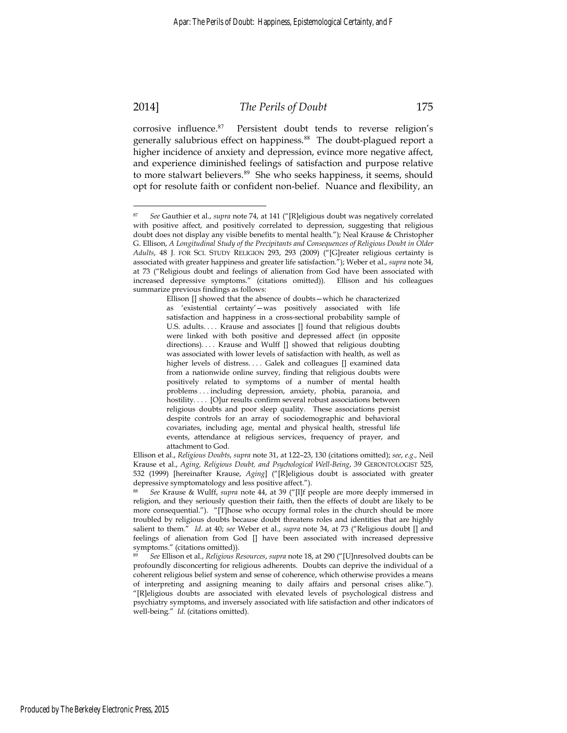corrosive influence.[87] Persistent doubt tends to reverse religion's generally salubrious effect on happiness.[88] The doubt-plagued report a higher incidence of anxiety and depression, evince more negative affect, and experience diminished feelings of satisfaction and purpose relative to more stalwart believers.[89] She who seeks happiness, it seems, should opt for resolute faith or confident non-belief. Nuance and flexibility, an

---

[87] *See* Gauthier et al., *supra* note 74, at 141 ("[R]eligious doubt was negatively correlated with positive affect, and positively correlated to depression, suggesting that religious doubt does not display any visible benefits to mental health."); Neal Krause & Christopher G. Ellison, *A Longitudinal Study of the Precipitants and Consequences of Religious Doubt in Older Adults*, 48 J. FOR SCI. STUDY RELIGION 293, 293 (2009) ("[G]reater religious certainty is associated with greater happiness and greater life satisfaction."); Weber et al., *supra* note 34, at 73 ("Religious doubt and feelings of alienation from God have been associated with increased depressive symptoms." (citations omitted)). Ellison and his colleagues summarize previous findings as follows:

> Ellison [] showed that the absence of doubts—which he characterized as 'existential certainty'—was positively associated with life satisfaction and happiness in a cross-sectional probability sample of U.S. adults. . . . Krause and associates [] found that religious doubts were linked with both positive and depressed affect (in opposite directions). . . . Krause and Wulff [] showed that religious doubting was associated with lower levels of satisfaction with health, as well as higher levels of distress. . . . Galek and colleagues [] examined data from a nationwide online survey, finding that religious doubts were positively related to symptoms of a number of mental health problems . . . including depression, anxiety, phobia, paranoia, and hostility. . . . [O]ur results confirm several robust associations between religious doubts and poor sleep quality. These associations persist despite controls for an array of sociodemographic and behavioral covariates, including age, mental and physical health, stressful life events, attendance at religious services, frequency of prayer, and attachment to God.

Ellison et al., *Religious Doubts*, *supra* note 31, at 122–23, 130 (citations omitted); *see, e.g.,* Neil Krause et al., *Aging, Religious Doubt, and Psychological Well-Being*, 39 GERONTOLOGIST 525, 532 (1999) [hereinafter Krause, *Aging*] ("[R]eligious doubt is associated with greater depressive symptomatology and less positive affect.").

[88] *See* Krause & Wulff, *supra* note 44, at 39 ("[I]f people are more deeply immersed in religion, and they seriously question their faith, then the effects of doubt are likely to be more consequential."). "[T]hose who occupy formal roles in the church should be more troubled by religious doubts because doubt threatens roles and identities that are highly salient to them." *Id.* at 40; *see* Weber et al., *supra* note 34, at 73 ("Religious doubt [] and feelings of alienation from God [] have been associated with increased depressive symptoms." (citations omitted)).

[89] *See* Ellison et al., *Religious Resources*, *supra* note 18, at 290 ("[U]nresolved doubts can be profoundly disconcerting for religious adherents. Doubts can deprive the individual of a coherent religious belief system and sense of coherence, which otherwise provides a means of interpreting and assigning meaning to daily affairs and personal crises alike."). "[R]eligious doubts are associated with elevated levels of psychological distress and psychiatry symptoms, and inversely associated with life satisfaction and other indicators of well-being." *Id.* (citations omitted).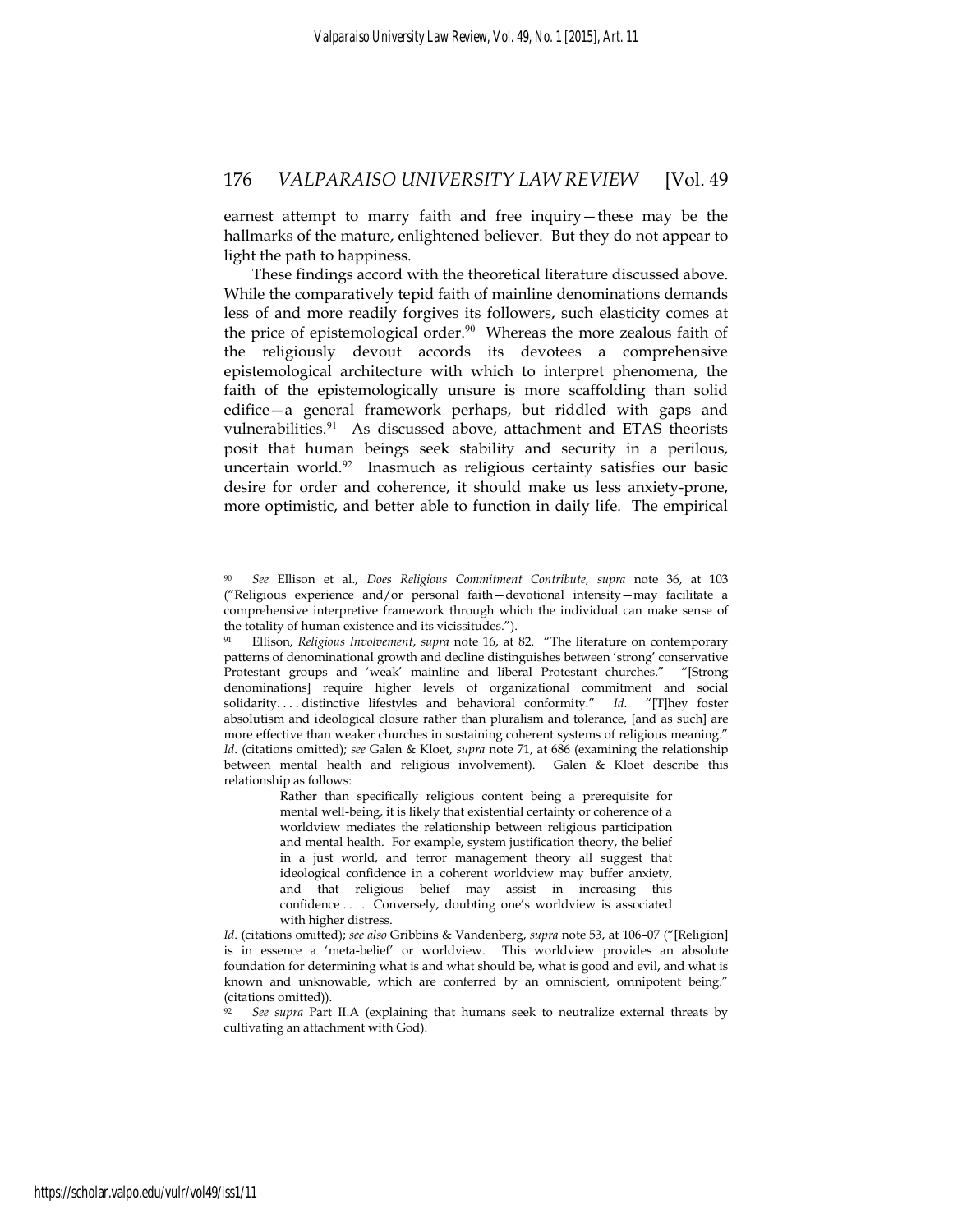earnest attempt to marry faith and free inquiry—these may be the hallmarks of the mature, enlightened believer. But they do not appear to light the path to happiness.

These findings accord with the theoretical literature discussed above. While the comparatively tepid faith of mainline denominations demands less of and more readily forgives its followers, such elasticity comes at the price of epistemological order.[90] Whereas the more zealous faith of the religiously devout accords its devotees a comprehensive epistemological architecture with which to interpret phenomena, the faith of the epistemologically unsure is more scaffolding than solid edifice—a general framework perhaps, but riddled with gaps and vulnerabilities.[91] As discussed above, attachment and ETAS theorists posit that human beings seek stability and security in a perilous, uncertain world.[92] Inasmuch as religious certainty satisfies our basic desire for order and coherence, it should make us less anxiety-prone, more optimistic, and better able to function in daily life. The empirical

---

[90] *See* Ellison et al., *Does Religious Commitment Contribute*, *supra* note 36, at 103 ("Religious experience and/or personal faith—devotional intensity—may facilitate a comprehensive interpretive framework through which the individual can make sense of the totality of human existence and its vicissitudes.").

[91] Ellison, *Religious Involvement*, *supra* note 16, at 82. "The literature on contemporary patterns of denominational growth and decline distinguishes between 'strong' conservative Protestant groups and 'weak' mainline and liberal Protestant churches." "[Strong denominations] require higher levels of organizational commitment and social solidarity. . . . distinctive lifestyles and behavioral conformity." *Id.* "[T]hey foster absolutism and ideological closure rather than pluralism and tolerance, [and as such] are more effective than weaker churches in sustaining coherent systems of religious meaning." *Id.* (citations omitted); *see* Galen & Kloet, *supra* note 71, at 686 (examining the relationship between mental health and religious involvement). Galen & Kloet describe this relationship as follows:

> Rather than specifically religious content being a prerequisite for mental well-being, it is likely that existential certainty or coherence of a worldview mediates the relationship between religious participation and mental health. For example, system justification theory, the belief in a just world, and terror management theory all suggest that ideological confidence in a coherent worldview may buffer anxiety, and that religious belief may assist in increasing this confidence . . . . Conversely, doubting one's worldview is associated with higher distress.

*Id.* (citations omitted); *see also* Gribbins & Vandenberg, *supra* note 53, at 106–07 ("[Religion] is in essence a 'meta-belief' or worldview. This worldview provides an absolute foundation for determining what is and what should be, what is good and evil, and what is known and unknowable, which are conferred by an omniscient, omnipotent being." (citations omitted)).

[92] *See supra* Part II.A (explaining that humans seek to neutralize external threats by cultivating an attachment with God).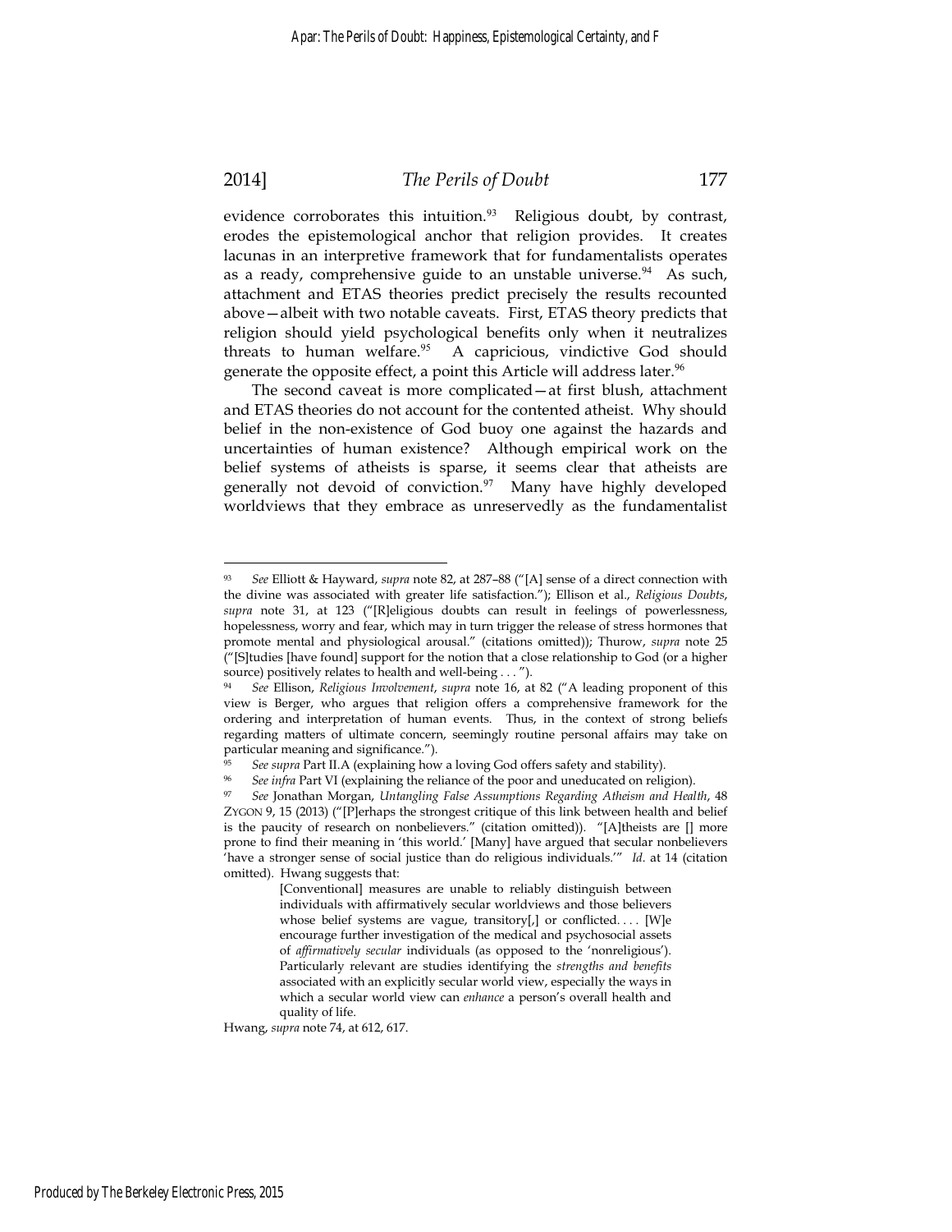evidence corroborates this intuition.[93] Religious doubt, by contrast, erodes the epistemological anchor that religion provides. It creates lacunas in an interpretive framework that for fundamentalists operates as a ready, comprehensive guide to an unstable universe.[94] As such, attachment and ETAS theories predict precisely the results recounted above—albeit with two notable caveats. First, ETAS theory predicts that religion should yield psychological benefits only when it neutralizes threats to human welfare.[95] A capricious, vindictive God should generate the opposite effect, a point this Article will address later.[96]

The second caveat is more complicated—at first blush, attachment and ETAS theories do not account for the contented atheist. Why should belief in the non-existence of God buoy one against the hazards and uncertainties of human existence? Although empirical work on the belief systems of atheists is sparse, it seems clear that atheists are generally not devoid of conviction.[97] Many have highly developed worldviews that they embrace as unreservedly as the fundamentalist

---

[93] *See* Elliott & Hayward, *supra* note 82, at 287–88 ("[A] sense of a direct connection with the divine was associated with greater life satisfaction."); Ellison et al., *Religious Doubts*, *supra* note 31, at 123 ("[R]eligious doubts can result in feelings of powerlessness, hopelessness, worry and fear, which may in turn trigger the release of stress hormones that promote mental and physiological arousal." (citations omitted)); Thurow, *supra* note 25 ("[S]tudies [have found] support for the notion that a close relationship to God (or a higher source) positively relates to health and well-being . . . ").

[94] *See* Ellison, *Religious Involvement*, *supra* note 16, at 82 ("A leading proponent of this view is Berger, who argues that religion offers a comprehensive framework for the ordering and interpretation of human events. Thus, in the context of strong beliefs regarding matters of ultimate concern, seemingly routine personal affairs may take on particular meaning and significance.").

[95] *See supra* Part II.A (explaining how a loving God offers safety and stability).

[96] *See infra* Part VI (explaining the reliance of the poor and uneducated on religion).

[97] *See* Jonathan Morgan, *Untangling False Assumptions Regarding Atheism and Health*, 48 ZYGON 9, 15 (2013) ("[P]erhaps the strongest critique of this link between health and belief is the paucity of research on nonbelievers." (citation omitted)). "[A]theists are [] more prone to find their meaning in 'this world.' [Many] have argued that secular nonbelievers 'have a stronger sense of social justice than do religious individuals.'" *Id.* at 14 (citation omitted). Hwang suggests that:

> [Conventional] measures are unable to reliably distinguish between individuals with affirmatively secular worldviews and those believers whose belief systems are vague, transitory[,] or conflicted. . . . [W]e encourage further investigation of the medical and psychosocial assets of *affirmatively secular* individuals (as opposed to the 'nonreligious'). Particularly relevant are studies identifying the *strengths and benefits* associated with an explicitly secular world view, especially the ways in which a secular world view can *enhance* a person's overall health and quality of life.

Hwang, *supra* note 74, at 612, 617.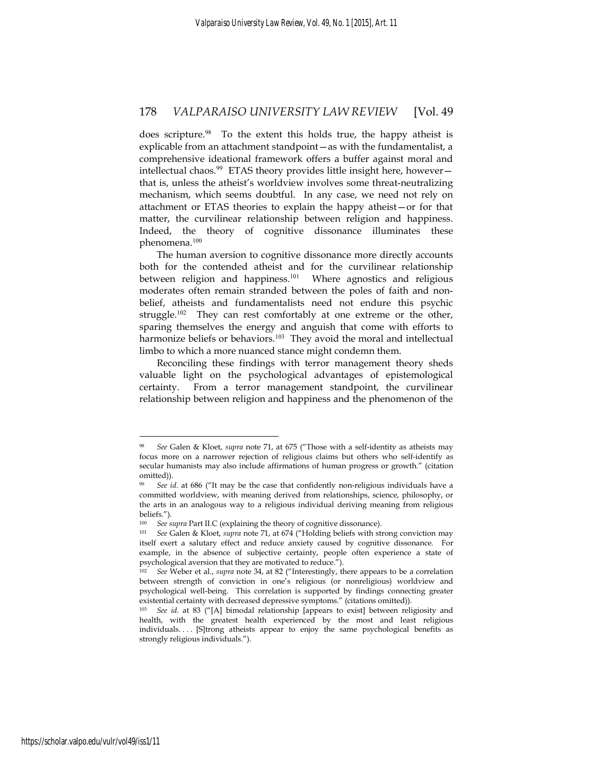does scripture.[98] To the extent this holds true, the happy atheist is explicable from an attachment standpoint—as with the fundamentalist, a comprehensive ideational framework offers a buffer against moral and intellectual chaos.[99] ETAS theory provides little insight here, however—that is, unless the atheist's worldview involves some threat-neutralizing mechanism, which seems doubtful. In any case, we need not rely on attachment or ETAS theories to explain the happy atheist—or for that matter, the curvilinear relationship between religion and happiness. Indeed, the theory of cognitive dissonance illuminates these phenomena.[100]

The human aversion to cognitive dissonance more directly accounts both for the contended atheist and for the curvilinear relationship between religion and happiness.[101] Where agnostics and religious moderates often remain stranded between the poles of faith and non-belief, atheists and fundamentalists need not endure this psychic struggle.[102] They can rest comfortably at one extreme or the other, sparing themselves the energy and anguish that come with efforts to harmonize beliefs or behaviors.[103] They avoid the moral and intellectual limbo to which a more nuanced stance might condemn them.

Reconciling these findings with terror management theory sheds valuable light on the psychological advantages of epistemological certainty. From a terror management standpoint, the curvilinear relationship between religion and happiness and the phenomenon of the

---

[98] *See* Galen & Kloet, *supra* note 71, at 675 ("Those with a self-identity as atheists may focus more on a narrower rejection of religious claims but others who self-identify as secular humanists may also include affirmations of human progress or growth." (citation omitted)).

[99] *See id.* at 686 ("It may be the case that confidently non-religious individuals have a committed worldview, with meaning derived from relationships, science, philosophy, or the arts in an analogous way to a religious individual deriving meaning from religious beliefs.").

[100] *See supra* Part II.C (explaining the theory of cognitive dissonance).

[101] *See* Galen & Kloet, *supra* note 71, at 674 ("Holding beliefs with strong conviction may itself exert a salutary effect and reduce anxiety caused by cognitive dissonance. For example, in the absence of subjective certainty, people often experience a state of psychological aversion that they are motivated to reduce.").

[102] *See* Weber et al., *supra* note 34, at 82 ("Interestingly, there appears to be a correlation between strength of conviction in one's religious (or nonreligious) worldview and psychological well-being. This correlation is supported by findings connecting greater existential certainty with decreased depressive symptoms." (citations omitted)).

[103] *See id.* at 83 ("[A] bimodal relationship [appears to exist] between religiosity and health, with the greatest health experienced by the most and least religious individuals. . . . [S]trong atheists appear to enjoy the same psychological benefits as strongly religious individuals.").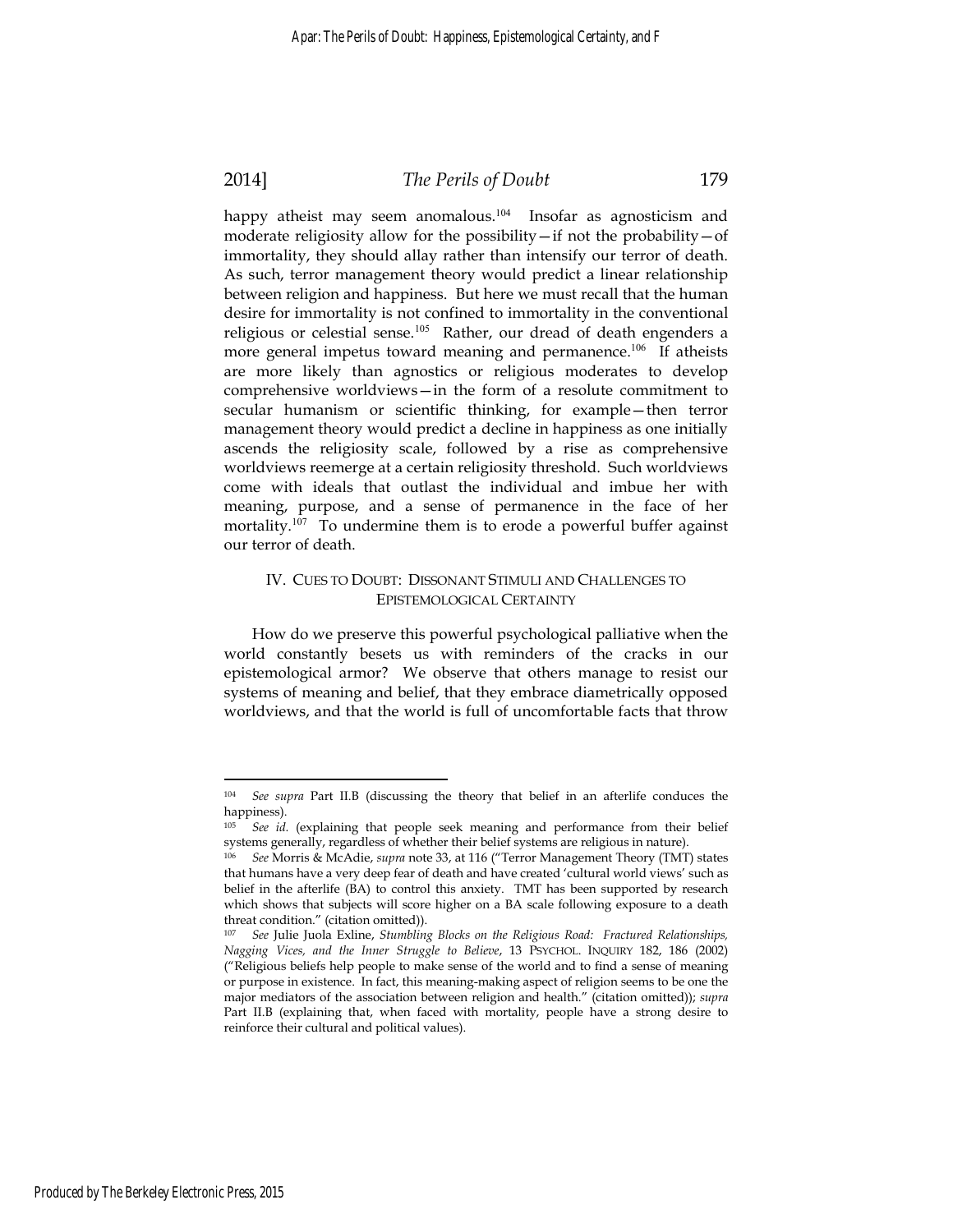happy atheist may seem anomalous.[104] Insofar as agnosticism and moderate religiosity allow for the possibility—if not the probability—of immortality, they should allay rather than intensify our terror of death. As such, terror management theory would predict a linear relationship between religion and happiness. But here we must recall that the human desire for immortality is not confined to immortality in the conventional religious or celestial sense.[105] Rather, our dread of death engenders a more general impetus toward meaning and permanence.[106] If atheists are more likely than agnostics or religious moderates to develop comprehensive worldviews—in the form of a resolute commitment to secular humanism or scientific thinking, for example—then terror management theory would predict a decline in happiness as one initially ascends the religiosity scale, followed by a rise as comprehensive worldviews reemerge at a certain religiosity threshold. Such worldviews come with ideals that outlast the individual and imbue her with meaning, purpose, and a sense of permanence in the face of her mortality.[107] To undermine them is to erode a powerful buffer against our terror of death.

## IV. CUES TO DOUBT: DISSONANT STIMULI AND CHALLENGES TO EPISTEMOLOGICAL CERTAINTY

How do we preserve this powerful psychological palliative when the world constantly besets us with reminders of the cracks in our epistemological armor? We observe that others manage to resist our systems of meaning and belief, that they embrace diametrically opposed worldviews, and that the world is full of uncomfortable facts that throw

---

[104] *See supra* Part II.B (discussing the theory that belief in an afterlife conduces the happiness).

[105] *See id.* (explaining that people seek meaning and performance from their belief systems generally, regardless of whether their belief systems are religious in nature).

[106] *See* Morris & McAdie, *supra* note 33, at 116 ("Terror Management Theory (TMT) states that humans have a very deep fear of death and have created 'cultural world views' such as belief in the afterlife (BA) to control this anxiety. TMT has been supported by research which shows that subjects will score higher on a BA scale following exposure to a death threat condition." (citation omitted)).

[107] *See* Julie Juola Exline, *Stumbling Blocks on the Religious Road: Fractured Relationships, Nagging Vices, and the Inner Struggle to Believe*, 13 PSYCHOL. INQUIRY 182, 186 (2002) ("Religious beliefs help people to make sense of the world and to find a sense of meaning or purpose in existence. In fact, this meaning-making aspect of religion seems to be one the major mediators of the association between religion and health." (citation omitted)); *supra* Part II.B (explaining that, when faced with mortality, people have a strong desire to reinforce their cultural and political values).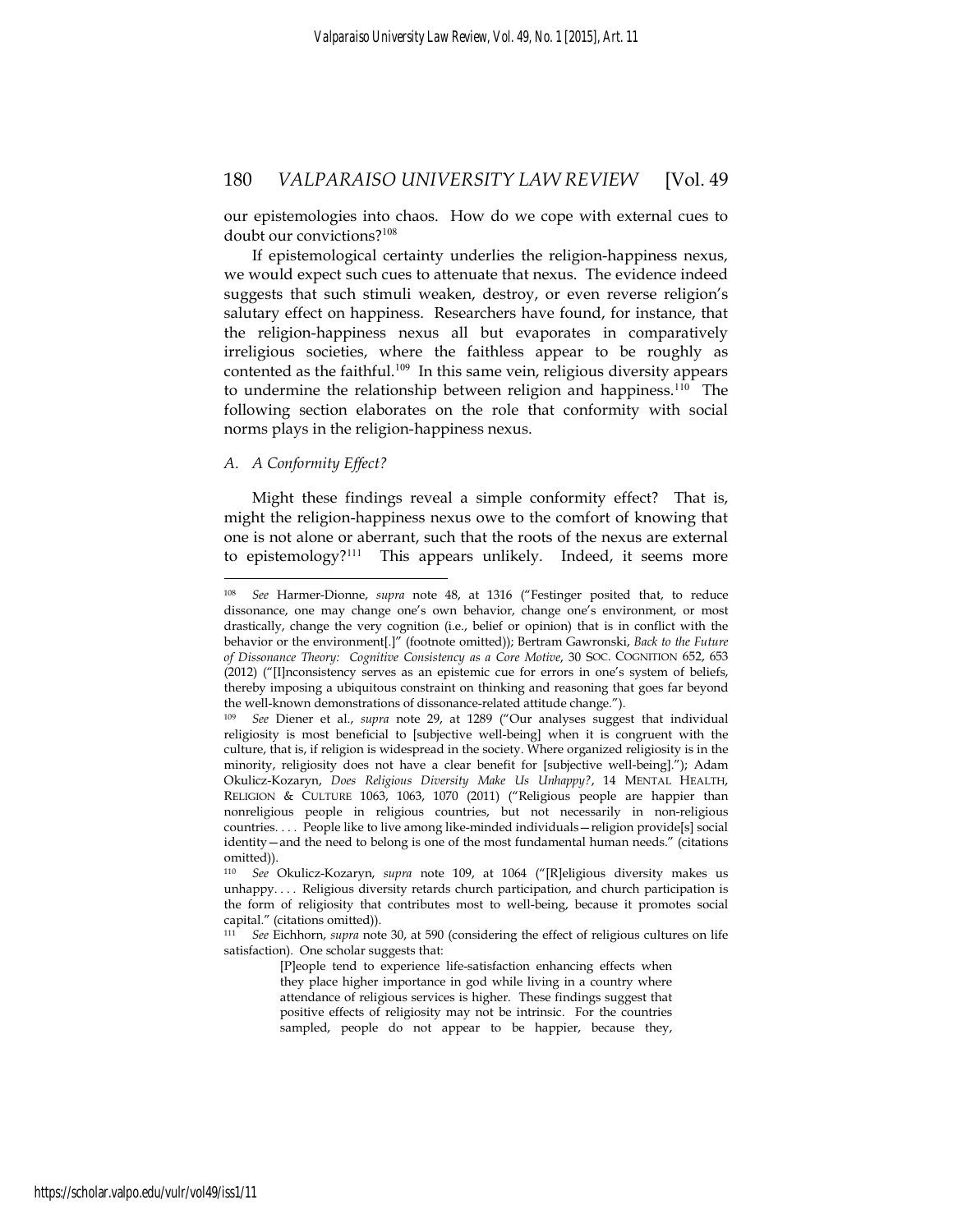our epistemologies into chaos. How do we cope with external cues to doubt our convictions?[108]

If epistemological certainty underlies the religion-happiness nexus, we would expect such cues to attenuate that nexus. The evidence indeed suggests that such stimuli weaken, destroy, or even reverse religion's salutary effect on happiness. Researchers have found, for instance, that the religion-happiness nexus all but evaporates in comparatively irreligious societies, where the faithless appear to be roughly as contented as the faithful.[109] In this same vein, religious diversity appears to undermine the relationship between religion and happiness.[110] The following section elaborates on the role that conformity with social norms plays in the religion-happiness nexus.

### *A. A Conformity Effect?*

Might these findings reveal a simple conformity effect? That is, might the religion-happiness nexus owe to the comfort of knowing that one is not alone or aberrant, such that the roots of the nexus are external to epistemology?[111] This appears unlikely. Indeed, it seems more

---

[108] *See* Harmer-Dionne, *supra* note 48, at 1316 ("Festinger posited that, to reduce dissonance, one may change one's own behavior, change one's environment, or most drastically, change the very cognition (i.e., belief or opinion) that is in conflict with the behavior or the environment[.]" (footnote omitted)); Bertram Gawronski, *Back to the Future of Dissonance Theory: Cognitive Consistency as a Core Motive*, 30 SOC. COGNITION 652, 653 (2012) ("[I]nconsistency serves as an epistemic cue for errors in one's system of beliefs, thereby imposing a ubiquitous constraint on thinking and reasoning that goes far beyond the well-known demonstrations of dissonance-related attitude change.").

[109] *See* Diener et al., *supra* note 29, at 1289 ("Our analyses suggest that individual religiosity is most beneficial to [subjective well-being] when it is congruent with the culture, that is, if religion is widespread in the society. Where organized religiosity is in the minority, religiosity does not have a clear benefit for [subjective well-being]."); Adam Okulicz-Kozaryn, *Does Religious Diversity Make Us Unhappy?*, 14 MENTAL HEALTH, RELIGION & CULTURE 1063, 1063, 1070 (2011) ("Religious people are happier than nonreligious people in religious countries, but not necessarily in non-religious countries. . . . People like to live among like-minded individuals—religion provide[s] social identity—and the need to belong is one of the most fundamental human needs." (citations omitted)).

[110] *See* Okulicz-Kozaryn, *supra* note 109, at 1064 ("[R]eligious diversity makes us unhappy. . . . Religious diversity retards church participation, and church participation is the form of religiosity that contributes most to well-being, because it promotes social capital." (citations omitted)).

[111] *See* Eichhorn, *supra* note 30, at 590 (considering the effect of religious cultures on life satisfaction). One scholar suggests that:

> [P]eople tend to experience life-satisfaction enhancing effects when they place higher importance in god while living in a country where attendance of religious services is higher. These findings suggest that positive effects of religiosity may not be intrinsic. For the countries sampled, people do not appear to be happier, because they,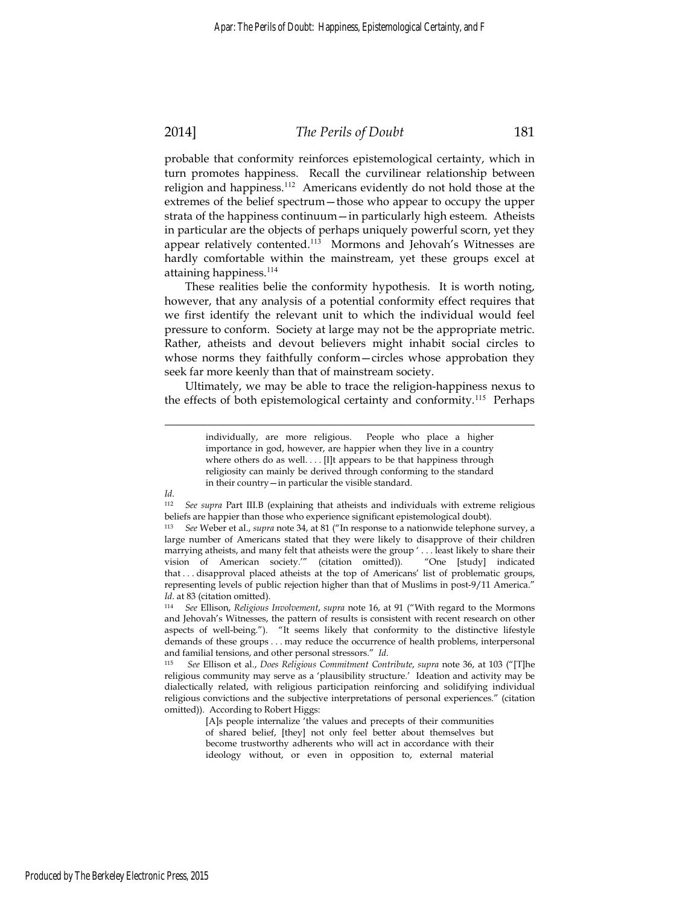probable that conformity reinforces epistemological certainty, which in turn promotes happiness. Recall the curvilinear relationship between religion and happiness.[112] Americans evidently do not hold those at the extremes of the belief spectrum—those who appear to occupy the upper strata of the happiness continuum—in particularly high esteem. Atheists in particular are the objects of perhaps uniquely powerful scorn, yet they appear relatively contented.[113] Mormons and Jehovah's Witnesses are hardly comfortable within the mainstream, yet these groups excel at attaining happiness.[114]

These realities belie the conformity hypothesis. It is worth noting, however, that any analysis of a potential conformity effect requires that we first identify the relevant unit to which the individual would feel pressure to conform. Society at large may not be the appropriate metric. Rather, atheists and devout believers might inhabit social circles to whose norms they faithfully conform—circles whose approbation they seek far more keenly than that of mainstream society.

Ultimately, we may be able to trace the religion-happiness nexus to the effects of both epistemological certainty and conformity.[115] Perhaps

---

> individually, are more religious. People who place a higher importance in god, however, are happier when they live in a country where others do as well. . . . [I]t appears to be that happiness through religiosity can mainly be derived through conforming to the standard in their country—in particular the visible standard.

*Id.*

[112] *See supra* Part III.B (explaining that atheists and individuals with extreme religious beliefs are happier than those who experience significant epistemological doubt).

[113] *See* Weber et al., *supra* note 34, at 81 ("In response to a nationwide telephone survey, a large number of Americans stated that they were likely to disapprove of their children marrying atheists, and many felt that atheists were the group ' . . . least likely to share their vision of American society.'" (citation omitted)). "One [study] indicated that . . . disapproval placed atheists at the top of Americans' list of problematic groups, representing levels of public rejection higher than that of Muslims in post-9/11 America." *Id.* at 83 (citation omitted).

[114] *See* Ellison, *Religious Involvement*, *supra* note 16, at 91 ("With regard to the Mormons and Jehovah's Witnesses, the pattern of results is consistent with recent research on other aspects of well-being."). "It seems likely that conformity to the distinctive lifestyle demands of these groups . . . may reduce the occurrence of health problems, interpersonal and familial tensions, and other personal stressors." *Id.*

[115] *See* Ellison et al., *Does Religious Commitment Contribute*, *supra* note 36, at 103 ("[T]he religious community may serve as a 'plausibility structure.' Ideation and activity may be dialectically related, with religious participation reinforcing and solidifying individual religious convictions and the subjective interpretations of personal experiences." (citation omitted)). According to Robert Higgs:

> [A]s people internalize 'the values and precepts of their communities of shared belief, [they] not only feel better about themselves but become trustworthy adherents who will act in accordance with their ideology without, or even in opposition to, external material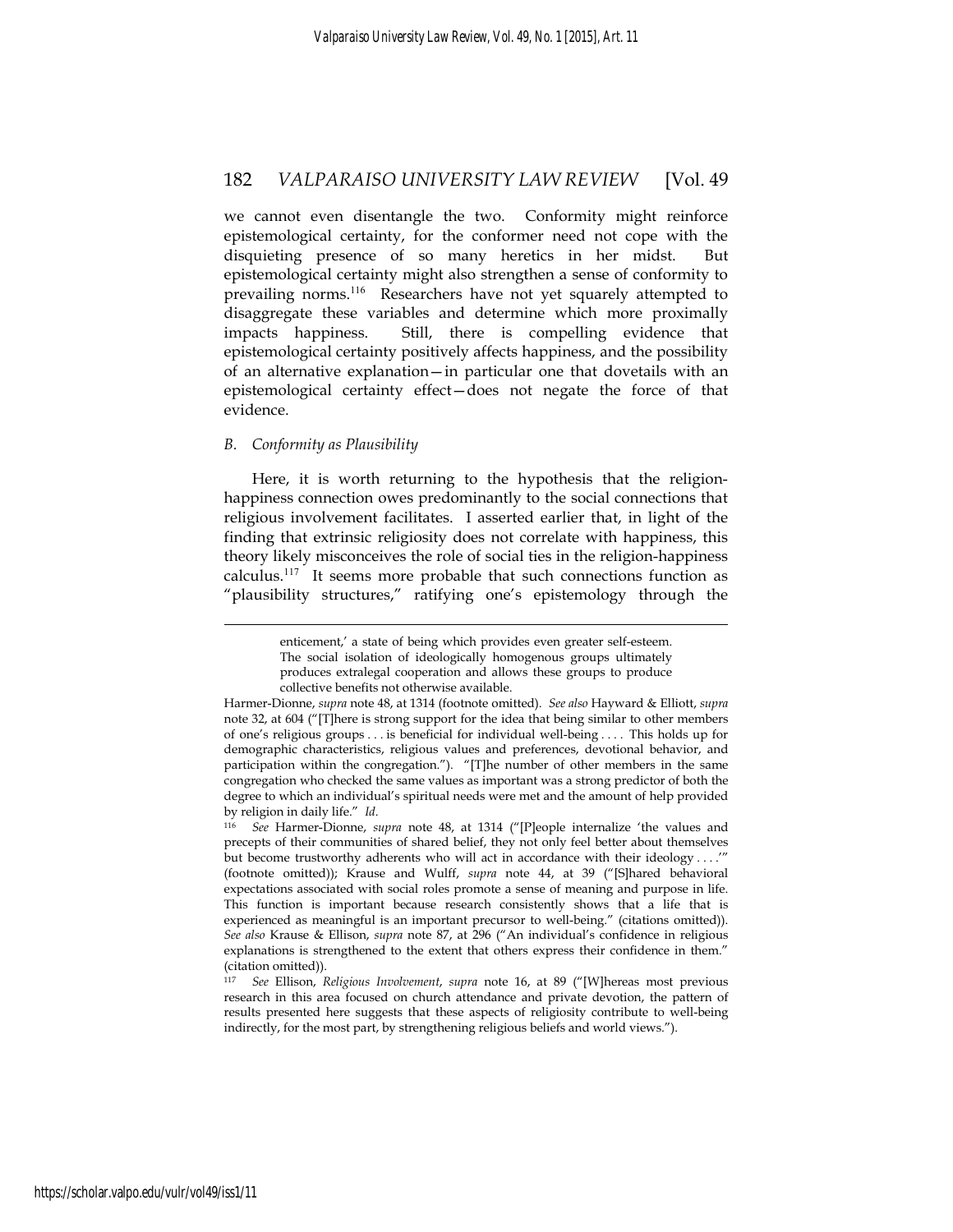we cannot even disentangle the two. Conformity might reinforce epistemological certainty, for the conformer need not cope with the disquieting presence of so many heretics in her midst. But epistemological certainty might also strengthen a sense of conformity to prevailing norms.[116] Researchers have not yet squarely attempted to disaggregate these variables and determine which more proximally impacts happiness. Still, there is compelling evidence that epistemological certainty positively affects happiness, and the possibility of an alternative explanation—in particular one that dovetails with an epistemological certainty effect—does not negate the force of that evidence.

### *B. Conformity as Plausibility*

Here, it is worth returning to the hypothesis that the religion-happiness connection owes predominantly to the social connections that religious involvement facilitates. I asserted earlier that, in light of the finding that extrinsic religiosity does not correlate with happiness, this theory likely misconceives the role of social ties in the religion-happiness calculus.[117] It seems more probable that such connections function as "plausibility structures," ratifying one's epistemology through the

---

> enticement,' a state of being which provides even greater self-esteem. The social isolation of ideologically homogenous groups ultimately produces extralegal cooperation and allows these groups to produce collective benefits not otherwise available.

Harmer-Dionne, *supra* note 48, at 1314 (footnote omitted). *See also* Hayward & Elliott, *supra* note 32, at 604 ("[T]here is strong support for the idea that being similar to other members of one's religious groups . . . is beneficial for individual well-being . . . . This holds up for demographic characteristics, religious values and preferences, devotional behavior, and participation within the congregation."). "[T]he number of other members in the same congregation who checked the same values as important was a strong predictor of both the degree to which an individual's spiritual needs were met and the amount of help provided by religion in daily life." *Id.*

[116] *See* Harmer-Dionne, *supra* note 48, at 1314 ("[P]eople internalize 'the values and precepts of their communities of shared belief, they not only feel better about themselves but become trustworthy adherents who will act in accordance with their ideology . . . .'" (footnote omitted)); Krause and Wulff, *supra* note 44, at 39 ("[S]hared behavioral expectations associated with social roles promote a sense of meaning and purpose in life. This function is important because research consistently shows that a life that is experienced as meaningful is an important precursor to well-being." (citations omitted)). *See also* Krause & Ellison, *supra* note 87, at 296 ("An individual's confidence in religious explanations is strengthened to the extent that others express their confidence in them." (citation omitted)).

[117] *See* Ellison, *Religious Involvement*, *supra* note 16, at 89 ("[W]hereas most previous research in this area focused on church attendance and private devotion, the pattern of results presented here suggests that these aspects of religiosity contribute to well-being indirectly, for the most part, by strengthening religious beliefs and world views.").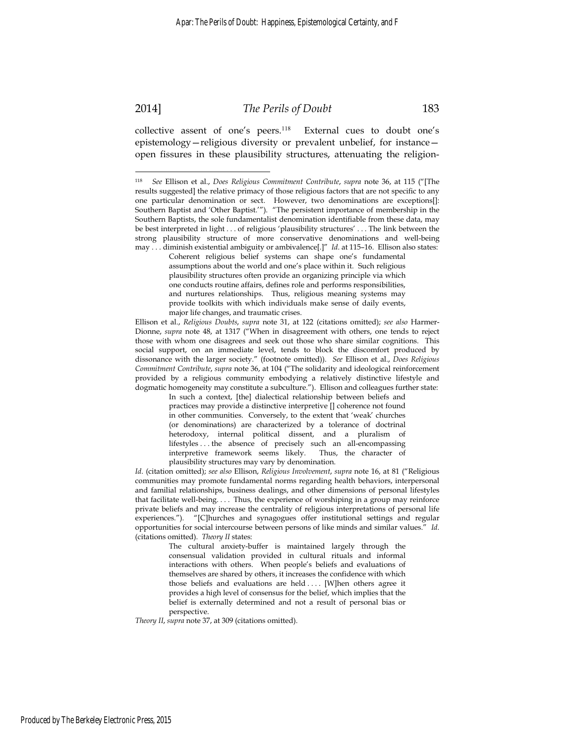collective assent of one's peers.[118] External cues to doubt one's epistemology—religious diversity or prevalent unbelief, for instance—open fissures in these plausibility structures, attenuating the religion-

---

[118] *See* Ellison et al., *Does Religious Commitment Contribute*, *supra* note 36, at 115 ("[The results suggested] the relative primacy of those religious factors that are not specific to any one particular denomination or sect. However, two denominations are exceptions[]: Southern Baptist and 'Other Baptist.'"). "The persistent importance of membership in the Southern Baptists, the sole fundamentalist denomination identifiable from these data, may be best interpreted in light . . . of religious 'plausibility structures' . . . The link between the strong plausibility structure of more conservative denominations and well-being may . . . diminish existential ambiguity or ambivalence[.]" *Id.* at 115–16. Ellison also states:

> Coherent religious belief systems can shape one's fundamental assumptions about the world and one's place within it. Such religious plausibility structures often provide an organizing principle via which one conducts routine affairs, defines role and performs responsibilities, and nurtures relationships. Thus, religious meaning systems may provide toolkits with which individuals make sense of daily events, major life changes, and traumatic crises.

Ellison et al., *Religious Doubts*, *supra* note 31, at 122 (citations omitted); *see also* Harmer-Dionne, *supra* note 48, at 1317 ("When in disagreement with others, one tends to reject those with whom one disagrees and seek out those who share similar cognitions. This social support, on an immediate level, tends to block the discomfort produced by dissonance with the larger society." (footnote omitted)). *See* Ellison et al., *Does Religious Commitment Contribute*, *supra* note 36, at 104 ("The solidarity and ideological reinforcement provided by a religious community embodying a relatively distinctive lifestyle and dogmatic homogeneity may constitute a subculture."). Ellison and colleagues further state:

> In such a context, [the] dialectical relationship between beliefs and practices may provide a distinctive interpretive [] coherence not found in other communities. Conversely, to the extent that 'weak' churches (or denominations) are characterized by a tolerance of doctrinal heterodoxy, internal political dissent, and a pluralism of lifestyles . . . the absence of precisely such an all-encompassing interpretive framework seems likely. Thus, the character of plausibility structures may vary by denomination.

*Id.* (citation omitted); *see also* Ellison, *Religious Involvement*, *supra* note 16, at 81 ("Religious communities may promote fundamental norms regarding health behaviors, interpersonal and familial relationships, business dealings, and other dimensions of personal lifestyles that facilitate well-being. . . . Thus, the experience of worshiping in a group may reinforce private beliefs and may increase the centrality of religious interpretations of personal life experiences."). "[C]hurches and synagogues offer institutional settings and regular opportunities for social intercourse between persons of like minds and similar values." *Id.* (citations omitted). *Theory II* states:

> The cultural anxiety-buffer is maintained largely through the consensual validation provided in cultural rituals and informal interactions with others. When people's beliefs and evaluations of themselves are shared by others, it increases the confidence with which those beliefs and evaluations are held . . . . [W]hen others agree it provides a high level of consensus for the belief, which implies that the belief is externally determined and not a result of personal bias or perspective.

*Theory II*, *supra* note 37, at 309 (citations omitted).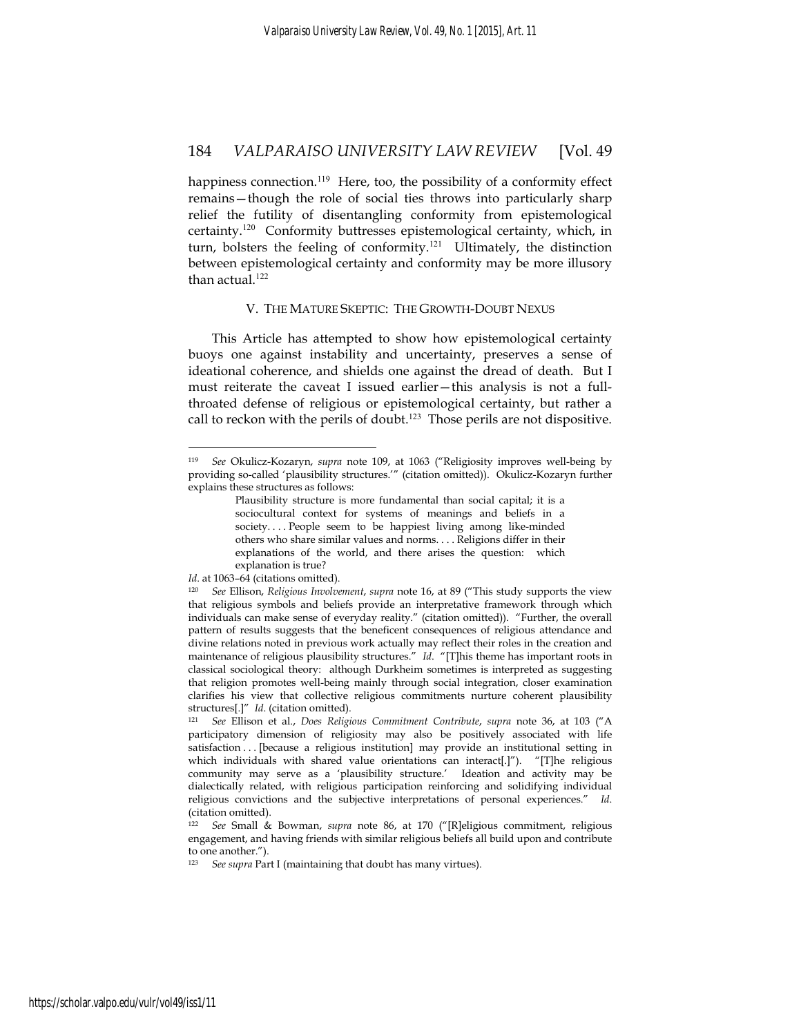happiness connection.[119] Here, too, the possibility of a conformity effect remains—though the role of social ties throws into particularly sharp relief the futility of disentangling conformity from epistemological certainty.[120] Conformity buttresses epistemological certainty, which, in turn, bolsters the feeling of conformity.[121] Ultimately, the distinction between epistemological certainty and conformity may be more illusory than actual.[122]

## V. THE MATURE SKEPTIC: THE GROWTH-DOUBT NEXUS

This Article has attempted to show how epistemological certainty buoys one against instability and uncertainty, preserves a sense of ideational coherence, and shields one against the dread of death. But I must reiterate the caveat I issued earlier—this analysis is not a full-throated defense of religious or epistemological certainty, but rather a call to reckon with the perils of doubt.[123] Those perils are not dispositive.

---

[119] *See* Okulicz-Kozaryn, *supra* note 109, at 1063 ("Religiosity improves well-being by providing so-called 'plausibility structures.'" (citation omitted)). Okulicz-Kozaryn further explains these structures as follows:

> Plausibility structure is more fundamental than social capital; it is a sociocultural context for systems of meanings and beliefs in a society. . . . People seem to be happiest living among like-minded others who share similar values and norms. . . . Religions differ in their explanations of the world, and there arises the question: which explanation is true?

*Id*. at 1063–64 (citations omitted).

[120] *See* Ellison, *Religious Involvement*, *supra* note 16, at 89 ("This study supports the view that religious symbols and beliefs provide an interpretative framework through which individuals can make sense of everyday reality." (citation omitted)). "Further, the overall pattern of results suggests that the beneficent consequences of religious attendance and divine relations noted in previous work actually may reflect their roles in the creation and maintenance of religious plausibility structures." *Id*. "[T]his theme has important roots in classical sociological theory: although Durkheim sometimes is interpreted as suggesting that religion promotes well-being mainly through social integration, closer examination clarifies his view that collective religious commitments nurture coherent plausibility structures[.]" *Id*. (citation omitted).

[121] *See* Ellison et al., *Does Religious Commitment Contribute*, *supra* note 36, at 103 ("A participatory dimension of religiosity may also be positively associated with life satisfaction . . . [because a religious institution] may provide an institutional setting in which individuals with shared value orientations can interact[.]"). "[T]he religious community may serve as a 'plausibility structure.' Ideation and activity may be dialectically related, with religious participation reinforcing and solidifying individual religious convictions and the subjective interpretations of personal experiences." *Id*. (citation omitted).

[122] *See* Small & Bowman, *supra* note 86, at 170 ("[R]eligious commitment, religious engagement, and having friends with similar religious beliefs all build upon and contribute to one another.").

[123] *See supra* Part I (maintaining that doubt has many virtues).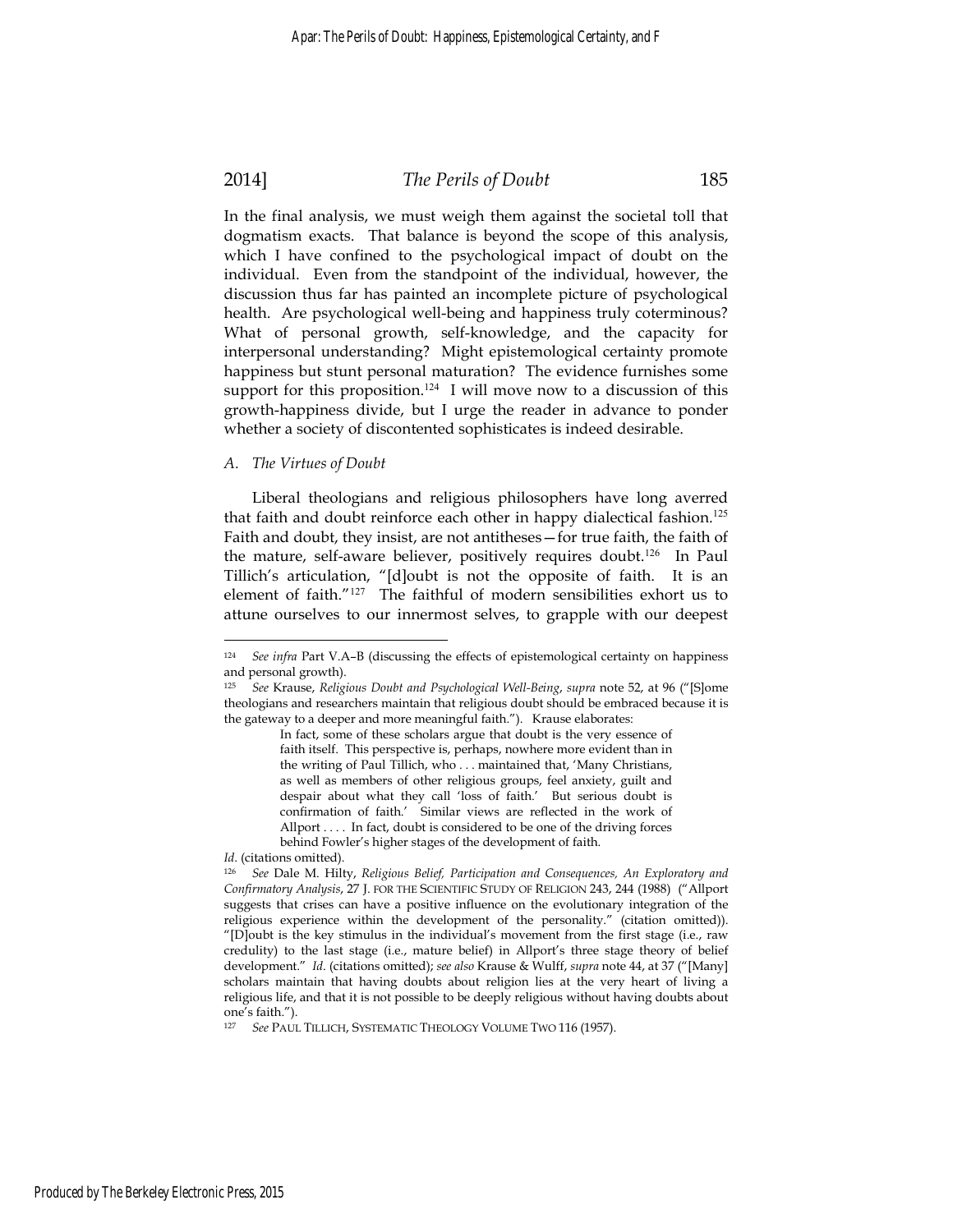In the final analysis, we must weigh them against the societal toll that dogmatism exacts. That balance is beyond the scope of this analysis, which I have confined to the psychological impact of doubt on the individual. Even from the standpoint of the individual, however, the discussion thus far has painted an incomplete picture of psychological health. Are psychological well-being and happiness truly coterminous? What of personal growth, self-knowledge, and the capacity for interpersonal understanding? Might epistemological certainty promote happiness but stunt personal maturation? The evidence furnishes some support for this proposition.[124] I will move now to a discussion of this growth-happiness divide, but I urge the reader in advance to ponder whether a society of discontented sophisticates is indeed desirable.

### *A. The Virtues of Doubt*

Liberal theologians and religious philosophers have long averred that faith and doubt reinforce each other in happy dialectical fashion.[125] Faith and doubt, they insist, are not antitheses—for true faith, the faith of the mature, self-aware believer, positively requires doubt.[126] In Paul Tillich's articulation, "[d]oubt is not the opposite of faith. It is an element of faith."[127] The faithful of modern sensibilities exhort us to attune ourselves to our innermost selves, to grapple with our deepest

---

[124] *See infra* Part V.A–B (discussing the effects of epistemological certainty on happiness and personal growth).

[125] *See* Krause, *Religious Doubt and Psychological Well-Being*, *supra* note 52, at 96 ("[S]ome theologians and researchers maintain that religious doubt should be embraced because it is the gateway to a deeper and more meaningful faith."). Krause elaborates:

> In fact, some of these scholars argue that doubt is the very essence of faith itself. This perspective is, perhaps, nowhere more evident than in the writing of Paul Tillich, who . . . maintained that, 'Many Christians, as well as members of other religious groups, feel anxiety, guilt and despair about what they call 'loss of faith.' But serious doubt is confirmation of faith.' Similar views are reflected in the work of Allport . . . . In fact, doubt is considered to be one of the driving forces behind Fowler's higher stages of the development of faith.

*Id.* (citations omitted).

[126] *See* Dale M. Hilty, *Religious Belief, Participation and Consequences, An Exploratory and Confirmatory Analysis*, 27 J. FOR THE SCIENTIFIC STUDY OF RELIGION 243, 244 (1988) ("Allport suggests that crises can have a positive influence on the evolutionary integration of the religious experience within the development of the personality." (citation omitted)). "[D]oubt is the key stimulus in the individual's movement from the first stage (i.e., raw credulity) to the last stage (i.e., mature belief) in Allport's three stage theory of belief development." *Id.* (citations omitted); *see also* Krause & Wulff, *supra* note 44, at 37 ("[Many] scholars maintain that having doubts about religion lies at the very heart of living a religious life, and that it is not possible to be deeply religious without having doubts about one's faith.").

[127] *See* PAUL TILLICH, SYSTEMATIC THEOLOGY VOLUME TWO 116 (1957).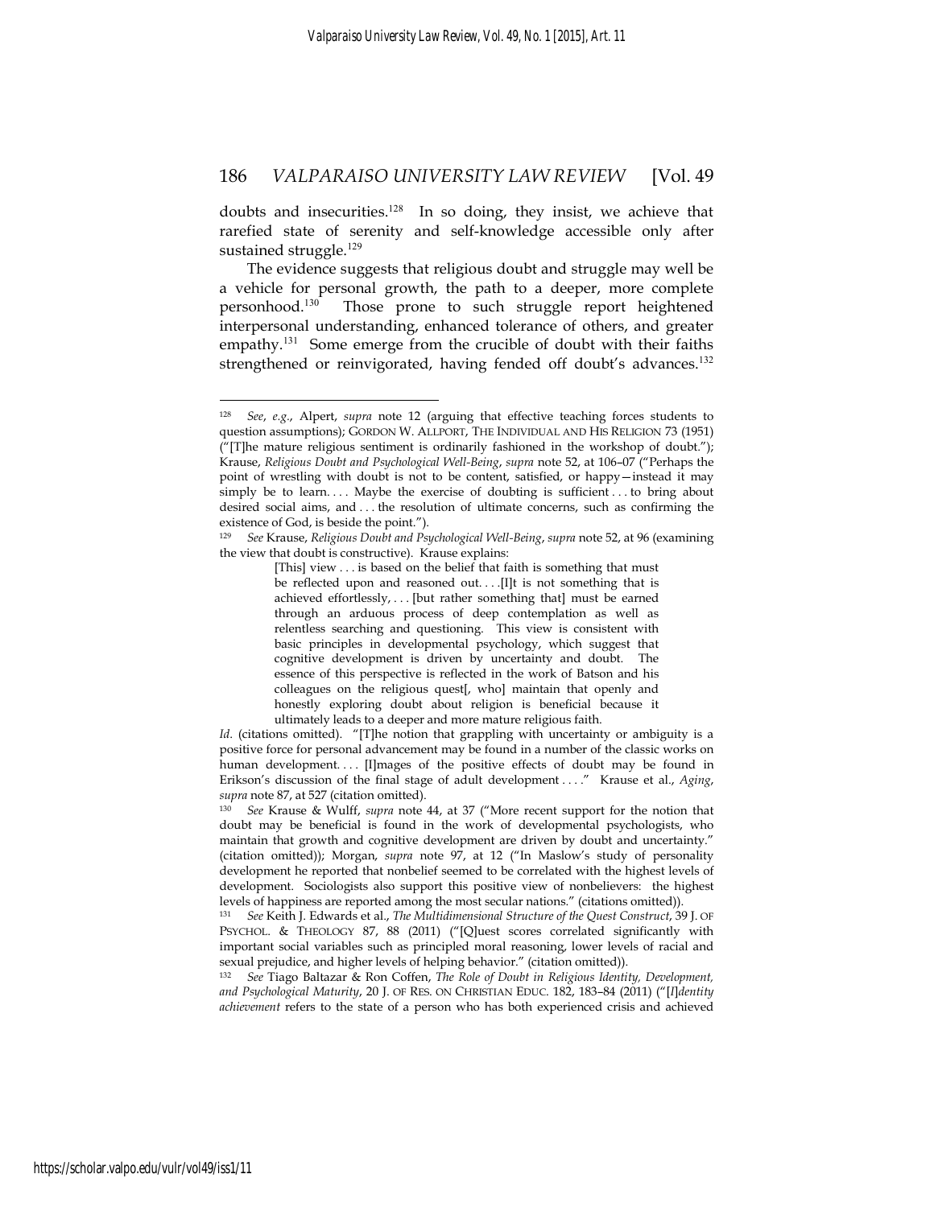doubts and insecurities.[128] In so doing, they insist, we achieve that rarefied state of serenity and self-knowledge accessible only after sustained struggle.[129]

The evidence suggests that religious doubt and struggle may well be a vehicle for personal growth, the path to a deeper, more complete personhood.[130] Those prone to such struggle report heightened interpersonal understanding, enhanced tolerance of others, and greater empathy.[131] Some emerge from the crucible of doubt with their faiths strengthened or reinvigorated, having fended off doubt's advances.[132]

---

[128] *See*, *e.g.*, Alpert, *supra* note 12 (arguing that effective teaching forces students to question assumptions); GORDON W. ALLPORT, THE INDIVIDUAL AND HIS RELIGION 73 (1951) ("[T]he mature religious sentiment is ordinarily fashioned in the workshop of doubt."); Krause, *Religious Doubt and Psychological Well-Being*, *supra* note 52, at 106–07 ("Perhaps the point of wrestling with doubt is not to be content, satisfied, or happy—instead it may simply be to learn. . . . Maybe the exercise of doubting is sufficient . . . to bring about desired social aims, and . . . the resolution of ultimate concerns, such as confirming the existence of God, is beside the point.").

[129] *See* Krause, *Religious Doubt and Psychological Well-Being*, *supra* note 52, at 96 (examining the view that doubt is constructive). Krause explains:

> [This] view . . . is based on the belief that faith is something that must be reflected upon and reasoned out. . . .[I]t is not something that is achieved effortlessly, . . . [but rather something that] must be earned through an arduous process of deep contemplation as well as relentless searching and questioning. This view is consistent with basic principles in developmental psychology, which suggest that cognitive development is driven by uncertainty and doubt. The essence of this perspective is reflected in the work of Batson and his colleagues on the religious quest[, who] maintain that openly and honestly exploring doubt about religion is beneficial because it ultimately leads to a deeper and more mature religious faith.

*Id*. (citations omitted). "[T]he notion that grappling with uncertainty or ambiguity is a positive force for personal advancement may be found in a number of the classic works on human development. . . . [I]mages of the positive effects of doubt may be found in Erikson's discussion of the final stage of adult development . . . ." Krause et al., *Aging*, *supra* note 87, at 527 (citation omitted).

[130] *See* Krause & Wulff, *supra* note 44, at 37 ("More recent support for the notion that doubt may be beneficial is found in the work of developmental psychologists, who maintain that growth and cognitive development are driven by doubt and uncertainty." (citation omitted)); Morgan, *supra* note 97, at 12 ("In Maslow's study of personality development he reported that nonbelief seemed to be correlated with the highest levels of development. Sociologists also support this positive view of nonbelievers: the highest levels of happiness are reported among the most secular nations." (citations omitted)).

[131] *See* Keith J. Edwards et al., *The Multidimensional Structure of the Quest Construct*, 39 J. OF PSYCHOL. & THEOLOGY 87, 88 (2011) ("[Q]uest scores correlated significantly with important social variables such as principled moral reasoning, lower levels of racial and sexual prejudice, and higher levels of helping behavior." (citation omitted)).

[132] *See* Tiago Baltazar & Ron Coffen, *The Role of Doubt in Religious Identity, Development, and Psychological Maturity*, 20 J. OF RES. ON CHRISTIAN EDUC. 182, 183–84 (2011) ("[*I*]*dentity achievement* refers to the state of a person who has both experienced crisis and achieved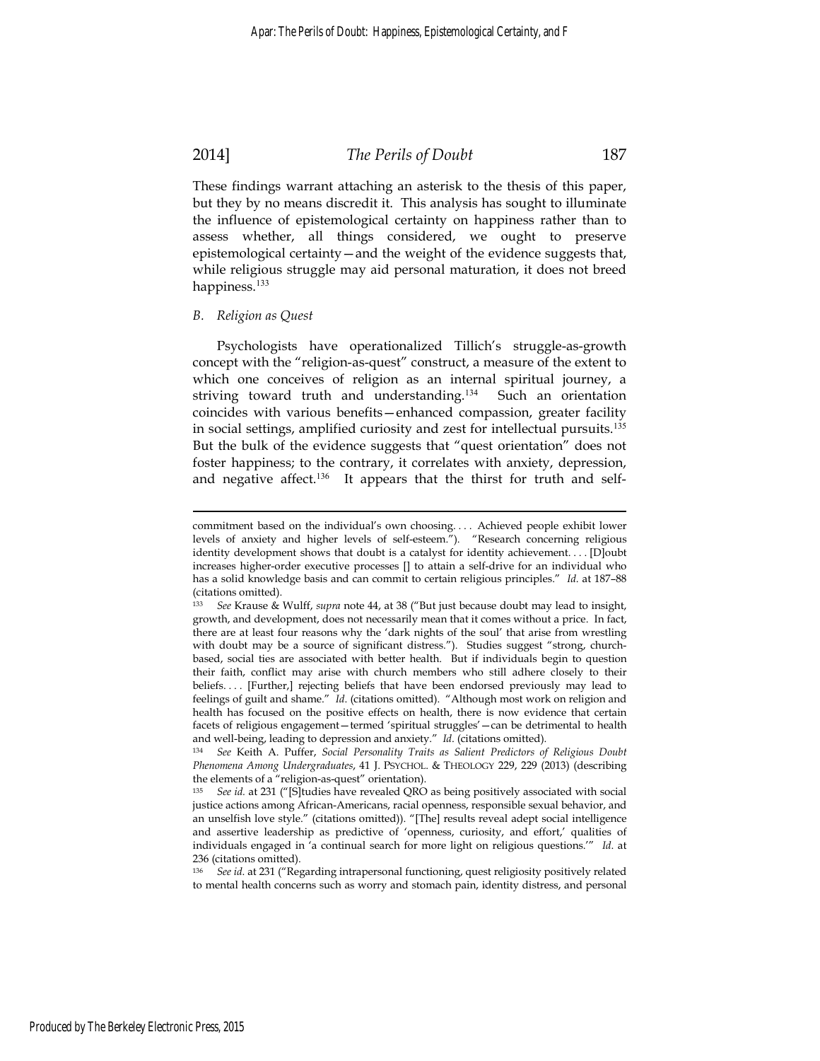These findings warrant attaching an asterisk to the thesis of this paper, but they by no means discredit it. This analysis has sought to illuminate the influence of epistemological certainty on happiness rather than to assess whether, all things considered, we ought to preserve epistemological certainty—and the weight of the evidence suggests that, while religious struggle may aid personal maturation, it does not breed happiness.[133]

### *B. Religion as Quest*

Psychologists have operationalized Tillich's struggle-as-growth concept with the "religion-as-quest" construct, a measure of the extent to which one conceives of religion as an internal spiritual journey, a striving toward truth and understanding.[134] Such an orientation coincides with various benefits—enhanced compassion, greater facility in social settings, amplified curiosity and zest for intellectual pursuits.[135] But the bulk of the evidence suggests that "quest orientation" does not foster happiness; to the contrary, it correlates with anxiety, depression, and negative affect.[136] It appears that the thirst for truth and self-

---

commitment based on the individual's own choosing. . . . Achieved people exhibit lower levels of anxiety and higher levels of self-esteem."). "Research concerning religious identity development shows that doubt is a catalyst for identity achievement. . . . [D]oubt increases higher-order executive processes [] to attain a self-drive for an individual who has a solid knowledge basis and can commit to certain religious principles." *Id.* at 187–88 (citations omitted).

[133] *See* Krause & Wulff, *supra* note 44, at 38 ("But just because doubt may lead to insight, growth, and development, does not necessarily mean that it comes without a price. In fact, there are at least four reasons why the 'dark nights of the soul' that arise from wrestling with doubt may be a source of significant distress."). Studies suggest "strong, church-based, social ties are associated with better health. But if individuals begin to question their faith, conflict may arise with church members who still adhere closely to their beliefs. . . . [Further,] rejecting beliefs that have been endorsed previously may lead to feelings of guilt and shame." *Id.* (citations omitted). "Although most work on religion and health has focused on the positive effects on health, there is now evidence that certain facets of religious engagement—termed 'spiritual struggles'—can be detrimental to health and well-being, leading to depression and anxiety." *Id.* (citations omitted).

[134] *See* Keith A. Puffer, *Social Personality Traits as Salient Predictors of Religious Doubt Phenomena Among Undergraduates*, 41 J. PSYCHOL. & THEOLOGY 229, 229 (2013) (describing the elements of a "religion-as-quest" orientation).

[135] *See id.* at 231 ("[S]tudies have revealed QRO as being positively associated with social justice actions among African-Americans, racial openness, responsible sexual behavior, and an unselfish love style." (citations omitted)). "[The] results reveal adept social intelligence and assertive leadership as predictive of 'openness, curiosity, and effort,' qualities of individuals engaged in 'a continual search for more light on religious questions.'" *Id.* at 236 (citations omitted).

[136] *See id.* at 231 ("Regarding intrapersonal functioning, quest religiosity positively related to mental health concerns such as worry and stomach pain, identity distress, and personal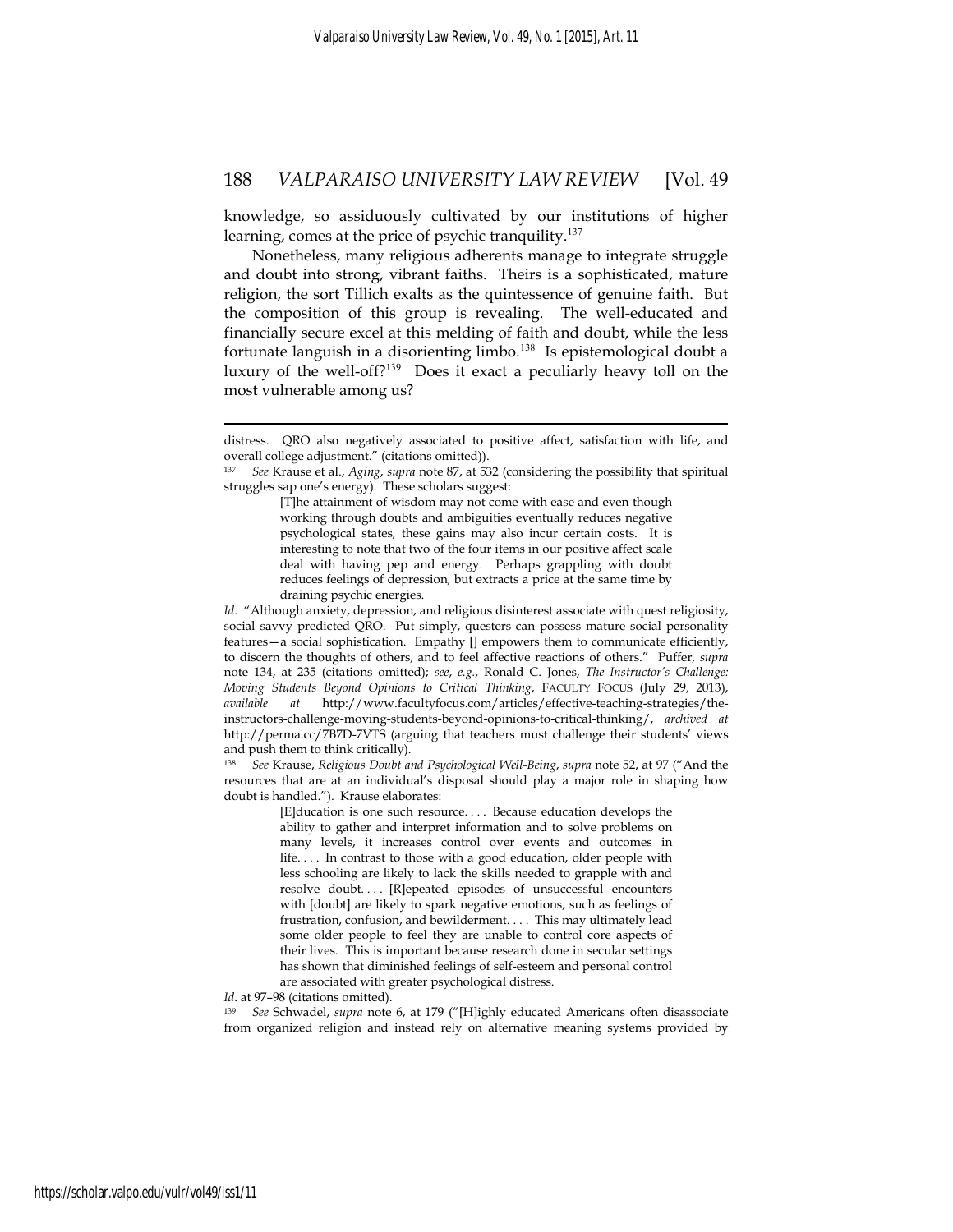knowledge, so assiduously cultivated by our institutions of higher learning, comes at the price of psychic tranquility.[137]

Nonetheless, many religious adherents manage to integrate struggle and doubt into strong, vibrant faiths. Theirs is a sophisticated, mature religion, the sort Tillich exalts as the quintessence of genuine faith. But the composition of this group is revealing. The well-educated and financially secure excel at this melding of faith and doubt, while the less fortunate languish in a disorienting limbo.[138] Is epistemological doubt a luxury of the well-off?[139] Does it exact a peculiarly heavy toll on the most vulnerable among us?

---

distress. QRO also negatively associated to positive affect, satisfaction with life, and overall college adjustment." (citations omitted)).

[137] *See* Krause et al., *Aging*, *supra* note 87, at 532 (considering the possibility that spiritual struggles sap one's energy). These scholars suggest:

> [T]he attainment of wisdom may not come with ease and even though working through doubts and ambiguities eventually reduces negative psychological states, these gains may also incur certain costs. It is interesting to note that two of the four items in our positive affect scale deal with having pep and energy. Perhaps grappling with doubt reduces feelings of depression, but extracts a price at the same time by draining psychic energies.

*Id.* "Although anxiety, depression, and religious disinterest associate with quest religiosity, social savvy predicted QRO. Put simply, questers can possess mature social personality features—a social sophistication. Empathy [] empowers them to communicate efficiently, to discern the thoughts of others, and to feel affective reactions of others." Puffer, *supra* note 134, at 235 (citations omitted); *see, e.g.*, Ronald C. Jones, *The Instructor's Challenge: Moving Students Beyond Opinions to Critical Thinking*, FACULTY FOCUS (July 29, 2013), *available at* http://www.facultyfocus.com/articles/effective-teaching-strategies/the-instructors-challenge-moving-students-beyond-opinions-to-critical-thinking/, *archived at* http://perma.cc/7B7D-7VTS (arguing that teachers must challenge their students' views and push them to think critically).

[138] *See* Krause, *Religious Doubt and Psychological Well-Being*, *supra* note 52, at 97 ("And the resources that are at an individual's disposal should play a major role in shaping how doubt is handled."). Krause elaborates:

> [E]ducation is one such resource. . . . Because education develops the ability to gather and interpret information and to solve problems on many levels, it increases control over events and outcomes in life. . . . In contrast to those with a good education, older people with less schooling are likely to lack the skills needed to grapple with and resolve doubt. . . . [R]epeated episodes of unsuccessful encounters with [doubt] are likely to spark negative emotions, such as feelings of frustration, confusion, and bewilderment. . . . This may ultimately lead some older people to feel they are unable to control core aspects of their lives. This is important because research done in secular settings has shown that diminished feelings of self-esteem and personal control are associated with greater psychological distress.

*Id.* at 97–98 (citations omitted).

[139] *See* Schwadel, *supra* note 6, at 179 ("[H]ighly educated Americans often disassociate from organized religion and instead rely on alternative meaning systems provided by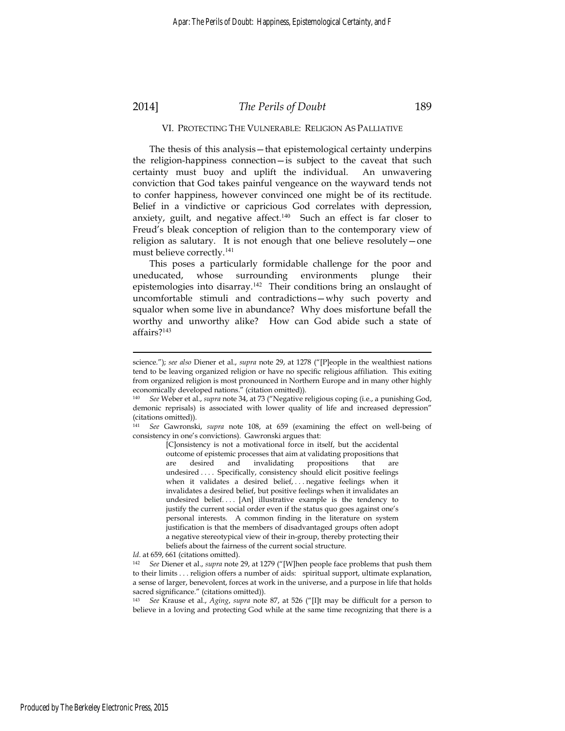## VI. PROTECTING THE VULNERABLE: RELIGION AS PALLIATIVE

The thesis of this analysis—that epistemological certainty underpins the religion-happiness connection—is subject to the caveat that such certainty must buoy and uplift the individual. An unwavering conviction that God takes painful vengeance on the wayward tends not to confer happiness, however convinced one might be of its rectitude. Belief in a vindictive or capricious God correlates with depression, anxiety, guilt, and negative affect.[140] Such an effect is far closer to Freud's bleak conception of religion than to the contemporary view of religion as salutary. It is not enough that one believe resolutely—one must believe correctly.[141]

This poses a particularly formidable challenge for the poor and uneducated, whose surrounding environments plunge their epistemologies into disarray.[142] Their conditions bring an onslaught of uncomfortable stimuli and contradictions—why such poverty and squalor when some live in abundance? Why does misfortune befall the worthy and unworthy alike? How can God abide such a state of affairs?[143]

---

science."); *see also* Diener et al., *supra* note 29, at 1278 ("[P]eople in the wealthiest nations tend to be leaving organized religion or have no specific religious affiliation. This exiting from organized religion is most pronounced in Northern Europe and in many other highly economically developed nations." (citation omitted)).

140 *See* Weber et al., *supra* note 34, at 73 ("Negative religious coping (i.e., a punishing God, demonic reprisals) is associated with lower quality of life and increased depression" (citations omitted)).

141 *See* Gawronski, *supra* note 108, at 659 (examining the effect on well-being of consistency in one's convictions). Gawronski argues that:

> [C]onsistency is not a motivational force in itself, but the accidental outcome of epistemic processes that aim at validating propositions that are desired and invalidating propositions that are undesired . . . . Specifically, consistency should elicit positive feelings when it validates a desired belief, . . . negative feelings when it invalidates a desired belief, but positive feelings when it invalidates an undesired belief. . . . [An] illustrative example is the tendency to justify the current social order even if the status quo goes against one's personal interests. A common finding in the literature on system justification is that the members of disadvantaged groups often adopt a negative stereotypical view of their in-group, thereby protecting their beliefs about the fairness of the current social structure.

*Id.* at 659, 661 (citations omitted).

142 *See* Diener et al., *supra* note 29, at 1279 ("[W]hen people face problems that push them to their limits . . . religion offers a number of aids: spiritual support, ultimate explanation, a sense of larger, benevolent, forces at work in the universe, and a purpose in life that holds sacred significance." (citations omitted)).

143 *See* Krause et al., *Aging*, *supra* note 87, at 526 ("[I]t may be difficult for a person to believe in a loving and protecting God while at the same time recognizing that there is a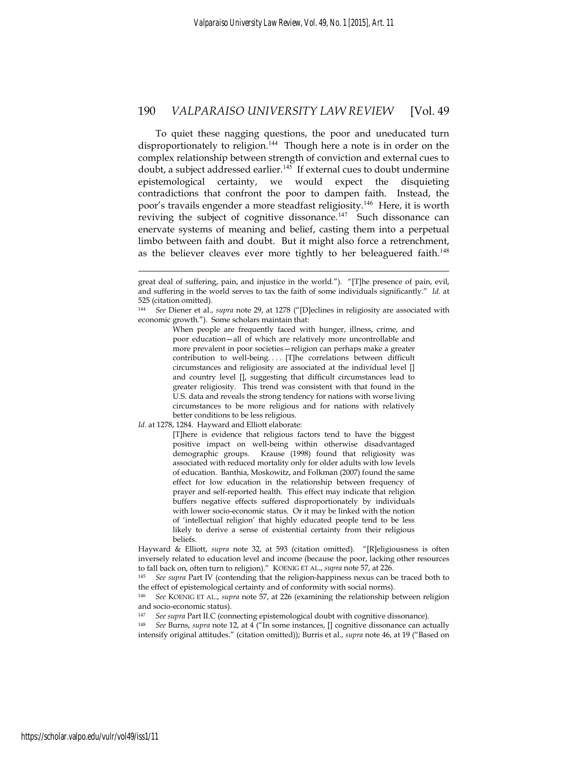To quiet these nagging questions, the poor and uneducated turn disproportionately to religion.[144] Though here a note is in order on the complex relationship between strength of conviction and external cues to doubt, a subject addressed earlier.[145] If external cues to doubt undermine epistemological certainty, we would expect the disquieting contradictions that confront the poor to dampen faith. Instead, the poor's travails engender a more steadfast religiosity.[146] Here, it is worth reviving the subject of cognitive dissonance.[147] Such dissonance can enervate systems of meaning and belief, casting them into a perpetual limbo between faith and doubt. But it might also force a retrenchment, as the believer cleaves ever more tightly to her beleaguered faith.[148]

---

great deal of suffering, pain, and injustice in the world."). "[T]he presence of pain, evil, and suffering in the world serves to tax the faith of some individuals significantly." *Id.* at 525 (citation omitted).

[144] *See* Diener et al., *supra* note 29, at 1278 ("[D]eclines in religiosity are associated with economic growth."). Some scholars maintain that:

> When people are frequently faced with hunger, illness, crime, and poor education—all of which are relatively more uncontrollable and more prevalent in poor societies—religion can perhaps make a greater contribution to well-being. . . . [T]he correlations between difficult circumstances and religiosity are associated at the individual level [] and country level [], suggesting that difficult circumstances lead to greater religiosity. This trend was consistent with that found in the U.S. data and reveals the strong tendency for nations with worse living circumstances to be more religious and for nations with relatively better conditions to be less religious.

*Id.* at 1278, 1284. Hayward and Elliott elaborate:

> [T]here is evidence that religious factors tend to have the biggest positive impact on well-being within otherwise disadvantaged demographic groups. Krause (1998) found that religiosity was associated with reduced mortality only for older adults with low levels of education. Banthia, Moskowitz, and Folkman (2007) found the same effect for low education in the relationship between frequency of prayer and self-reported health. This effect may indicate that religion buffers negative effects suffered disproportionately by individuals with lower socio-economic status. Or it may be linked with the notion of 'intellectual religion' that highly educated people tend to be less likely to derive a sense of existential certainty from their religious beliefs.

Hayward & Elliott, *supra* note 32, at 593 (citation omitted). "[R]eligiousness is often inversely related to education level and income (because the poor, lacking other resources to fall back on, often turn to religion)." KOENIG ET AL., *supra* note 57, at 226.

[145] *See supra* Part IV (contending that the religion-happiness nexus can be traced both to the effect of epistemological certainty and of conformity with social norms).

[146] *See* KOENIG ET AL., *supra* note 57, at 226 (examining the relationship between religion and socio-economic status).

[147] *See supra* Part II.C (connecting epistemological doubt with cognitive dissonance).

[148] *See* Burns, *supra* note 12, at 4 ("In some instances, [] cognitive dissonance can actually intensify original attitudes." (citation omitted)); Burris et al., *supra* note 46, at 19 ("Based on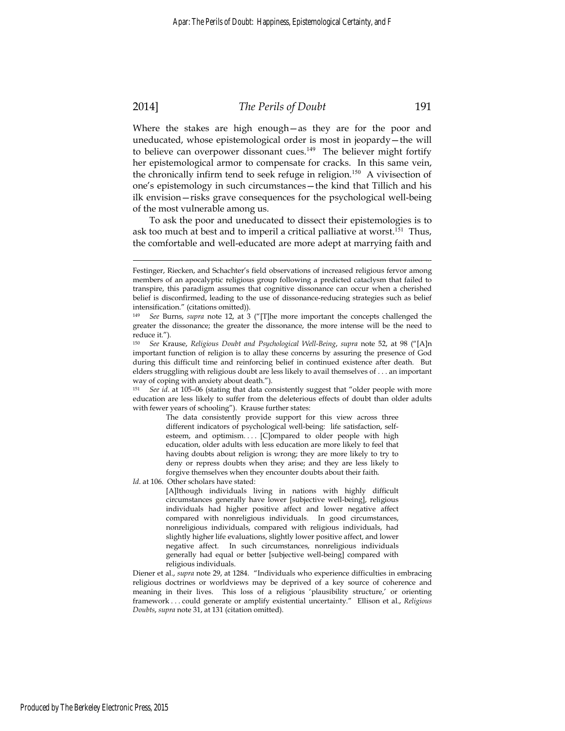Where the stakes are high enough—as they are for the poor and uneducated, whose epistemological order is most in jeopardy—the will to believe can overpower dissonant cues.[149] The believer might fortify her epistemological armor to compensate for cracks. In this same vein, the chronically infirm tend to seek refuge in religion.[150] A vivisection of one's epistemology in such circumstances—the kind that Tillich and his ilk envision—risks grave consequences for the psychological well-being of the most vulnerable among us.

To ask the poor and uneducated to dissect their epistemologies is to ask too much at best and to imperil a critical palliative at worst.[151] Thus, the comfortable and well-educated are more adept at marrying faith and

---

Festinger, Riecken, and Schachter's field observations of increased religious fervor among members of an apocalyptic religious group following a predicted cataclysm that failed to transpire, this paradigm assumes that cognitive dissonance can occur when a cherished belief is disconfirmed, leading to the use of dissonance-reducing strategies such as belief intensification." (citations omitted)).

[149] *See* Burns, *supra* note 12, at 3 ("[T]he more important the concepts challenged the greater the dissonance; the greater the dissonance, the more intense will be the need to reduce it.").

[150] *See* Krause, *Religious Doubt and Psychological Well-Being*, *supra* note 52, at 98 ("[A]n important function of religion is to allay these concerns by assuring the presence of God during this difficult time and reinforcing belief in continued existence after death. But elders struggling with religious doubt are less likely to avail themselves of . . . an important way of coping with anxiety about death.").

[151] *See id.* at 105–06 (stating that data consistently suggest that "older people with more education are less likely to suffer from the deleterious effects of doubt than older adults with fewer years of schooling"). Krause further states:

> The data consistently provide support for this view across three different indicators of psychological well-being: life satisfaction, self-esteem, and optimism. . . . [C]ompared to older people with high education, older adults with less education are more likely to feel that having doubts about religion is wrong; they are more likely to try to deny or repress doubts when they arise; and they are less likely to forgive themselves when they encounter doubts about their faith.

*Id.* at 106. Other scholars have stated:

> [A]lthough individuals living in nations with highly difficult circumstances generally have lower [subjective well-being], religious individuals had higher positive affect and lower negative affect compared with nonreligious individuals. In good circumstances, nonreligious individuals, compared with religious individuals, had slightly higher life evaluations, slightly lower positive affect, and lower negative affect. In such circumstances, nonreligious individuals generally had equal or better [subjective well-being] compared with religious individuals.

Diener et al., *supra* note 29, at 1284. "Individuals who experience difficulties in embracing religious doctrines or worldviews may be deprived of a key source of coherence and meaning in their lives. This loss of a religious 'plausibility structure,' or orienting framework . . . could generate or amplify existential uncertainty." Ellison et al., *Religious Doubts*, *supra* note 31, at 131 (citation omitted).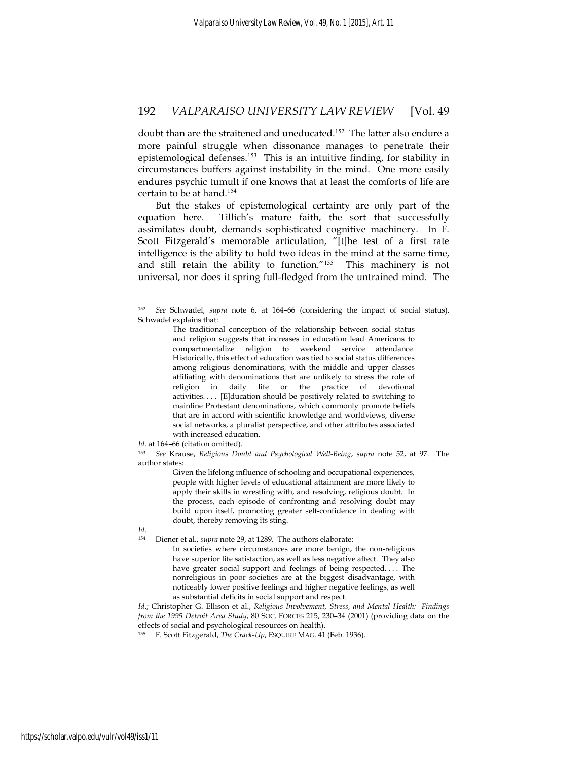doubt than are the straitened and uneducated.[152] The latter also endure a more painful struggle when dissonance manages to penetrate their epistemological defenses.[153] This is an intuitive finding, for stability in circumstances buffers against instability in the mind. One more easily endures psychic tumult if one knows that at least the comforts of life are certain to be at hand.[154]

But the stakes of epistemological certainty are only part of the equation here. Tillich's mature faith, the sort that successfully assimilates doubt, demands sophisticated cognitive machinery. In F. Scott Fitzgerald's memorable articulation, "[t]he test of a first rate intelligence is the ability to hold two ideas in the mind at the same time, and still retain the ability to function."[155] This machinery is not universal, nor does it spring full-fledged from the untrained mind. The

---

[152] *See* Schwadel, *supra* note 6, at 164–66 (considering the impact of social status). Schwadel explains that:

> The traditional conception of the relationship between social status and religion suggests that increases in education lead Americans to compartmentalize religion to weekend service attendance. Historically, this effect of education was tied to social status differences among religious denominations, with the middle and upper classes affiliating with denominations that are unlikely to stress the role of religion in daily life or the practice of devotional activities. . . . [E]ducation should be positively related to switching to mainline Protestant denominations, which commonly promote beliefs that are in accord with scientific knowledge and worldviews, diverse social networks, a pluralist perspective, and other attributes associated with increased education.

*Id.* at 164–66 (citation omitted).

[153] *See* Krause, *Religious Doubt and Psychological Well-Being*, *supra* note 52, at 97. The author states:

> Given the lifelong influence of schooling and occupational experiences, people with higher levels of educational attainment are more likely to apply their skills in wrestling with, and resolving, religious doubt. In the process, each episode of confronting and resolving doubt may build upon itself, promoting greater self-confidence in dealing with doubt, thereby removing its sting.

*Id.*

[154] Diener et al., *supra* note 29, at 1289. The authors elaborate:

> In societies where circumstances are more benign, the non-religious have superior life satisfaction, as well as less negative affect. They also have greater social support and feelings of being respected. . . . The nonreligious in poor societies are at the biggest disadvantage, with noticeably lower positive feelings and higher negative feelings, as well as substantial deficits in social support and respect.

*Id.*; Christopher G. Ellison et al., *Religious Involvement, Stress, and Mental Health: Findings from the 1995 Detroit Area Study*, 80 SOC. FORCES 215, 230–34 (2001) (providing data on the effects of social and psychological resources on health).

[155] F. Scott Fitzgerald, *The Crack-Up*, ESQUIRE MAG. 41 (Feb. 1936).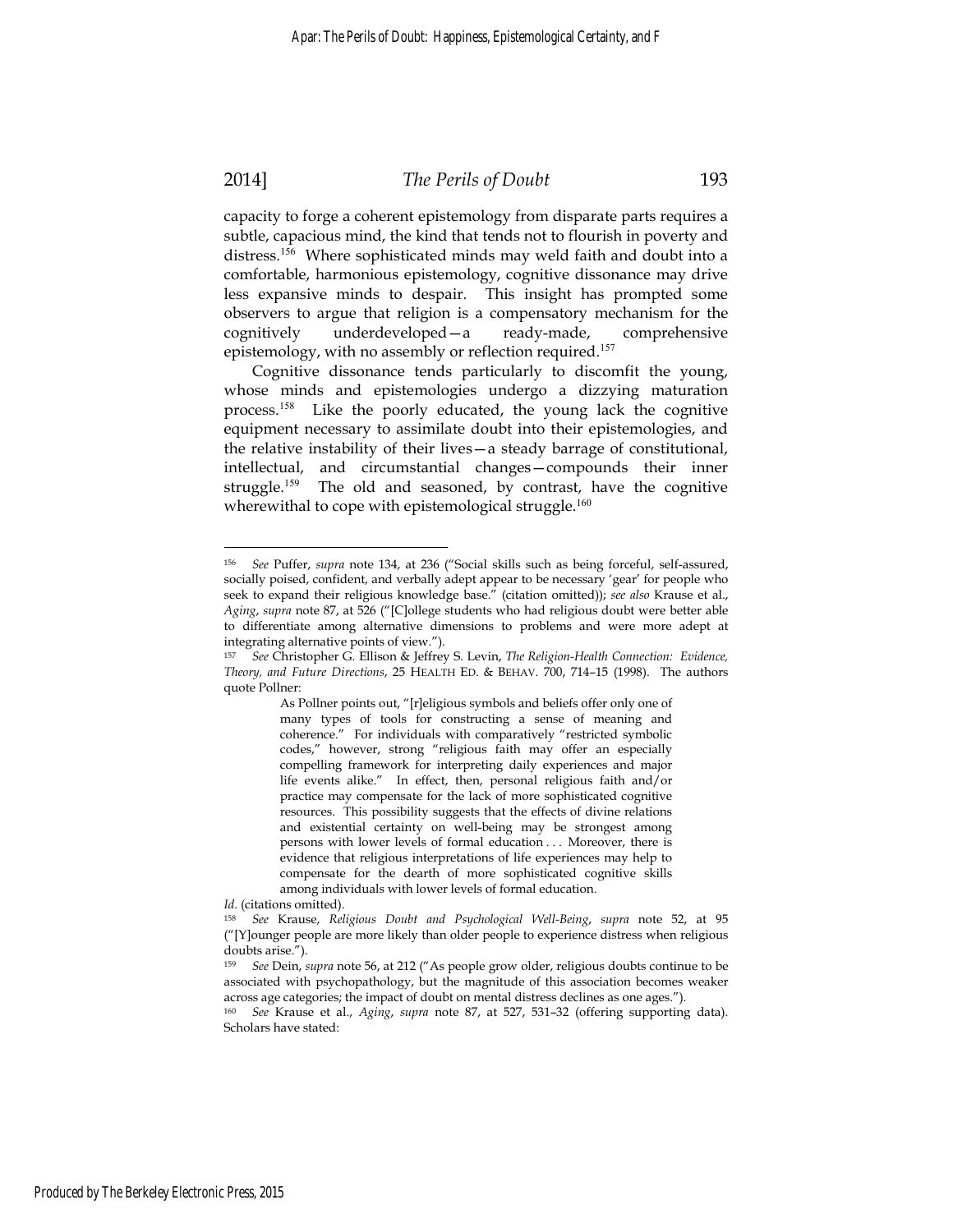capacity to forge a coherent epistemology from disparate parts requires a subtle, capacious mind, the kind that tends not to flourish in poverty and distress.[156] Where sophisticated minds may weld faith and doubt into a comfortable, harmonious epistemology, cognitive dissonance may drive less expansive minds to despair. This insight has prompted some observers to argue that religion is a compensatory mechanism for the cognitively underdeveloped—a ready-made, comprehensive epistemology, with no assembly or reflection required.[157]

Cognitive dissonance tends particularly to discomfit the young, whose minds and epistemologies undergo a dizzying maturation process.[158] Like the poorly educated, the young lack the cognitive equipment necessary to assimilate doubt into their epistemologies, and the relative instability of their lives—a steady barrage of constitutional, intellectual, and circumstantial changes—compounds their inner struggle.[159] The old and seasoned, by contrast, have the cognitive wherewithal to cope with epistemological struggle.[160]

---

[156] *See* Puffer, *supra* note 134, at 236 ("Social skills such as being forceful, self-assured, socially poised, confident, and verbally adept appear to be necessary 'gear' for people who seek to expand their religious knowledge base." (citation omitted)); *see also* Krause et al., *Aging*, *supra* note 87, at 526 ("[C]ollege students who had religious doubt were better able to differentiate among alternative dimensions to problems and were more adept at integrating alternative points of view.").

[157] *See* Christopher G. Ellison & Jeffrey S. Levin, *The Religion-Health Connection: Evidence, Theory, and Future Directions*, 25 HEALTH ED. & BEHAV. 700, 714–15 (1998). The authors quote Pollner:

> As Pollner points out, "[r]eligious symbols and beliefs offer only one of many types of tools for constructing a sense of meaning and coherence." For individuals with comparatively "restricted symbolic codes," however, strong "religious faith may offer an especially compelling framework for interpreting daily experiences and major life events alike." In effect, then, personal religious faith and/or practice may compensate for the lack of more sophisticated cognitive resources. This possibility suggests that the effects of divine relations and existential certainty on well-being may be strongest among persons with lower levels of formal education . . . Moreover, there is evidence that religious interpretations of life experiences may help to compensate for the dearth of more sophisticated cognitive skills among individuals with lower levels of formal education.

*Id.* (citations omitted).

[158] *See* Krause, *Religious Doubt and Psychological Well-Being*, *supra* note 52, at 95 ("[Y]ounger people are more likely than older people to experience distress when religious doubts arise.").

[159] *See* Dein, *supra* note 56, at 212 ("As people grow older, religious doubts continue to be associated with psychopathology, but the magnitude of this association becomes weaker across age categories; the impact of doubt on mental distress declines as one ages.").

[160] *See* Krause et al., *Aging*, *supra* note 87, at 527, 531–32 (offering supporting data). Scholars have stated: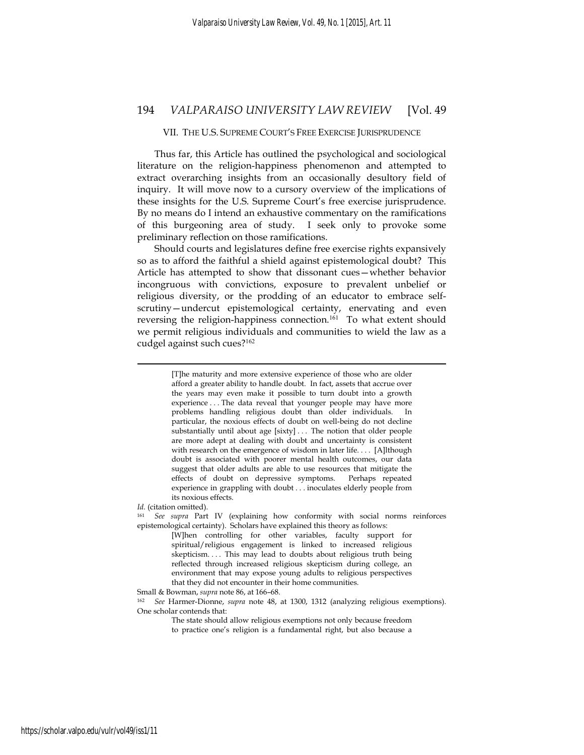## VII. THE U.S. SUPREME COURT'S FREE EXERCISE JURISPRUDENCE

Thus far, this Article has outlined the psychological and sociological literature on the religion-happiness phenomenon and attempted to extract overarching insights from an occasionally desultory field of inquiry. It will move now to a cursory overview of the implications of these insights for the U.S. Supreme Court's free exercise jurisprudence. By no means do I intend an exhaustive commentary on the ramifications of this burgeoning area of study. I seek only to provoke some preliminary reflection on those ramifications.

Should courts and legislatures define free exercise rights expansively so as to afford the faithful a shield against epistemological doubt? This Article has attempted to show that dissonant cues—whether behavior incongruous with convictions, exposure to prevalent unbelief or religious diversity, or the prodding of an educator to embrace self-scrutiny—undercut epistemological certainty, enervating and even reversing the religion-happiness connection.[161] To what extent should we permit religious individuals and communities to wield the law as a cudgel against such cues?[162]

---

> [T]he maturity and more extensive experience of those who are older afford a greater ability to handle doubt. In fact, assets that accrue over the years may even make it possible to turn doubt into a growth experience . . . The data reveal that younger people may have more problems handling religious doubt than older individuals. In particular, the noxious effects of doubt on well-being do not decline substantially until about age [sixty] . . . The notion that older people are more adept at dealing with doubt and uncertainty is consistent with research on the emergence of wisdom in later life. . . . [A]lthough doubt is associated with poorer mental health outcomes, our data suggest that older adults are able to use resources that mitigate the effects of doubt on depressive symptoms. Perhaps repeated experience in grappling with doubt . . . inoculates elderly people from its noxious effects.

*Id.* (citation omitted).

161 *See supra* Part IV (explaining how conformity with social norms reinforces epistemological certainty). Scholars have explained this theory as follows:

> [W]hen controlling for other variables, faculty support for spiritual/religious engagement is linked to increased religious skepticism. . . . This may lead to doubts about religious truth being reflected through increased religious skepticism during college, an environment that may expose young adults to religious perspectives that they did not encounter in their home communities.

Small & Bowman, *supra* note 86, at 166–68.

162 *See* Harmer-Dionne, *supra* note 48, at 1300, 1312 (analyzing religious exemptions). One scholar contends that:

> The state should allow religious exemptions not only because freedom to practice one's religion is a fundamental right, but also because a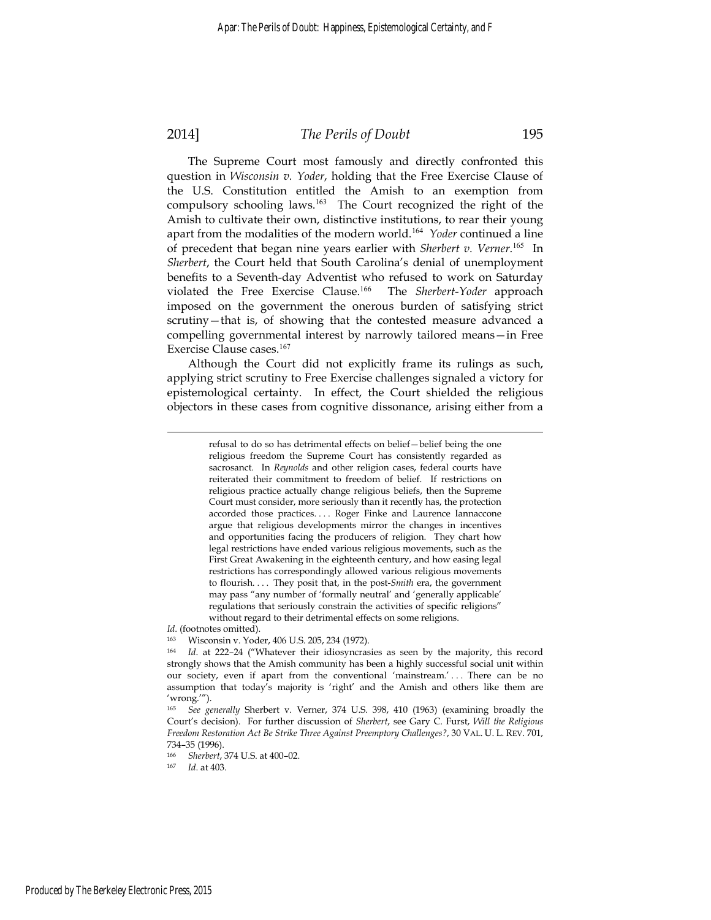The Supreme Court most famously and directly confronted this question in *Wisconsin v. Yoder*, holding that the Free Exercise Clause of the U.S. Constitution entitled the Amish to an exemption from compulsory schooling laws.[163] The Court recognized the right of the Amish to cultivate their own, distinctive institutions, to rear their young apart from the modalities of the modern world.[164] *Yoder* continued a line of precedent that began nine years earlier with *Sherbert v. Verner*.[165] In *Sherbert*, the Court held that South Carolina's denial of unemployment benefits to a Seventh-day Adventist who refused to work on Saturday violated the Free Exercise Clause.[166] The *Sherbert*-*Yoder* approach imposed on the government the onerous burden of satisfying strict scrutiny—that is, of showing that the contested measure advanced a compelling governmental interest by narrowly tailored means—in Free Exercise Clause cases.[167]

Although the Court did not explicitly frame its rulings as such, applying strict scrutiny to Free Exercise challenges signaled a victory for epistemological certainty. In effect, the Court shielded the religious objectors in these cases from cognitive dissonance, arising either from a

---

> refusal to do so has detrimental effects on belief—belief being the one religious freedom the Supreme Court has consistently regarded as sacrosanct. In *Reynolds* and other religion cases, federal courts have reiterated their commitment to freedom of belief. If restrictions on religious practice actually change religious beliefs, then the Supreme Court must consider, more seriously than it recently has, the protection accorded those practices. . . . Roger Finke and Laurence Iannaccone argue that religious developments mirror the changes in incentives and opportunities facing the producers of religion. They chart how legal restrictions have ended various religious movements, such as the First Great Awakening in the eighteenth century, and how easing legal restrictions has correspondingly allowed various religious movements to flourish. . . . They posit that, in the post-*Smith* era, the government may pass "any number of 'formally neutral' and 'generally applicable' regulations that seriously constrain the activities of specific religions" without regard to their detrimental effects on some religions.

*Id*. (footnotes omitted).

[163] Wisconsin v. Yoder, 406 U.S. 205, 234 (1972).

[164] *Id*. at 222–24 ("Whatever their idiosyncrasies as seen by the majority, this record strongly shows that the Amish community has been a highly successful social unit within our society, even if apart from the conventional 'mainstream.' . . . There can be no assumption that today's majority is 'right' and the Amish and others like them are 'wrong.'").

[165] *See generally* Sherbert v. Verner, 374 U.S. 398, 410 (1963) (examining broadly the Court's decision). For further discussion of *Sherbert*, see Gary C. Furst, *Will the Religious Freedom Restoration Act Be Strike Three Against Preemptory Challenges?*, 30 VAL. U. L. REV. 701, 734–35 (1996).

[166] *Sherbert*, 374 U.S. at 400–02.

[167] *Id*. at 403.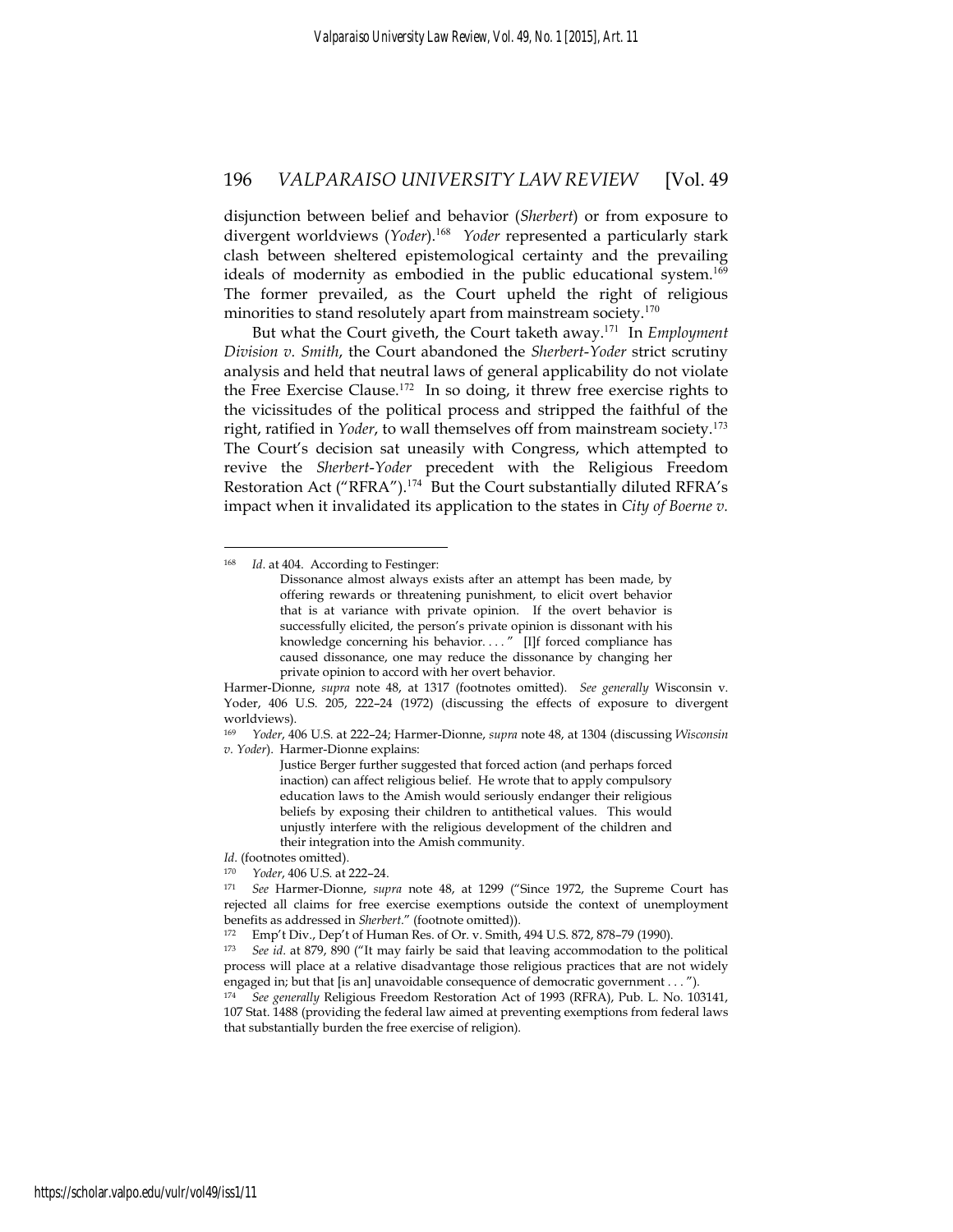disjunction between belief and behavior (*Sherbert*) or from exposure to divergent worldviews (*Yoder*).[168] *Yoder* represented a particularly stark clash between sheltered epistemological certainty and the prevailing ideals of modernity as embodied in the public educational system.[169] The former prevailed, as the Court upheld the right of religious minorities to stand resolutely apart from mainstream society.[170]

But what the Court giveth, the Court taketh away.[171] In *Employment Division v. Smith*, the Court abandoned the *Sherbert-Yoder* strict scrutiny analysis and held that neutral laws of general applicability do not violate the Free Exercise Clause.[172] In so doing, it threw free exercise rights to the vicissitudes of the political process and stripped the faithful of the right, ratified in *Yoder*, to wall themselves off from mainstream society.[173] The Court's decision sat uneasily with Congress, which attempted to revive the *Sherbert-Yoder* precedent with the Religious Freedom Restoration Act ("RFRA").[174] But the Court substantially diluted RFRA's impact when it invalidated its application to the states in *City of Boerne v.*

---

[168] *Id.* at 404. According to Festinger:

> Dissonance almost always exists after an attempt has been made, by offering rewards or threatening punishment, to elicit overt behavior that is at variance with private opinion. If the overt behavior is successfully elicited, the person's private opinion is dissonant with his knowledge concerning his behavior. . . . " [I]f forced compliance has caused dissonance, one may reduce the dissonance by changing her private opinion to accord with her overt behavior.

Harmer-Dionne, *supra* note 48, at 1317 (footnotes omitted). *See generally* Wisconsin v. Yoder, 406 U.S. 205, 222–24 (1972) (discussing the effects of exposure to divergent worldviews).

[169] *Yoder*, 406 U.S. at 222–24; Harmer-Dionne, *supra* note 48, at 1304 (discussing *Wisconsin v. Yoder*). Harmer-Dionne explains:

> Justice Berger further suggested that forced action (and perhaps forced inaction) can affect religious belief. He wrote that to apply compulsory education laws to the Amish would seriously endanger their religious beliefs by exposing their children to antithetical values. This would unjustly interfere with the religious development of the children and their integration into the Amish community.

*Id.* (footnotes omitted).

[170] *Yoder*, 406 U.S. at 222–24.

[171] *See* Harmer-Dionne, *supra* note 48, at 1299 ("Since 1972, the Supreme Court has rejected all claims for free exercise exemptions outside the context of unemployment benefits as addressed in *Sherbert*." (footnote omitted)).

[172] Emp't Div., Dep't of Human Res. of Or. v. Smith, 494 U.S. 872, 878–79 (1990).

[173] *See id.* at 879, 890 ("It may fairly be said that leaving accommodation to the political process will place at a relative disadvantage those religious practices that are not widely engaged in; but that [is an] unavoidable consequence of democratic government . . . ").

[174] *See generally* Religious Freedom Restoration Act of 1993 (RFRA), Pub. L. No. 103141, 107 Stat. 1488 (providing the federal law aimed at preventing exemptions from federal laws that substantially burden the free exercise of religion).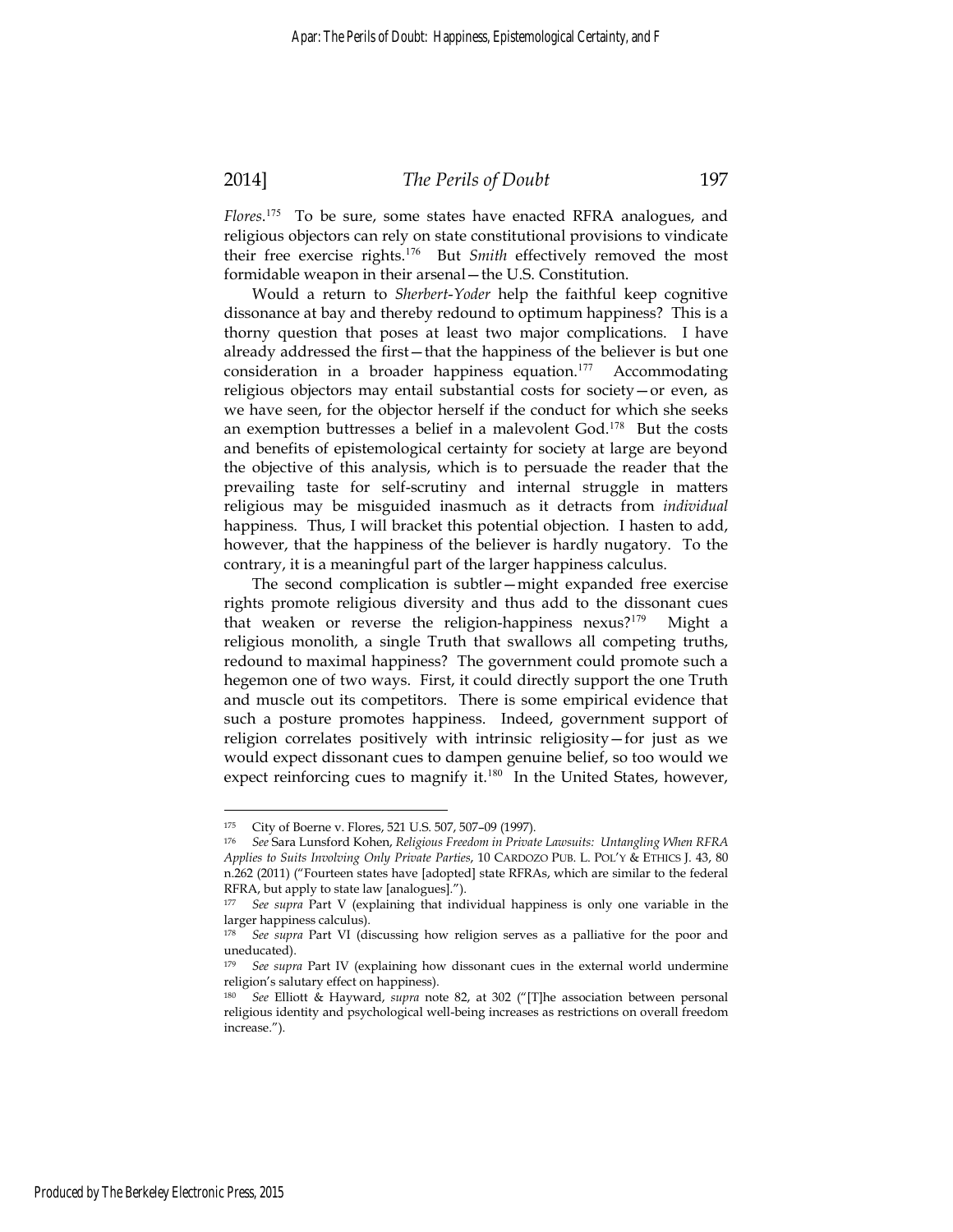*Flores*.[175] To be sure, some states have enacted RFRA analogues, and religious objectors can rely on state constitutional provisions to vindicate their free exercise rights.[176] But *Smith* effectively removed the most formidable weapon in their arsenal—the U.S. Constitution.

Would a return to *Sherbert-Yoder* help the faithful keep cognitive dissonance at bay and thereby redound to optimum happiness? This is a thorny question that poses at least two major complications. I have already addressed the first—that the happiness of the believer is but one consideration in a broader happiness equation.[177] Accommodating religious objectors may entail substantial costs for society—or even, as we have seen, for the objector herself if the conduct for which she seeks an exemption buttresses a belief in a malevolent God.[178] But the costs and benefits of epistemological certainty for society at large are beyond the objective of this analysis, which is to persuade the reader that the prevailing taste for self-scrutiny and internal struggle in matters religious may be misguided inasmuch as it detracts from *individual* happiness. Thus, I will bracket this potential objection. I hasten to add, however, that the happiness of the believer is hardly nugatory. To the contrary, it is a meaningful part of the larger happiness calculus.

The second complication is subtler—might expanded free exercise rights promote religious diversity and thus add to the dissonant cues that weaken or reverse the religion-happiness nexus?[179] Might a religious monolith, a single Truth that swallows all competing truths, redound to maximal happiness? The government could promote such a hegemon one of two ways. First, it could directly support the one Truth and muscle out its competitors. There is some empirical evidence that such a posture promotes happiness. Indeed, government support of religion correlates positively with intrinsic religiosity—for just as we would expect dissonant cues to dampen genuine belief, so too would we expect reinforcing cues to magnify it.[180] In the United States, however,

---

[175] City of Boerne v. Flores, 521 U.S. 507, 507–09 (1997).

[176] *See* Sara Lunsford Kohen, *Religious Freedom in Private Lawsuits: Untangling When RFRA Applies to Suits Involving Only Private Parties*, 10 CARDOZO PUB. L. POL'Y & ETHICS J. 43, 80 n.262 (2011) ("Fourteen states have [adopted] state RFRAs, which are similar to the federal RFRA, but apply to state law [analogues].").

[177] *See supra* Part V (explaining that individual happiness is only one variable in the larger happiness calculus).

[178] *See supra* Part VI (discussing how religion serves as a palliative for the poor and uneducated).

[179] *See supra* Part IV (explaining how dissonant cues in the external world undermine religion's salutary effect on happiness).

[180] *See* Elliott & Hayward, *supra* note 82, at 302 ("[T]he association between personal religious identity and psychological well-being increases as restrictions on overall freedom increase.").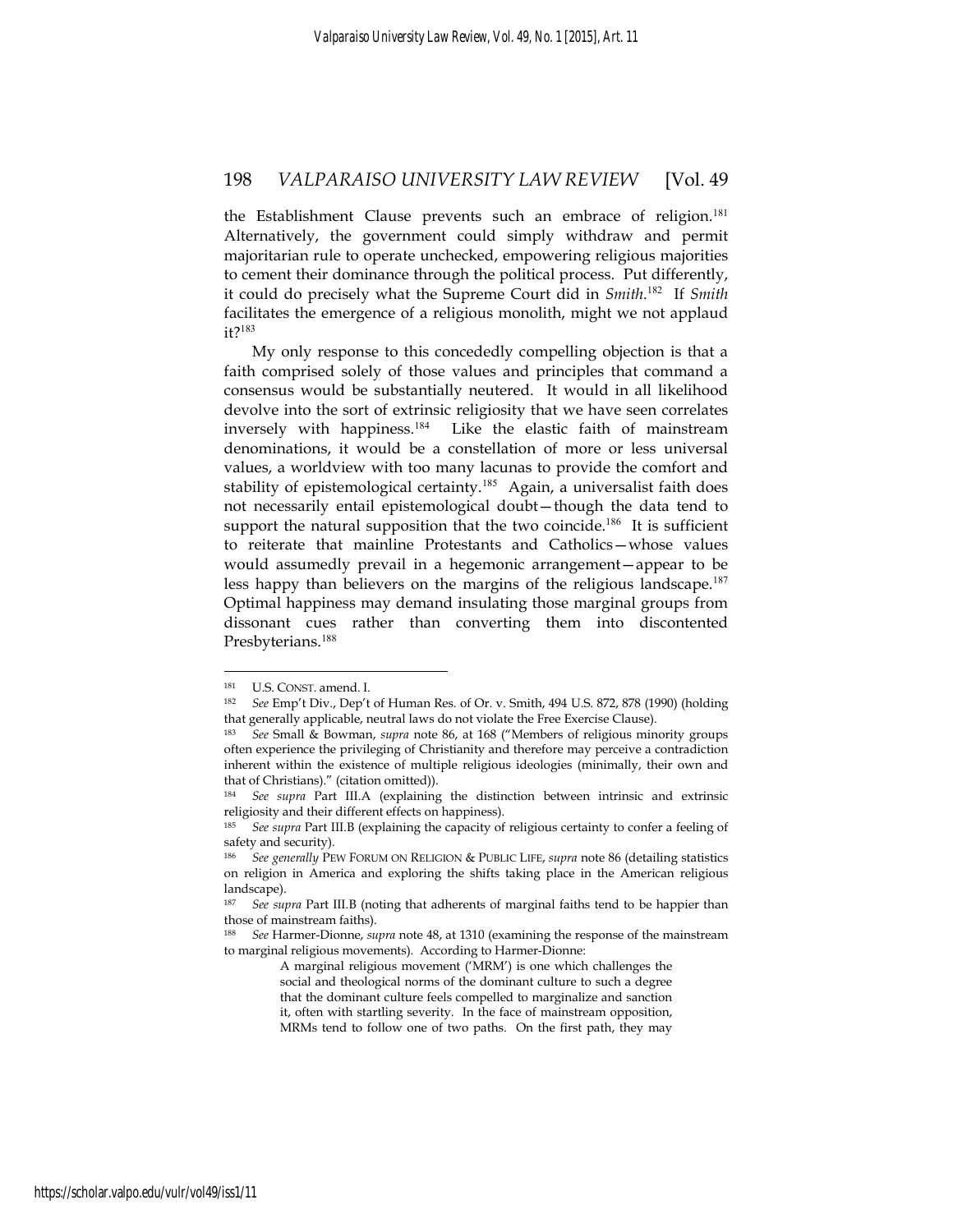the Establishment Clause prevents such an embrace of religion.[181] Alternatively, the government could simply withdraw and permit majoritarian rule to operate unchecked, empowering religious majorities to cement their dominance through the political process. Put differently, it could do precisely what the Supreme Court did in *Smith*.[182] If *Smith* facilitates the emergence of a religious monolith, might we not applaud it?[183]

My only response to this concededly compelling objection is that a faith comprised solely of those values and principles that command a consensus would be substantially neutered. It would in all likelihood devolve into the sort of extrinsic religiosity that we have seen correlates inversely with happiness.[184] Like the elastic faith of mainstream denominations, it would be a constellation of more or less universal values, a worldview with too many lacunas to provide the comfort and stability of epistemological certainty.[185] Again, a universalist faith does not necessarily entail epistemological doubt—though the data tend to support the natural supposition that the two coincide.[186] It is sufficient to reiterate that mainline Protestants and Catholics—whose values would assumedly prevail in a hegemonic arrangement—appear to be less happy than believers on the margins of the religious landscape.[187] Optimal happiness may demand insulating those marginal groups from dissonant cues rather than converting them into discontented Presbyterians.[188]

---

[181] U.S. CONST. amend. I.

[182] *See* Emp't Div., Dep't of Human Res. of Or. v. Smith, 494 U.S. 872, 878 (1990) (holding that generally applicable, neutral laws do not violate the Free Exercise Clause).

[183] *See* Small & Bowman, *supra* note 86, at 168 ("Members of religious minority groups often experience the privileging of Christianity and therefore may perceive a contradiction inherent within the existence of multiple religious ideologies (minimally, their own and that of Christians)." (citation omitted)).

[184] *See supra* Part III.A (explaining the distinction between intrinsic and extrinsic religiosity and their different effects on happiness).

[185] *See supra* Part III.B (explaining the capacity of religious certainty to confer a feeling of safety and security).

[186] *See generally* PEW FORUM ON RELIGION & PUBLIC LIFE, *supra* note 86 (detailing statistics on religion in America and exploring the shifts taking place in the American religious landscape).

[187] *See supra* Part III.B (noting that adherents of marginal faiths tend to be happier than those of mainstream faiths).

[188] *See* Harmer-Dionne, *supra* note 48, at 1310 (examining the response of the mainstream to marginal religious movements). According to Harmer-Dionne:

> A marginal religious movement ('MRM') is one which challenges the social and theological norms of the dominant culture to such a degree that the dominant culture feels compelled to marginalize and sanction it, often with startling severity. In the face of mainstream opposition, MRMs tend to follow one of two paths. On the first path, they may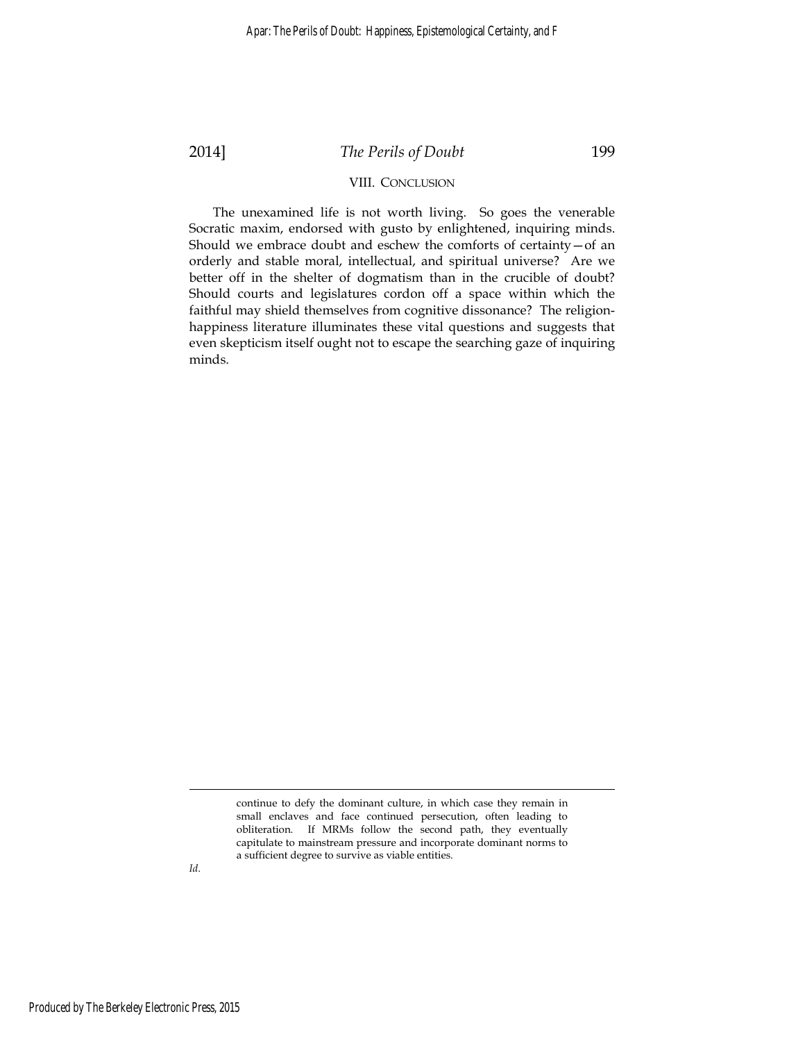## VIII. CONCLUSION

The unexamined life is not worth living. So goes the venerable Socratic maxim, endorsed with gusto by enlightened, inquiring minds. Should we embrace doubt and eschew the comforts of certainty—of an orderly and stable moral, intellectual, and spiritual universe? Are we better off in the shelter of dogmatism than in the crucible of doubt? Should courts and legislatures cordon off a space within which the faithful may shield themselves from cognitive dissonance? The religion-happiness literature illuminates these vital questions and suggests that even skepticism itself ought not to escape the searching gaze of inquiring minds.

---

> continue to defy the dominant culture, in which case they remain in small enclaves and face continued persecution, often leading to obliteration. If MRMs follow the second path, they eventually capitulate to mainstream pressure and incorporate dominant norms to a sufficient degree to survive as viable entities.

*Id.*